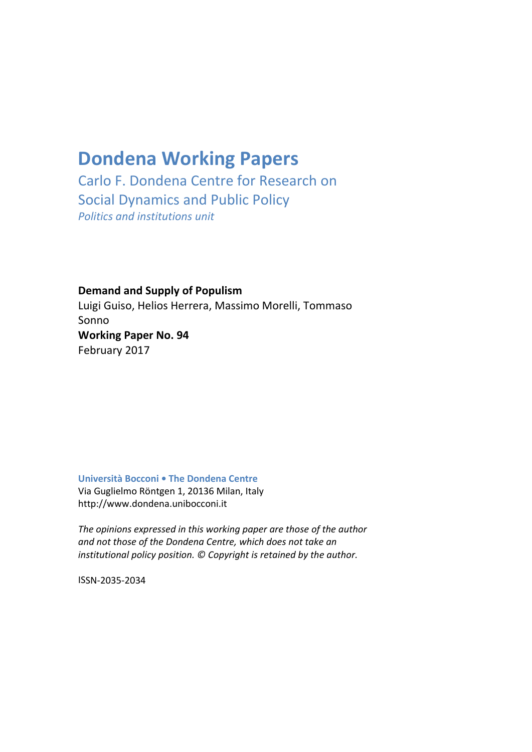# Dondena Working Papers

Carlo F. Dondena Centre for Research on Social Dynamics and Public Policy

*Politics and institutions unit*

**Demand and Supply of Populism**

Luigi Guiso, Helios Herrera, Massimo Morelli, Tommaso Sonno

**Working Paper No. 94**

February 2017

**Università Bocconi • The Dondena Centre**

Via Guglielmo Röntgen 1, 20136 Milan, Italy

http://www.dondena.unibocconi.it

*The opinions expressed in this working paper are those of the author and not those of the Dondena Centre, which does not take an institutional policy position. © Copyright is retained by the author.*

ISSN-2035-2034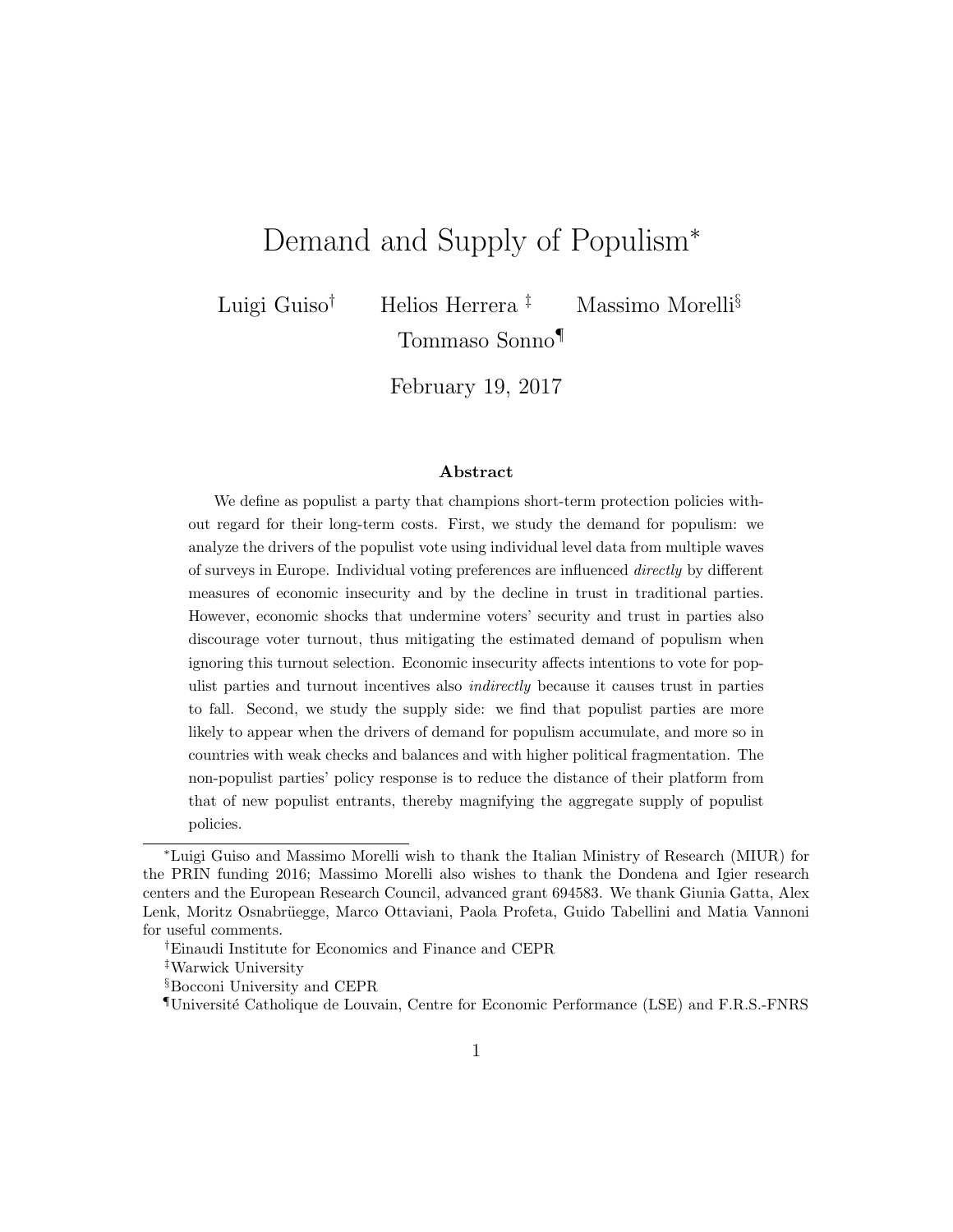# Demand and Supply of Populism[*]

Luigi Guiso[†] Helios Herrera[‡] Massimo Morelli[§] Tommaso Sonno[¶]

February 19, 2017

### Abstract

We define as populist a party that champions short-term protection policies without regard for their long-term costs. First, we study the demand for populism: we analyze the drivers of the populist vote using individual level data from multiple waves of surveys in Europe. Individual voting preferences are influenced *directly* by different measures of economic insecurity and by the decline in trust in traditional parties. However, economic shocks that undermine voters' security and trust in parties also discourage voter turnout, thus mitigating the estimated demand of populism when ignoring this turnout selection. Economic insecurity affects intentions to vote for populist parties and turnout incentives also *indirectly* because it causes trust in parties to fall. Second, we study the supply side: we find that populist parties are more likely to appear when the drivers of demand for populism accumulate, and more so in countries with weak checks and balances and with higher political fragmentation. The non-populist parties' policy response is to reduce the distance of their platform from that of new populist entrants, thereby magnifying the aggregate supply of populist policies.

---

[*]Luigi Guiso and Massimo Morelli wish to thank the Italian Ministry of Research (MIUR) for the PRIN funding 2016; Massimo Morelli also wishes to thank the Dondena and Igier research centers and the European Research Council, advanced grant 694583. We thank Giunia Gatta, Alex Lenk, Moritz Osnabrüegge, Marco Ottaviani, Paola Profeta, Guido Tabellini and Matia Vannoni for useful comments.

[†]Einaudi Institute for Economics and Finance and CEPR

[‡]Warwick University

[§]Bocconi University and CEPR

[¶]Université Catholique de Louvain, Centre for Economic Performance (LSE) and F.R.S.-FNRS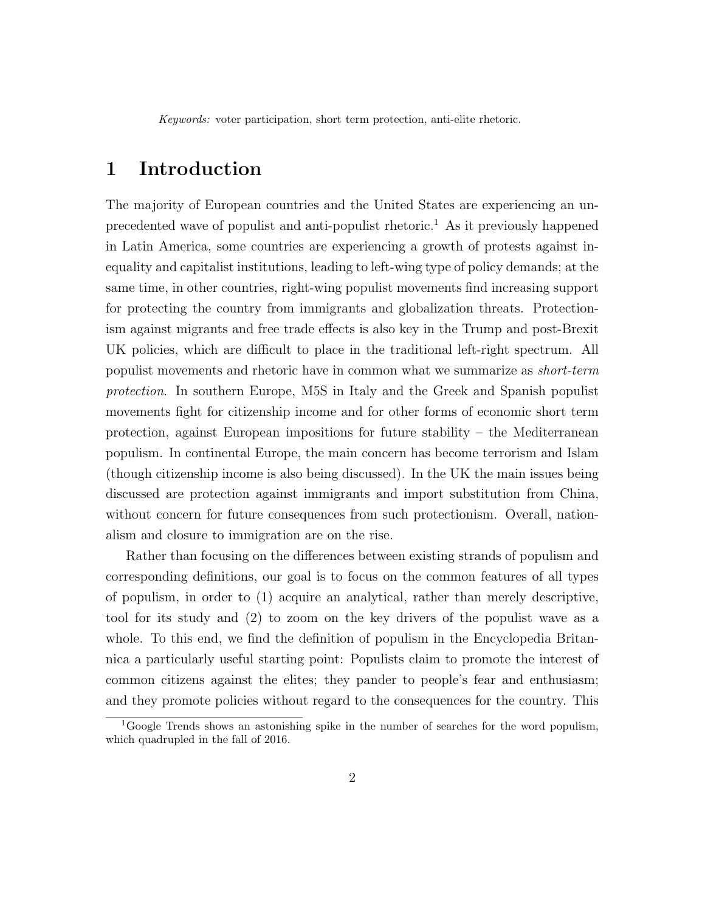*Keywords:* voter participation, short term protection, anti-elite rhetoric.

# 1 Introduction

The majority of European countries and the United States are experiencing an unprecedented wave of populist and anti-populist rhetoric.[1] As it previously happened in Latin America, some countries are experiencing a growth of protests against inequality and capitalist institutions, leading to left-wing type of policy demands; at the same time, in other countries, right-wing populist movements find increasing support for protecting the country from immigrants and globalization threats. Protectionism against migrants and free trade effects is also key in the Trump and post-Brexit UK policies, which are difficult to place in the traditional left-right spectrum. All populist movements and rhetoric have in common what we summarize as *short-term protection*. In southern Europe, M5S in Italy and the Greek and Spanish populist movements fight for citizenship income and for other forms of economic short term protection, against European impositions for future stability – the Mediterranean populism. In continental Europe, the main concern has become terrorism and Islam (though citizenship income is also being discussed). In the UK the main issues being discussed are protection against immigrants and import substitution from China, without concern for future consequences from such protectionism. Overall, nationalism and closure to immigration are on the rise.

Rather than focusing on the differences between existing strands of populism and corresponding definitions, our goal is to focus on the common features of all types of populism, in order to (1) acquire an analytical, rather than merely descriptive, tool for its study and (2) to zoom on the key drivers of the populist wave as a whole. To this end, we find the definition of populism in the Encyclopedia Britannica a particularly useful starting point: Populists claim to promote the interest of common citizens against the elites; they pander to people's fear and enthusiasm; and they promote policies without regard to the consequences for the country. This

[1] Google Trends shows an astonishing spike in the number of searches for the word populism, which quadrupled in the fall of 2016.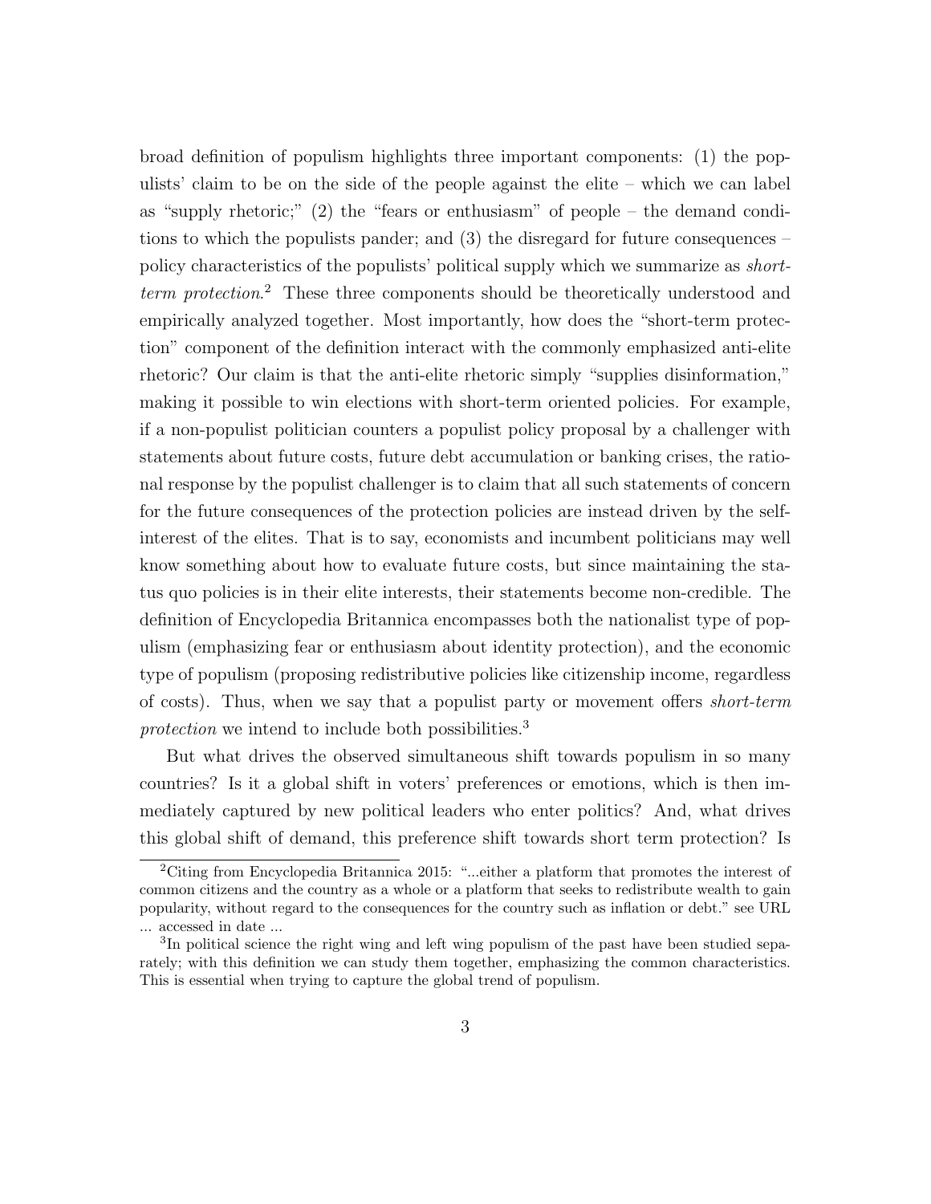broad definition of populism highlights three important components: (1) the populists' claim to be on the side of the people against the elite – which we can label as "supply rhetoric;" (2) the "fears or enthusiasm" of people – the demand conditions to which the populists pander; and (3) the disregard for future consequences – policy characteristics of the populists' political supply which we summarize as *short-term protection*.[2] These three components should be theoretically understood and empirically analyzed together. Most importantly, how does the "short-term protection" component of the definition interact with the commonly emphasized anti-elite rhetoric? Our claim is that the anti-elite rhetoric simply "supplies disinformation," making it possible to win elections with short-term oriented policies. For example, if a non-populist politician counters a populist policy proposal by a challenger with statements about future costs, future debt accumulation or banking crises, the rational response by the populist challenger is to claim that all such statements of concern for the future consequences of the protection policies are instead driven by the self-interest of the elites. That is to say, economists and incumbent politicians may well know something about how to evaluate future costs, but since maintaining the status quo policies is in their elite interests, their statements become non-credible. The definition of Encyclopedia Britannica encompasses both the nationalist type of populism (emphasizing fear or enthusiasm about identity protection), and the economic type of populism (proposing redistributive policies like citizenship income, regardless of costs). Thus, when we say that a populist party or movement offers *short-term protection* we intend to include both possibilities.[3]

But what drives the observed simultaneous shift towards populism in so many countries? Is it a global shift in voters' preferences or emotions, which is then immediately captured by new political leaders who enter politics? And, what drives this global shift of demand, this preference shift towards short term protection? Is

[2]Citing from Encyclopedia Britannica 2015: "...either a platform that promotes the interest of common citizens and the country as a whole or a platform that seeks to redistribute wealth to gain popularity, without regard to the consequences for the country such as inflation or debt." see URL ... accessed in date ...

[3]In political science the right wing and left wing populism of the past have been studied separately; with this definition we can study them together, emphasizing the common characteristics. This is essential when trying to capture the global trend of populism.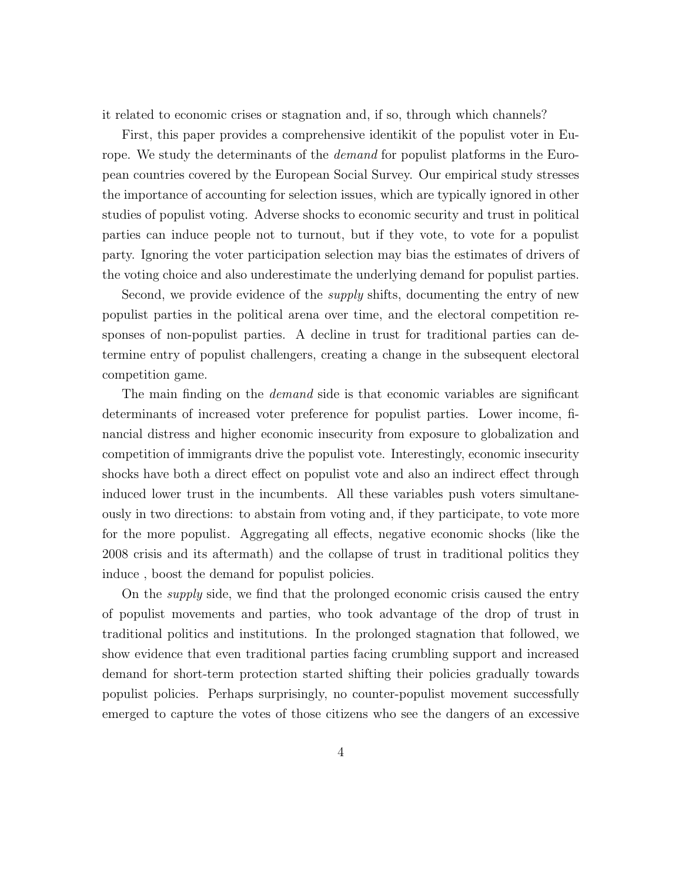it related to economic crises or stagnation and, if so, through which channels?

First, this paper provides a comprehensive identikit of the populist voter in Europe. We study the determinants of the *demand* for populist platforms in the European countries covered by the European Social Survey. Our empirical study stresses the importance of accounting for selection issues, which are typically ignored in other studies of populist voting. Adverse shocks to economic security and trust in political parties can induce people not to turnout, but if they vote, to vote for a populist party. Ignoring the voter participation selection may bias the estimates of drivers of the voting choice and also underestimate the underlying demand for populist parties.

Second, we provide evidence of the *supply* shifts, documenting the entry of new populist parties in the political arena over time, and the electoral competition responses of non-populist parties. A decline in trust for traditional parties can determine entry of populist challengers, creating a change in the subsequent electoral competition game.

The main finding on the *demand* side is that economic variables are significant determinants of increased voter preference for populist parties. Lower income, financial distress and higher economic insecurity from exposure to globalization and competition of immigrants drive the populist vote. Interestingly, economic insecurity shocks have both a direct effect on populist vote and also an indirect effect through induced lower trust in the incumbents. All these variables push voters simultaneously in two directions: to abstain from voting and, if they participate, to vote more for the more populist. Aggregating all effects, negative economic shocks (like the 2008 crisis and its aftermath) and the collapse of trust in traditional politics they induce , boost the demand for populist policies.

On the *supply* side, we find that the prolonged economic crisis caused the entry of populist movements and parties, who took advantage of the drop of trust in traditional politics and institutions. In the prolonged stagnation that followed, we show evidence that even traditional parties facing crumbling support and increased demand for short-term protection started shifting their policies gradually towards populist policies. Perhaps surprisingly, no counter-populist movement successfully emerged to capture the votes of those citizens who see the dangers of an excessive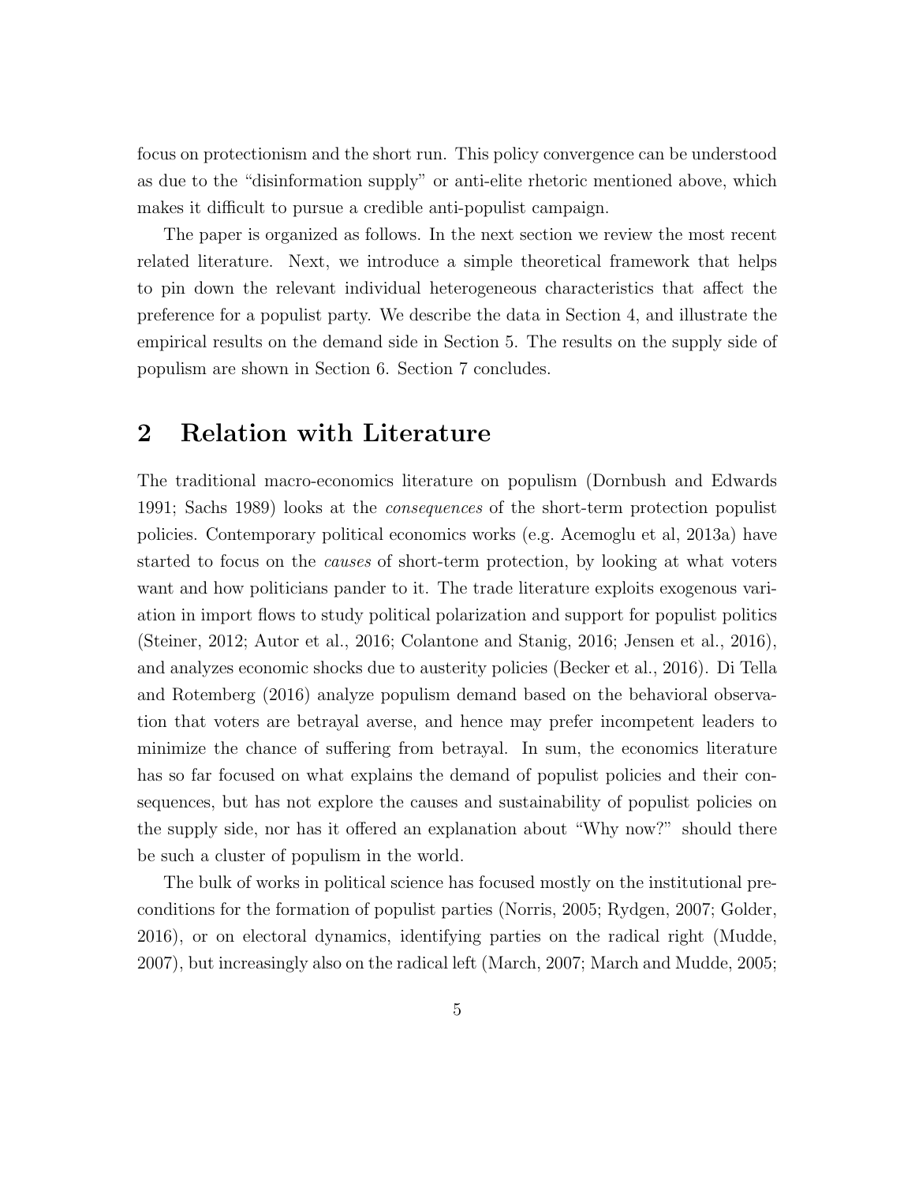focus on protectionism and the short run. This policy convergence can be understood as due to the "disinformation supply" or anti-elite rhetoric mentioned above, which makes it difficult to pursue a credible anti-populist campaign.

The paper is organized as follows. In the next section we review the most recent related literature. Next, we introduce a simple theoretical framework that helps to pin down the relevant individual heterogeneous characteristics that affect the preference for a populist party. We describe the data in Section 4, and illustrate the empirical results on the demand side in Section 5. The results on the supply side of populism are shown in Section 6. Section 7 concludes.

## 2 Relation with Literature

The traditional macro-economics literature on populism (Dornbush and Edwards 1991; Sachs 1989) looks at the *consequences* of the short-term protection populist policies. Contemporary political economics works (e.g. Acemoglu et al, 2013a) have started to focus on the *causes* of short-term protection, by looking at what voters want and how politicians pander to it. The trade literature exploits exogenous variation in import flows to study political polarization and support for populist politics (Steiner, 2012; Autor et al., 2016; Colantone and Stanig, 2016; Jensen et al., 2016), and analyzes economic shocks due to austerity policies (Becker et al., 2016). Di Tella and Rotemberg (2016) analyze populism demand based on the behavioral observation that voters are betrayal averse, and hence may prefer incompetent leaders to minimize the chance of suffering from betrayal. In sum, the economics literature has so far focused on what explains the demand of populist policies and their consequences, but has not explore the causes and sustainability of populist policies on the supply side, nor has it offered an explanation about "Why now?" should there be such a cluster of populism in the world.

The bulk of works in political science has focused mostly on the institutional preconditions for the formation of populist parties (Norris, 2005; Rydgen, 2007; Golder, 2016), or on electoral dynamics, identifying parties on the radical right (Mudde, 2007), but increasingly also on the radical left (March, 2007; March and Mudde, 2005;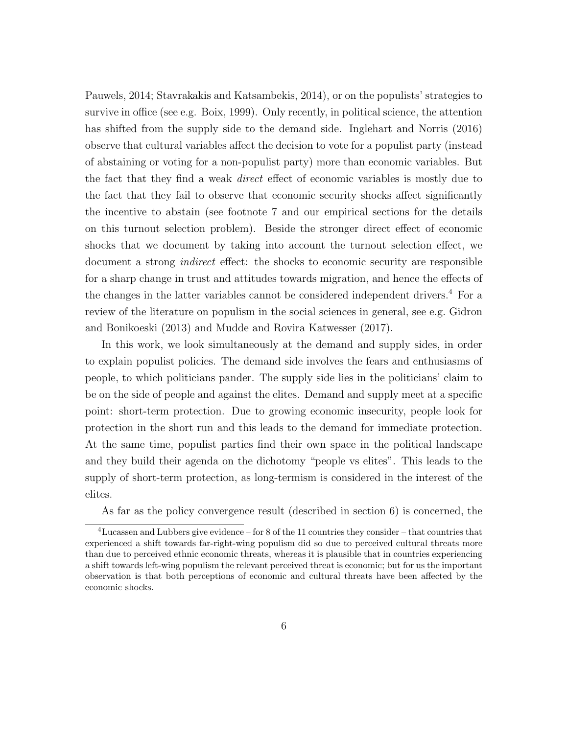Pauwels, 2014; Stavrakakis and Katsambekis, 2014), or on the populists' strategies to survive in office (see e.g. Boix, 1999). Only recently, in political science, the attention has shifted from the supply side to the demand side. Inglehart and Norris (2016) observe that cultural variables affect the decision to vote for a populist party (instead of abstaining or voting for a non-populist party) more than economic variables. But the fact that they find a weak *direct* effect of economic variables is mostly due to the fact that they fail to observe that economic security shocks affect significantly the incentive to abstain (see footnote 7 and our empirical sections for the details on this turnout selection problem). Beside the stronger direct effect of economic shocks that we document by taking into account the turnout selection effect, we document a strong *indirect* effect: the shocks to economic security are responsible for a sharp change in trust and attitudes towards migration, and hence the effects of the changes in the latter variables cannot be considered independent drivers.[4] For a review of the literature on populism in the social sciences in general, see e.g. Gidron and Bonikoeski (2013) and Mudde and Rovira Katwesser (2017).

In this work, we look simultaneously at the demand and supply sides, in order to explain populist policies. The demand side involves the fears and enthusiasms of people, to which politicians pander. The supply side lies in the politicians' claim to be on the side of people and against the elites. Demand and supply meet at a specific point: short-term protection. Due to growing economic insecurity, people look for protection in the short run and this leads to the demand for immediate protection. At the same time, populist parties find their own space in the political landscape and they build their agenda on the dichotomy "people vs elites". This leads to the supply of short-term protection, as long-termism is considered in the interest of the elites.

As far as the policy convergence result (described in section 6) is concerned, the

[4] Lucassen and Lubbers give evidence – for 8 of the 11 countries they consider – that countries that experienced a shift towards far-right-wing populism did so due to perceived cultural threats more than due to perceived ethnic economic threats, whereas it is plausible that in countries experiencing a shift towards left-wing populism the relevant perceived threat is economic; but for us the important observation is that both perceptions of economic and cultural threats have been affected by the economic shocks.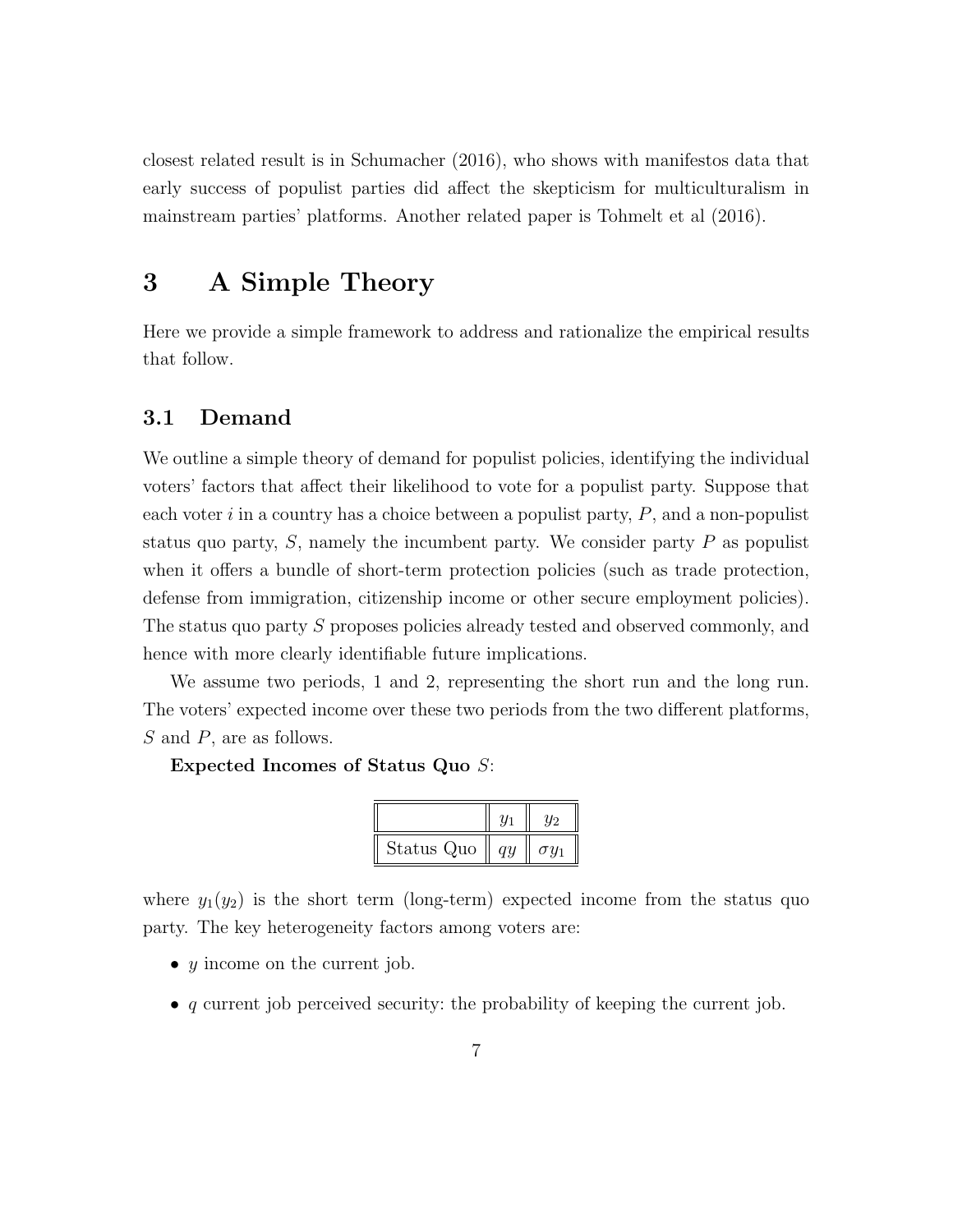closest related result is in Schumacher (2016), who shows with manifestos data that early success of populist parties did affect the skepticism for multiculturalism in mainstream parties' platforms. Another related paper is Tohmelt et al (2016).

# 3 A Simple Theory

Here we provide a simple framework to address and rationalize the empirical results that follow.

## 3.1 Demand

We outline a simple theory of demand for populist policies, identifying the individual voters' factors that affect their likelihood to vote for a populist party. Suppose that each voter $i$ in a country has a choice between a populist party, $P$, and a non-populist status quo party, $S$, namely the incumbent party. We consider party $P$ as populist when it offers a bundle of short-term protection policies (such as trade protection, defense from immigration, citizenship income or other secure employment policies). The status quo party $S$ proposes policies already tested and observed commonly, and hence with more clearly identifiable future implications.

We assume two periods, 1 and 2, representing the short run and the long run. The voters' expected income over these two periods from the two different platforms, $S$ and $P$, are as follows.

**Expected Incomes of Status Quo** $S$:

| | $y_1$ | $y_2$ |
|---|---|---|
| Status Quo | $qy$ | $\sigma y_1$ |

where $y_1(y_2)$ is the short term (long-term) expected income from the status quo party. The key heterogeneity factors among voters are:

- $y$ income on the current job.
- $q$ current job perceived security: the probability of keeping the current job.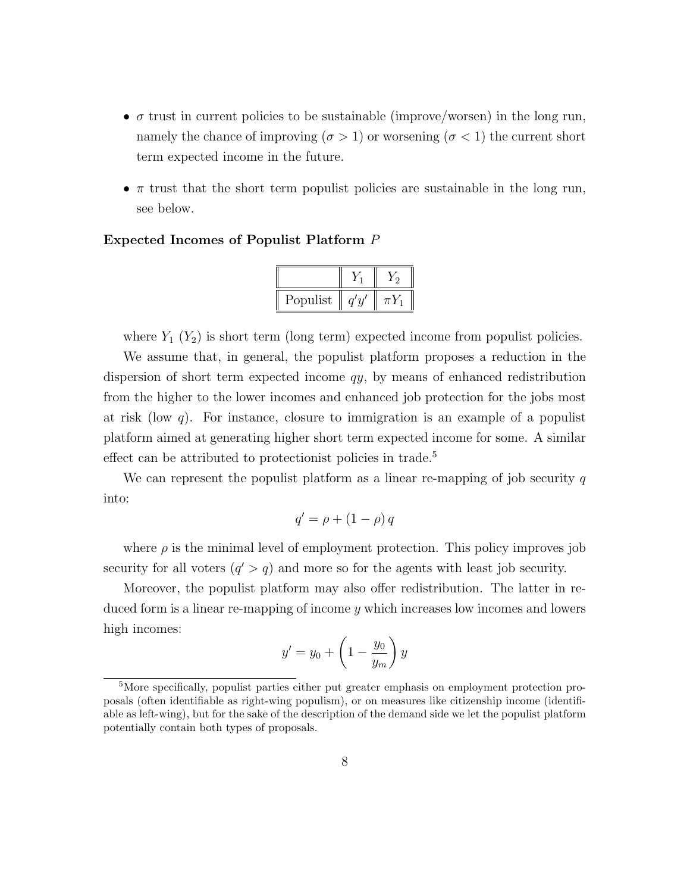- $\sigma$ trust in current policies to be sustainable (improve/worsen) in the long run, namely the chance of improving ($\sigma > 1$) or worsening ($\sigma < 1$) the current short term expected income in the future.

- $\pi$ trust that the short term populist policies are sustainable in the long run, see below.

**Expected Incomes of Populist Platform $P$**

| | $Y_1$ | $Y_2$ |
|---|---|---|
| Populist | $q'y'$ | $\pi Y_1$ |

where $Y_1$ ($Y_2$) is short term (long term) expected income from populist policies.

We assume that, in general, the populist platform proposes a reduction in the dispersion of short term expected income $qy$, by means of enhanced redistribution from the higher to the lower incomes and enhanced job protection for the jobs most at risk (low $q$). For instance, closure to immigration is an example of a populist platform aimed at generating higher short term expected income for some. A similar effect can be attributed to protectionist policies in trade.[5]

We can represent the populist platform as a linear re-mapping of job security $q$ into:

$$q' = \rho + (1 - \rho)\, q$$

where $\rho$ is the minimal level of employment protection. This policy improves job security for all voters ($q' > q$) and more so for the agents with least job security.

Moreover, the populist platform may also offer redistribution. The latter in reduced form is a linear re-mapping of income $y$ which increases low incomes and lowers high incomes:

$$y' = y_0 + \left(1 - \frac{y_0}{y_m}\right) y$$

[5] More specifically, populist parties either put greater emphasis on employment protection proposals (often identifiable as right-wing populism), or on measures like citizenship income (identifiable as left-wing), but for the sake of the description of the demand side we let the populist platform potentially contain both types of proposals.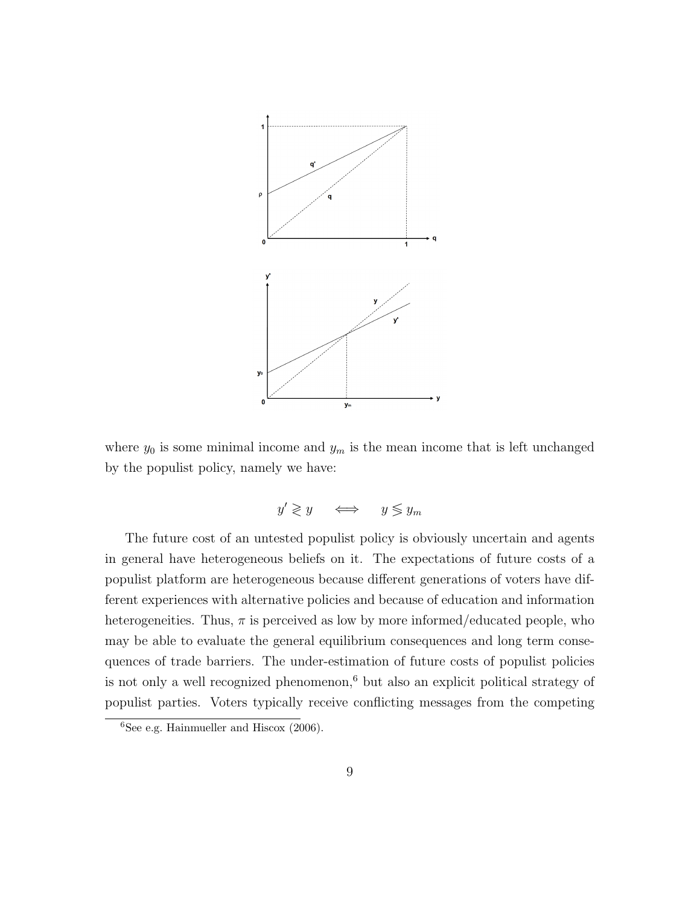where $y_0$ is some minimal income and $y_m$ is the mean income that is left unchanged by the populist policy, namely we have:

$$y' \gtrless y \quad \Longleftrightarrow \quad y \lessgtr y_m$$

The future cost of an untested populist policy is obviously uncertain and agents in general have heterogeneous beliefs on it. The expectations of future costs of a populist platform are heterogeneous because different generations of voters have different experiences with alternative policies and because of education and information heterogeneities. Thus, $\pi$ is perceived as low by more informed/educated people, who may be able to evaluate the general equilibrium consequences and long term consequences of trade barriers. The under-estimation of future costs of populist policies is not only a well recognized phenomenon,[6] but also an explicit political strategy of populist parties. Voters typically receive conflicting messages from the competing

[6] See e.g. Hainmueller and Hiscox (2006).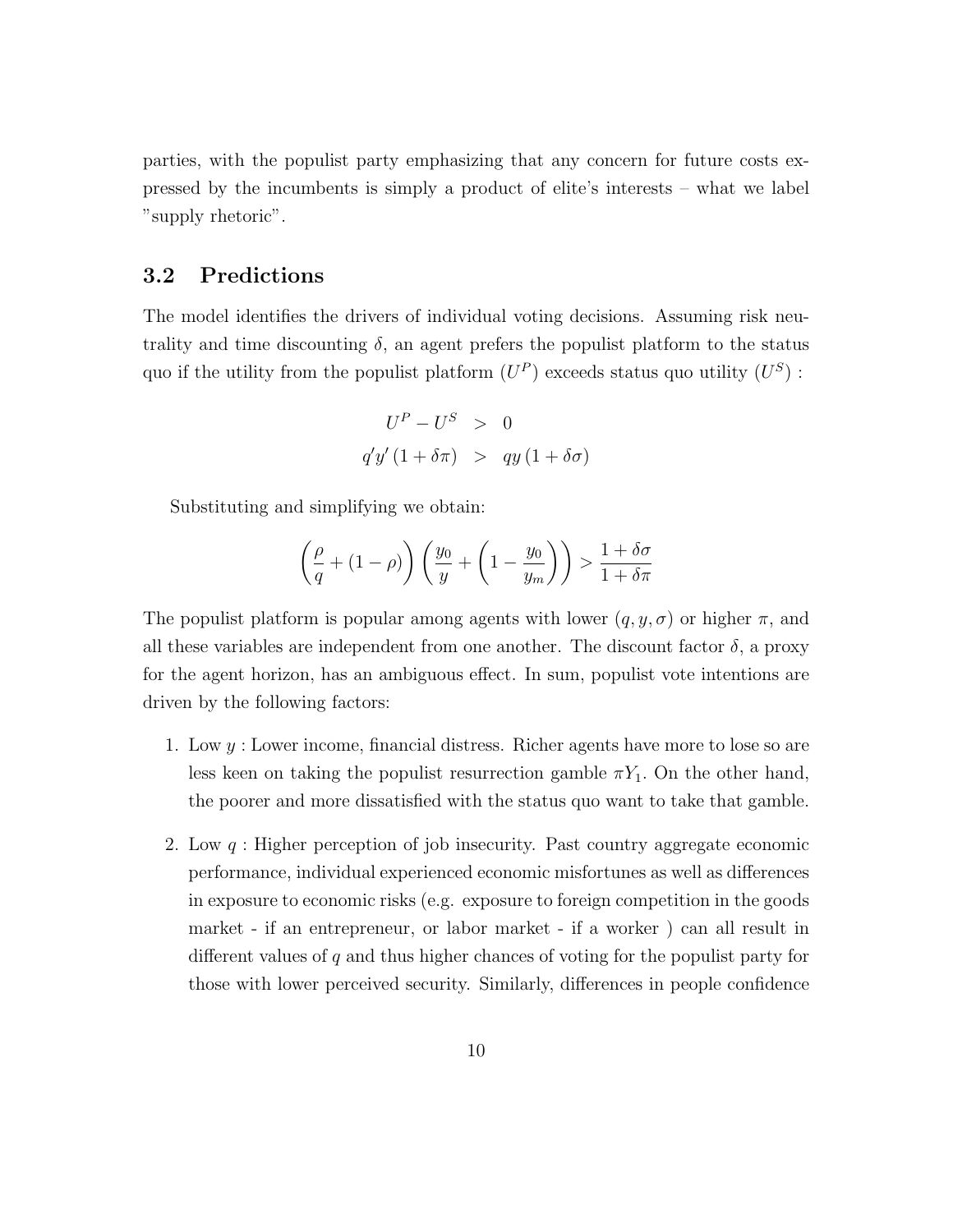parties, with the populist party emphasizing that any concern for future costs expressed by the incumbents is simply a product of elite's interests – what we label "supply rhetoric".

## 3.2 Predictions

The model identifies the drivers of individual voting decisions. Assuming risk neutrality and time discounting $\delta$, an agent prefers the populist platform to the status quo if the utility from the populist platform ($U^P$) exceeds status quo utility ($U^S$) :

$$
\begin{aligned}
U^P - U^S &> 0 \\
q'y'(1 + \delta\pi) &> qy(1 + \delta\sigma)
\end{aligned}
$$

Substituting and simplifying we obtain:

$$
\left(\frac{\rho}{q} + (1 - \rho)\right)\left(\frac{y_0}{y} + \left(1 - \frac{y_0}{y_m}\right)\right) > \frac{1 + \delta\sigma}{1 + \delta\pi}
$$

The populist platform is popular among agents with lower $(q, y, \sigma)$ or higher $\pi$, and all these variables are independent from one another. The discount factor $\delta$, a proxy for the agent horizon, has an ambiguous effect. In sum, populist vote intentions are driven by the following factors:

1. Low $y$ : Lower income, financial distress. Richer agents have more to lose so are less keen on taking the populist resurrection gamble $\pi Y_1$. On the other hand, the poorer and more dissatisfied with the status quo want to take that gamble.

2. Low $q$ : Higher perception of job insecurity. Past country aggregate economic performance, individual experienced economic misfortunes as well as differences in exposure to economic risks (e.g. exposure to foreign competition in the goods market - if an entrepreneur, or labor market - if a worker ) can all result in different values of $q$ and thus higher chances of voting for the populist party for those with lower perceived security. Similarly, differences in people confidence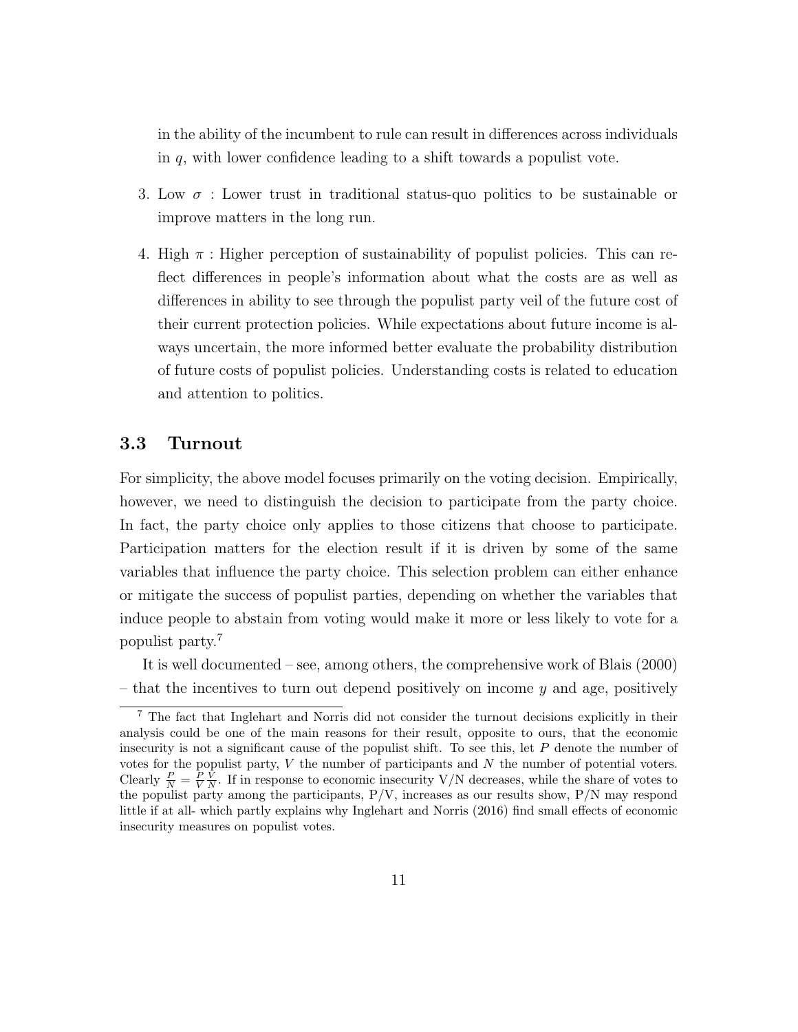in the ability of the incumbent to rule can result in differences across individuals in $q$, with lower confidence leading to a shift towards a populist vote.

3. Low $\sigma$ : Lower trust in traditional status-quo politics to be sustainable or improve matters in the long run.

4. High $\pi$ : Higher perception of sustainability of populist policies. This can reflect differences in people's information about what the costs are as well as differences in ability to see through the populist party veil of the future cost of their current protection policies. While expectations about future income is always uncertain, the more informed better evaluate the probability distribution of future costs of populist policies. Understanding costs is related to education and attention to politics.

### 3.3 Turnout

For simplicity, the above model focuses primarily on the voting decision. Empirically, however, we need to distinguish the decision to participate from the party choice. In fact, the party choice only applies to those citizens that choose to participate. Participation matters for the election result if it is driven by some of the same variables that influence the party choice. This selection problem can either enhance or mitigate the success of populist parties, depending on whether the variables that induce people to abstain from voting would make it more or less likely to vote for a populist party.[7]

It is well documented – see, among others, the comprehensive work of Blais (2000) – that the incentives to turn out depend positively on income $y$ and age, positively

[7] The fact that Inglehart and Norris did not consider the turnout decisions explicitly in their analysis could be one of the main reasons for their result, opposite to ours, that the economic insecurity is not a significant cause of the populist shift. To see this, let $P$ denote the number of votes for the populist party, $V$ the number of participants and $N$ the number of potential voters. Clearly $\frac{P}{N} = \frac{P}{V}\frac{V}{N}$. If in response to economic insecurity V/N decreases, while the share of votes to the populist party among the participants, P/V, increases as our results show, P/N may respond little if at all- which partly explains why Inglehart and Norris (2016) find small effects of economic insecurity measures on populist votes.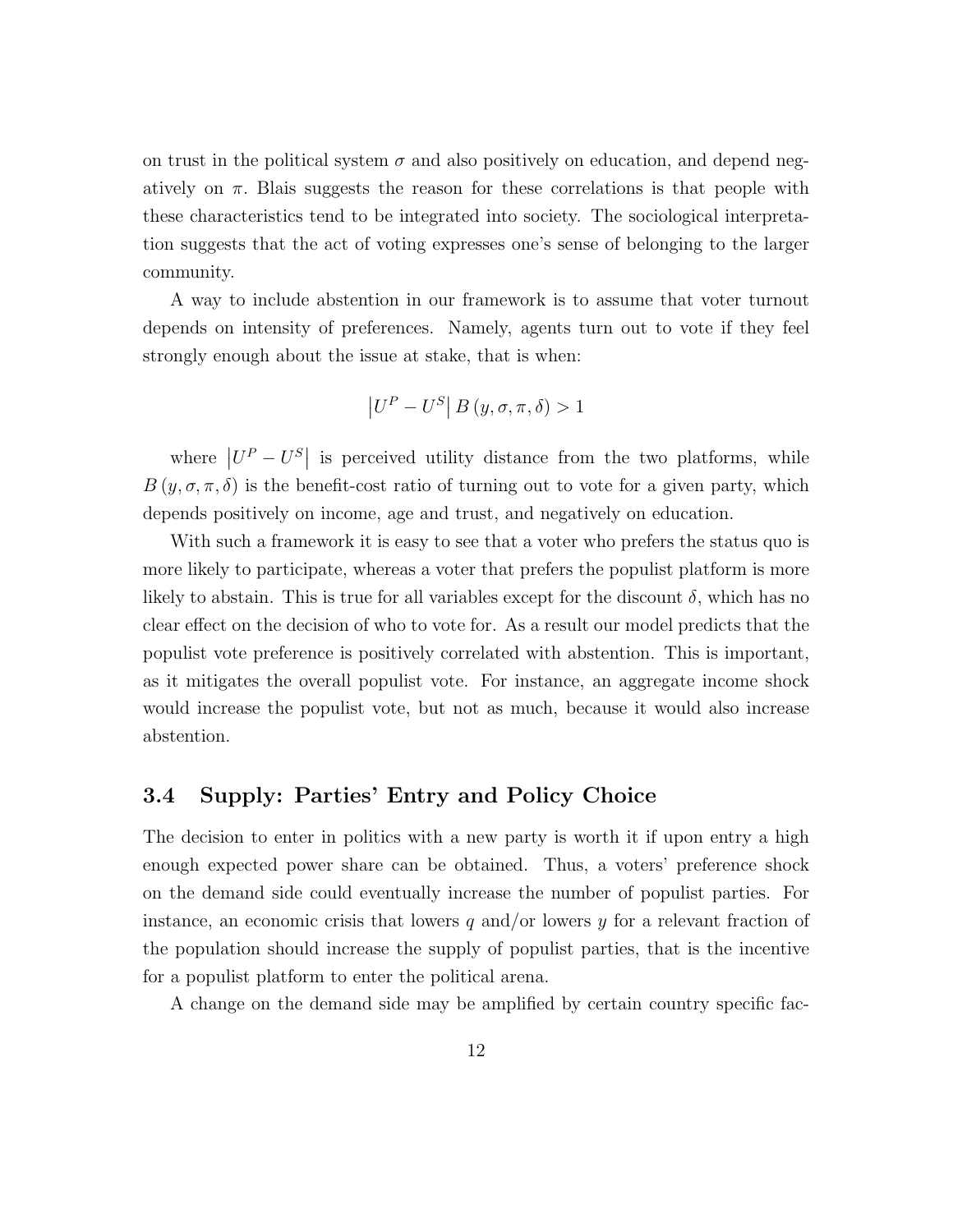on trust in the political system $\sigma$ and also positively on education, and depend negatively on $\pi$. Blais suggests the reason for these correlations is that people with these characteristics tend to be integrated into society. The sociological interpretation suggests that the act of voting expresses one's sense of belonging to the larger community.

A way to include abstention in our framework is to assume that voter turnout depends on intensity of preferences. Namely, agents turn out to vote if they feel strongly enough about the issue at stake, that is when:

$$\left|U^{P} - U^{S}\right| B\left(y, \sigma, \pi, \delta\right) > 1$$

where $\left|U^{P} - U^{S}\right|$ is perceived utility distance from the two platforms, while $B\left(y, \sigma, \pi, \delta\right)$ is the benefit-cost ratio of turning out to vote for a given party, which depends positively on income, age and trust, and negatively on education.

With such a framework it is easy to see that a voter who prefers the status quo is more likely to participate, whereas a voter that prefers the populist platform is more likely to abstain. This is true for all variables except for the discount $\delta$, which has no clear effect on the decision of who to vote for. As a result our model predicts that the populist vote preference is positively correlated with abstention. This is important, as it mitigates the overall populist vote. For instance, an aggregate income shock would increase the populist vote, but not as much, because it would also increase abstention.

### 3.4 Supply: Parties' Entry and Policy Choice

The decision to enter in politics with a new party is worth it if upon entry a high enough expected power share can be obtained. Thus, a voters' preference shock on the demand side could eventually increase the number of populist parties. For instance, an economic crisis that lowers $q$ and/or lowers $y$ for a relevant fraction of the population should increase the supply of populist parties, that is the incentive for a populist platform to enter the political arena.

A change on the demand side may be amplified by certain country specific fac-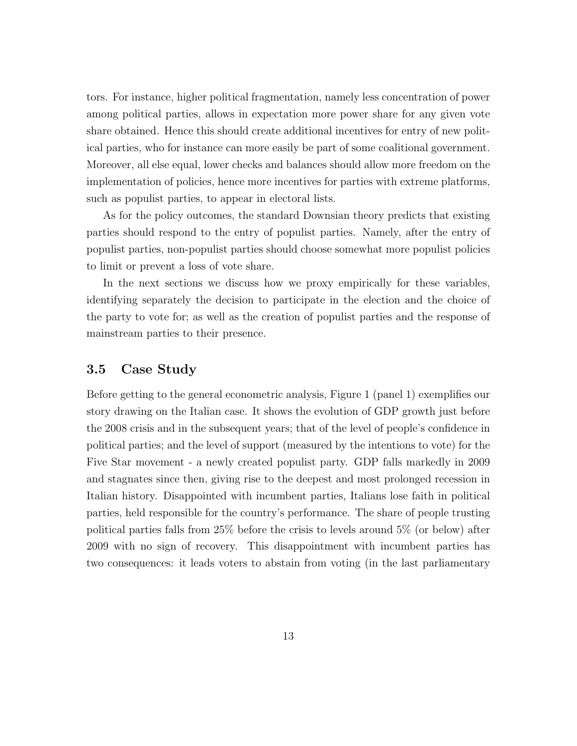tors. For instance, higher political fragmentation, namely less concentration of power among political parties, allows in expectation more power share for any given vote share obtained. Hence this should create additional incentives for entry of new political parties, who for instance can more easily be part of some coalitional government. Moreover, all else equal, lower checks and balances should allow more freedom on the implementation of policies, hence more incentives for parties with extreme platforms, such as populist parties, to appear in electoral lists.

As for the policy outcomes, the standard Downsian theory predicts that existing parties should respond to the entry of populist parties. Namely, after the entry of populist parties, non-populist parties should choose somewhat more populist policies to limit or prevent a loss of vote share.

In the next sections we discuss how we proxy empirically for these variables, identifying separately the decision to participate in the election and the choice of the party to vote for; as well as the creation of populist parties and the response of mainstream parties to their presence.

## 3.5 Case Study

Before getting to the general econometric analysis, Figure 1 (panel 1) exemplifies our story drawing on the Italian case. It shows the evolution of GDP growth just before the 2008 crisis and in the subsequent years; that of the level of people's confidence in political parties; and the level of support (measured by the intentions to vote) for the Five Star movement - a newly created populist party. GDP falls markedly in 2009 and stagnates since then, giving rise to the deepest and most prolonged recession in Italian history. Disappointed with incumbent parties, Italians lose faith in political parties, held responsible for the country's performance. The share of people trusting political parties falls from 25% before the crisis to levels around 5% (or below) after 2009 with no sign of recovery. This disappointment with incumbent parties has two consequences: it leads voters to abstain from voting (in the last parliamentary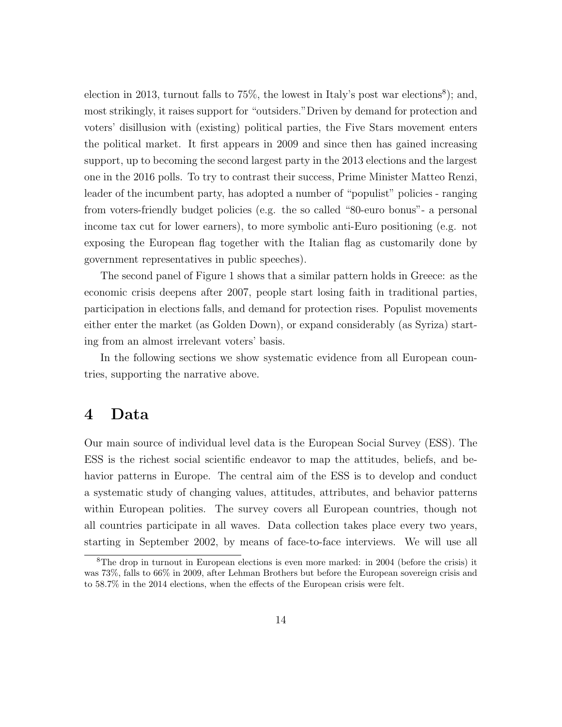election in 2013, turnout falls to 75%, the lowest in Italy's post war elections[8]); and, most strikingly, it raises support for "outsiders." Driven by demand for protection and voters' disillusion with (existing) political parties, the Five Stars movement enters the political market. It first appears in 2009 and since then has gained increasing support, up to becoming the second largest party in the 2013 elections and the largest one in the 2016 polls. To try to contrast their success, Prime Minister Matteo Renzi, leader of the incumbent party, has adopted a number of "populist" policies - ranging from voters-friendly budget policies (e.g. the so called "80-euro bonus"- a personal income tax cut for lower earners), to more symbolic anti-Euro positioning (e.g. not exposing the European flag together with the Italian flag as customarily done by government representatives in public speeches).

The second panel of Figure 1 shows that a similar pattern holds in Greece: as the economic crisis deepens after 2007, people start losing faith in traditional parties, participation in elections falls, and demand for protection rises. Populist movements either enter the market (as Golden Down), or expand considerably (as Syriza) starting from an almost irrelevant voters' basis.

In the following sections we show systematic evidence from all European countries, supporting the narrative above.

# 4 Data

Our main source of individual level data is the European Social Survey (ESS). The ESS is the richest social scientific endeavor to map the attitudes, beliefs, and behavior patterns in Europe. The central aim of the ESS is to develop and conduct a systematic study of changing values, attitudes, attributes, and behavior patterns within European polities. The survey covers all European countries, though not all countries participate in all waves. Data collection takes place every two years, starting in September 2002, by means of face-to-face interviews. We will use all

[8] The drop in turnout in European elections is even more marked: in 2004 (before the crisis) it was 73%, falls to 66% in 2009, after Lehman Brothers but before the European sovereign crisis and to 58.7% in the 2014 elections, when the effects of the European crisis were felt.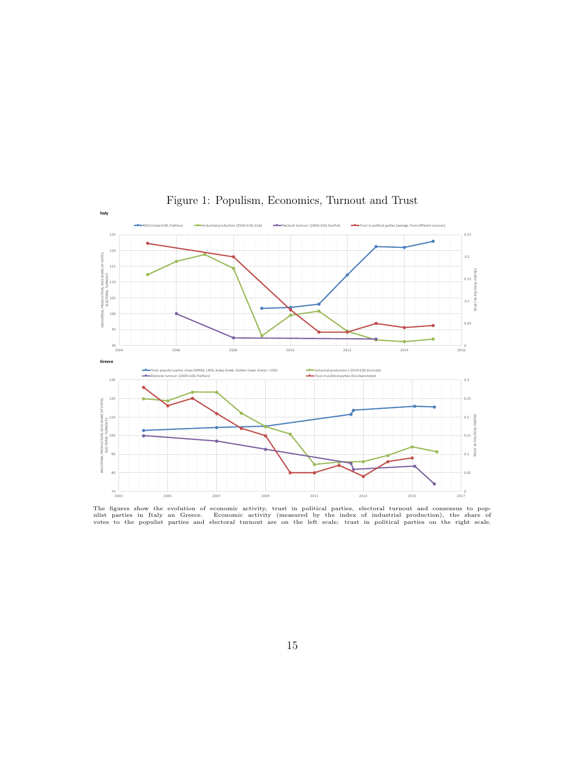Figure 1: Populism, Economics, Turnout and Trust

The figures show the evolution of economic activity, trust in political parties, electoral turnout and consensus to populist parties in Italy an Greece. Economic activity (measured by the index of industrial production), the share of votes to the populist parties and electoral turnout are on the left scale; trust in political parties on the right scale.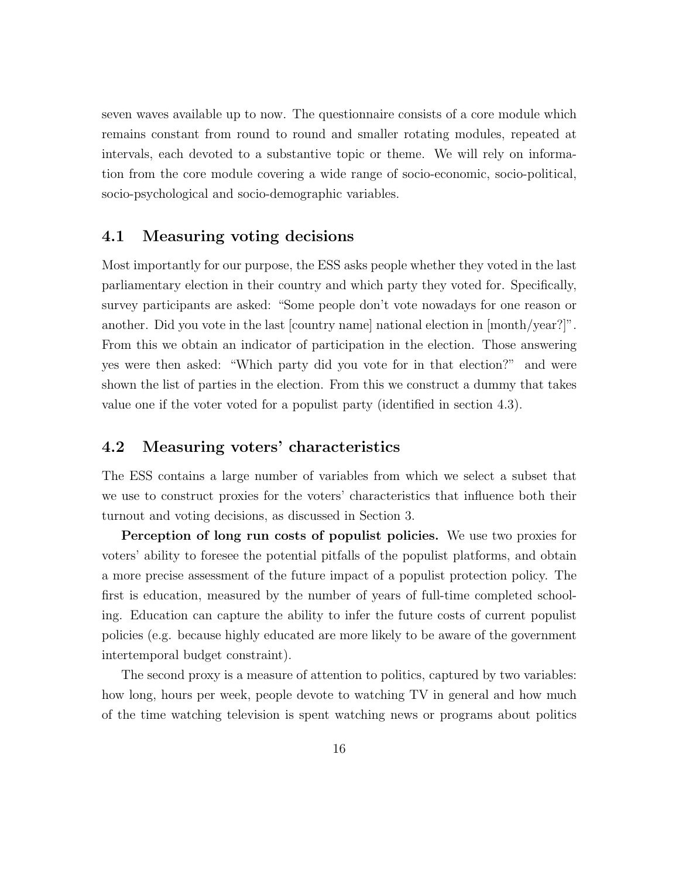seven waves available up to now. The questionnaire consists of a core module which remains constant from round to round and smaller rotating modules, repeated at intervals, each devoted to a substantive topic or theme. We will rely on information from the core module covering a wide range of socio-economic, socio-political, socio-psychological and socio-demographic variables.

## 4.1 Measuring voting decisions

Most importantly for our purpose, the ESS asks people whether they voted in the last parliamentary election in their country and which party they voted for. Specifically, survey participants are asked: "Some people don't vote nowadays for one reason or another. Did you vote in the last [country name] national election in [month/year?]". From this we obtain an indicator of participation in the election. Those answering yes were then asked: "Which party did you vote for in that election?" and were shown the list of parties in the election. From this we construct a dummy that takes value one if the voter voted for a populist party (identified in section 4.3).

## 4.2 Measuring voters' characteristics

The ESS contains a large number of variables from which we select a subset that we use to construct proxies for the voters' characteristics that influence both their turnout and voting decisions, as discussed in Section 3.

**Perception of long run costs of populist policies.** We use two proxies for voters' ability to foresee the potential pitfalls of the populist platforms, and obtain a more precise assessment of the future impact of a populist protection policy. The first is education, measured by the number of years of full-time completed schooling. Education can capture the ability to infer the future costs of current populist policies (e.g. because highly educated are more likely to be aware of the government intertemporal budget constraint).

The second proxy is a measure of attention to politics, captured by two variables: how long, hours per week, people devote to watching TV in general and how much of the time watching television is spent watching news or programs about politics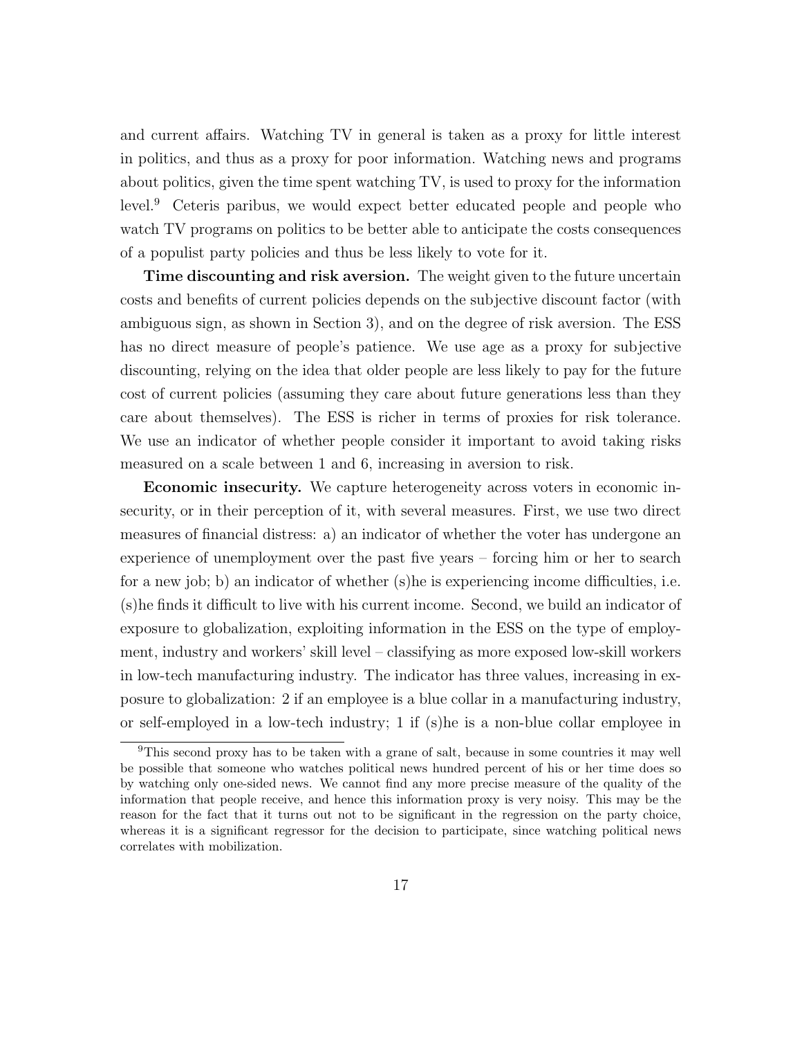and current affairs. Watching TV in general is taken as a proxy for little interest in politics, and thus as a proxy for poor information. Watching news and programs about politics, given the time spent watching TV, is used to proxy for the information level.[9] Ceteris paribus, we would expect better educated people and people who watch TV programs on politics to be better able to anticipate the costs consequences of a populist party policies and thus be less likely to vote for it.

**Time discounting and risk aversion.** The weight given to the future uncertain costs and benefits of current policies depends on the subjective discount factor (with ambiguous sign, as shown in Section 3), and on the degree of risk aversion. The ESS has no direct measure of people's patience. We use age as a proxy for subjective discounting, relying on the idea that older people are less likely to pay for the future cost of current policies (assuming they care about future generations less than they care about themselves). The ESS is richer in terms of proxies for risk tolerance. We use an indicator of whether people consider it important to avoid taking risks measured on a scale between 1 and 6, increasing in aversion to risk.

**Economic insecurity.** We capture heterogeneity across voters in economic insecurity, or in their perception of it, with several measures. First, we use two direct measures of financial distress: a) an indicator of whether the voter has undergone an experience of unemployment over the past five years – forcing him or her to search for a new job; b) an indicator of whether (s)he is experiencing income difficulties, i.e. (s)he finds it difficult to live with his current income. Second, we build an indicator of exposure to globalization, exploiting information in the ESS on the type of employment, industry and workers' skill level – classifying as more exposed low-skill workers in low-tech manufacturing industry. The indicator has three values, increasing in exposure to globalization: 2 if an employee is a blue collar in a manufacturing industry, or self-employed in a low-tech industry; 1 if (s)he is a non-blue collar employee in

[9] This second proxy has to be taken with a grane of salt, because in some countries it may well be possible that someone who watches political news hundred percent of his or her time does so by watching only one-sided news. We cannot find any more precise measure of the quality of the information that people receive, and hence this information proxy is very noisy. This may be the reason for the fact that it turns out not to be significant in the regression on the party choice, whereas it is a significant regressor for the decision to participate, since watching political news correlates with mobilization.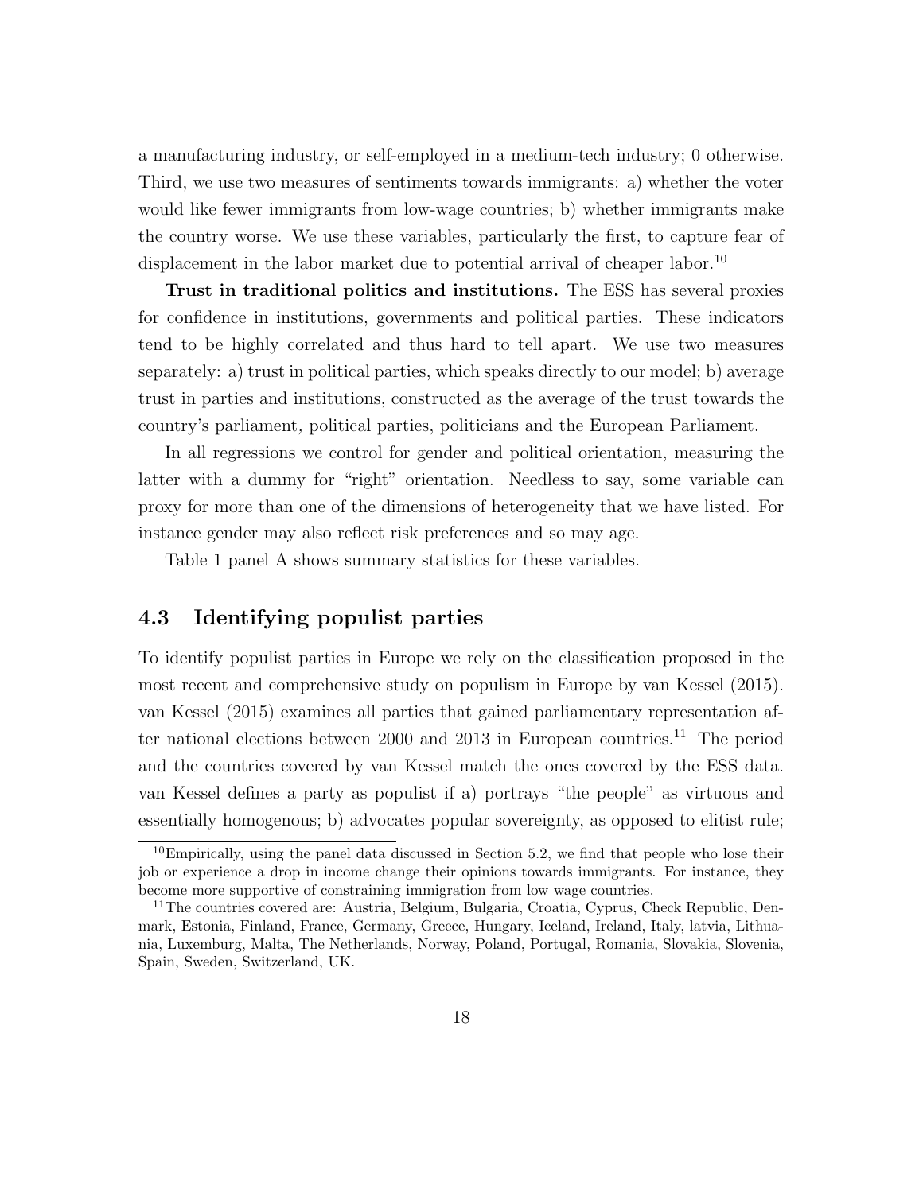a manufacturing industry, or self-employed in a medium-tech industry; 0 otherwise. Third, we use two measures of sentiments towards immigrants: a) whether the voter would like fewer immigrants from low-wage countries; b) whether immigrants make the country worse. We use these variables, particularly the first, to capture fear of displacement in the labor market due to potential arrival of cheaper labor.[10]

**Trust in traditional politics and institutions.** The ESS has several proxies for confidence in institutions, governments and political parties. These indicators tend to be highly correlated and thus hard to tell apart. We use two measures separately: a) trust in political parties, which speaks directly to our model; b) average trust in parties and institutions, constructed as the average of the trust towards the country's parliament, political parties, politicians and the European Parliament.

In all regressions we control for gender and political orientation, measuring the latter with a dummy for "right" orientation. Needless to say, some variable can proxy for more than one of the dimensions of heterogeneity that we have listed. For instance gender may also reflect risk preferences and so may age.

Table 1 panel A shows summary statistics for these variables.

## 4.3 Identifying populist parties

To identify populist parties in Europe we rely on the classification proposed in the most recent and comprehensive study on populism in Europe by van Kessel (2015). van Kessel (2015) examines all parties that gained parliamentary representation after national elections between 2000 and 2013 in European countries.[11] The period and the countries covered by van Kessel match the ones covered by the ESS data. van Kessel defines a party as populist if a) portrays "the people" as virtuous and essentially homogenous; b) advocates popular sovereignty, as opposed to elitist rule;

[10] Empirically, using the panel data discussed in Section 5.2, we find that people who lose their job or experience a drop in income change their opinions towards immigrants. For instance, they become more supportive of constraining immigration from low wage countries.

[11] The countries covered are: Austria, Belgium, Bulgaria, Croatia, Cyprus, Check Republic, Denmark, Estonia, Finland, France, Germany, Greece, Hungary, Iceland, Ireland, Italy, latvia, Lithuania, Luxemburg, Malta, The Netherlands, Norway, Poland, Portugal, Romania, Slovakia, Slovenia, Spain, Sweden, Switzerland, UK.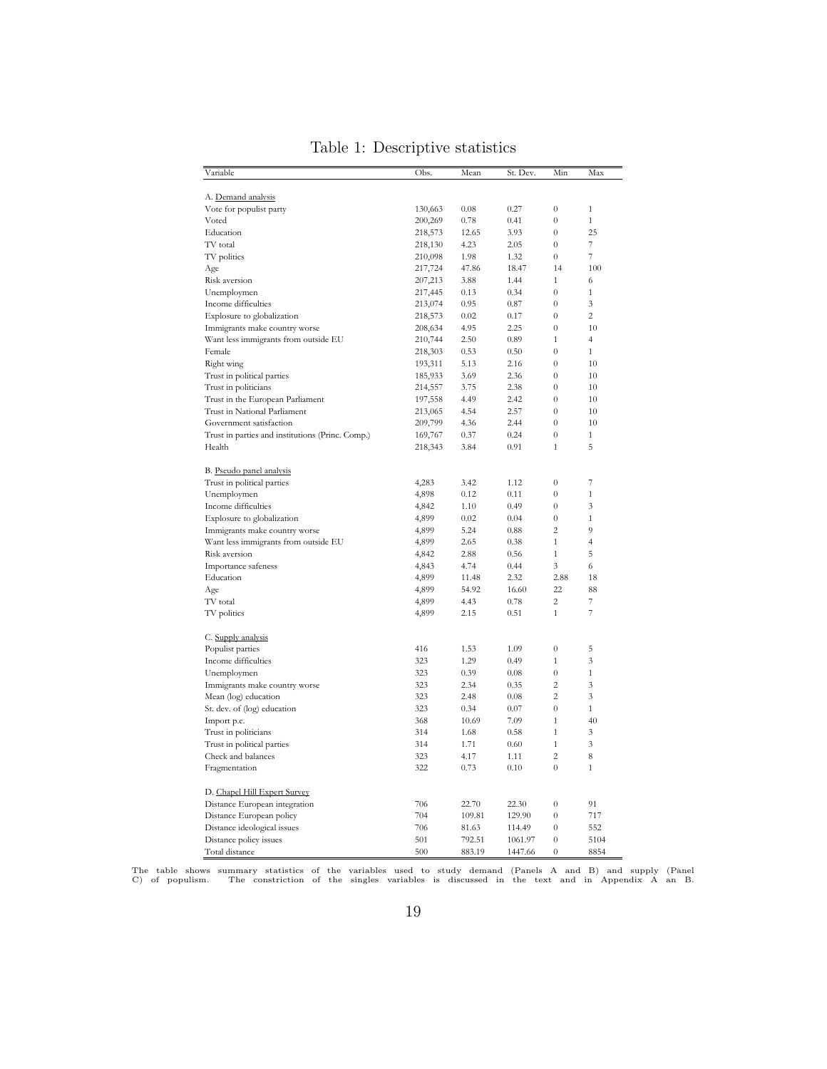# Table 1: Descriptive statistics

| Variable | Obs. | Mean | St. Dev. | Min | Max |
|---|---|---|---|---|---|
| A. Demand analysis | | | | | |
| Vote for populist party | 130,663 | 0.08 | 0.27 | 0 | 1 |
| Voted | 200,269 | 0.78 | 0.41 | 0 | 1 |
| Education | 218,573 | 12.65 | 3.93 | 0 | 25 |
| TV total | 218,130 | 4.23 | 2.05 | 0 | 7 |
| TV politics | 210,098 | 1.98 | 1.32 | 0 | 7 |
| Age | 217,724 | 47.86 | 18.47 | 14 | 100 |
| Risk aversion | 207,213 | 3.88 | 1.44 | 1 | 6 |
| Unemploymen | 217,445 | 0.13 | 0.34 | 0 | 1 |
| Income difficulties | 213,074 | 0.95 | 0.87 | 0 | 3 |
| Explosure to globalization | 218,573 | 0.02 | 0.17 | 0 | 2 |
| Immigrants make country worse | 208,634 | 4.95 | 2.25 | 0 | 10 |
| Want less immigrants from outside EU | 210,744 | 2.50 | 0.89 | 1 | 4 |
| Female | 218,303 | 0.53 | 0.50 | 0 | 1 |
| Right wing | 193,311 | 5.13 | 2.16 | 0 | 10 |
| Trust in political parties | 185,933 | 3.69 | 2.36 | 0 | 10 |
| Trust in politicians | 214,557 | 3.75 | 2.38 | 0 | 10 |
| Trust in the European Parliament | 197,558 | 4.49 | 2.42 | 0 | 10 |
| Trust in National Parliament | 213,065 | 4.54 | 2.57 | 0 | 10 |
| Government satisfaction | 209,799 | 4.36 | 2.44 | 0 | 10 |
| Trust in parties and institutions (Princ. Comp.) | 169,767 | 0.37 | 0.24 | 0 | 1 |
| Health | 218,343 | 3.84 | 0.91 | 1 | 5 |
| B. Pseudo panel analysis | | | | | |
| Trust in political parties | 4,283 | 3.42 | 1.12 | 0 | 7 |
| Unemploymen | 4,898 | 0.12 | 0.11 | 0 | 1 |
| Income difficulties | 4,842 | 1.10 | 0.49 | 0 | 3 |
| Explosure to globalization | 4,899 | 0.02 | 0.04 | 0 | 1 |
| Immigrants make country worse | 4,899 | 5.24 | 0.88 | 2 | 9 |
| Want less immigrants from outside EU | 4,899 | 2.65 | 0.38 | 1 | 4 |
| Risk aversion | 4,842 | 2.88 | 0.56 | 1 | 5 |
| Importance safeness | 4,843 | 4.74 | 0.44 | 3 | 6 |
| Education | 4,899 | 11.48 | 2.32 | 2.88 | 18 |
| Age | 4,899 | 54.92 | 16.60 | 22 | 88 |
| TV total | 4,899 | 4.43 | 0.78 | 2 | 7 |
| TV politics | 4,899 | 2.15 | 0.51 | 1 | 7 |
| C. Supply analysis | | | | | |
| Populist parties | 416 | 1.53 | 1.09 | 0 | 5 |
| Income difficulties | 323 | 1.29 | 0.49 | 1 | 3 |
| Unemploymen | 323 | 0.39 | 0.08 | 0 | 1 |
| Immigrants make country worse | 323 | 2.34 | 0.35 | 2 | 3 |
| Mean (log) education | 323 | 2.48 | 0.08 | 2 | 3 |
| St. dev. of (log) education | 323 | 0.34 | 0.07 | 0 | 1 |
| Import p.c. | 368 | 10.69 | 7.09 | 1 | 40 |
| Trust in politicians | 314 | 1.68 | 0.58 | 1 | 3 |
| Trust in political parties | 314 | 1.71 | 0.60 | 1 | 3 |
| Check and balances | 323 | 4.17 | 1.11 | 2 | 8 |
| Fragmentation | 322 | 0.73 | 0.10 | 0 | 1 |
| D. Chapel Hill Expert Survey | | | | | |
| Distance European integration | 706 | 22.70 | 22.30 | 0 | 91 |
| Distance European policy | 704 | 109.81 | 129.90 | 0 | 717 |
| Distance ideological issues | 706 | 81.63 | 114.49 | 0 | 552 |
| Distance policy issues | 501 | 792.51 | 1061.97 | 0 | 5104 |
| Total distance | 500 | 883.19 | 1447.66 | 0 | 8854 |

The table shows summary statistics of the variables used to study demand (Panels A and B) and supply (Panel C) of populism. The constriction of the singles variables is discussed in the text and in Appendix A an B.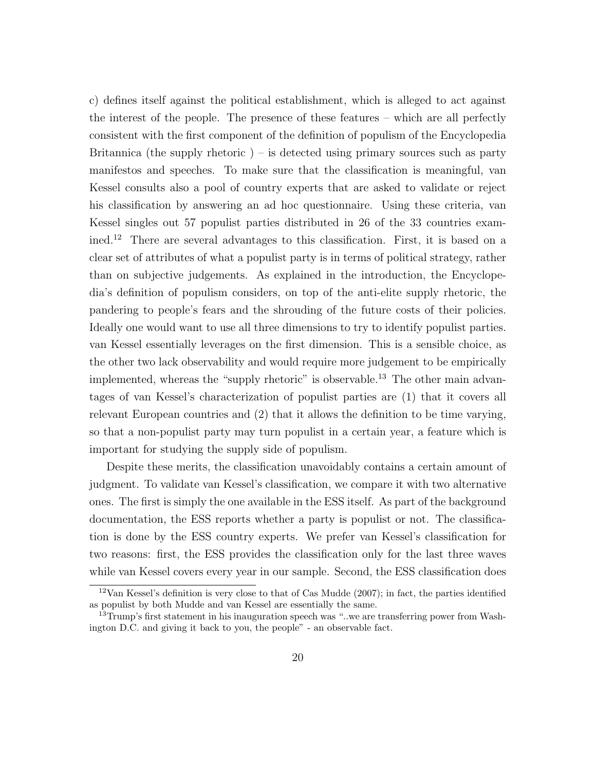c) defines itself against the political establishment, which is alleged to act against the interest of the people. The presence of these features – which are all perfectly consistent with the first component of the definition of populism of the Encyclopedia Britannica (the supply rhetoric ) – is detected using primary sources such as party manifestos and speeches. To make sure that the classification is meaningful, van Kessel consults also a pool of country experts that are asked to validate or reject his classification by answering an ad hoc questionnaire. Using these criteria, van Kessel singles out 57 populist parties distributed in 26 of the 33 countries examined.[12] There are several advantages to this classification. First, it is based on a clear set of attributes of what a populist party is in terms of political strategy, rather than on subjective judgements. As explained in the introduction, the Encyclopedia's definition of populism considers, on top of the anti-elite supply rhetoric, the pandering to people's fears and the shrouding of the future costs of their policies. Ideally one would want to use all three dimensions to try to identify populist parties. van Kessel essentially leverages on the first dimension. This is a sensible choice, as the other two lack observability and would require more judgement to be empirically implemented, whereas the "supply rhetoric" is observable.[13] The other main advantages of van Kessel's characterization of populist parties are (1) that it covers all relevant European countries and (2) that it allows the definition to be time varying, so that a non-populist party may turn populist in a certain year, a feature which is important for studying the supply side of populism.

Despite these merits, the classification unavoidably contains a certain amount of judgment. To validate van Kessel's classification, we compare it with two alternative ones. The first is simply the one available in the ESS itself. As part of the background documentation, the ESS reports whether a party is populist or not. The classification is done by the ESS country experts. We prefer van Kessel's classification for two reasons: first, the ESS provides the classification only for the last three waves while van Kessel covers every year in our sample. Second, the ESS classification does

[12] Van Kessel's definition is very close to that of Cas Mudde (2007); in fact, the parties identified as populist by both Mudde and van Kessel are essentially the same.

[13] Trump's first statement in his inauguration speech was "..we are transferring power from Washington D.C. and giving it back to you, the people" - an observable fact.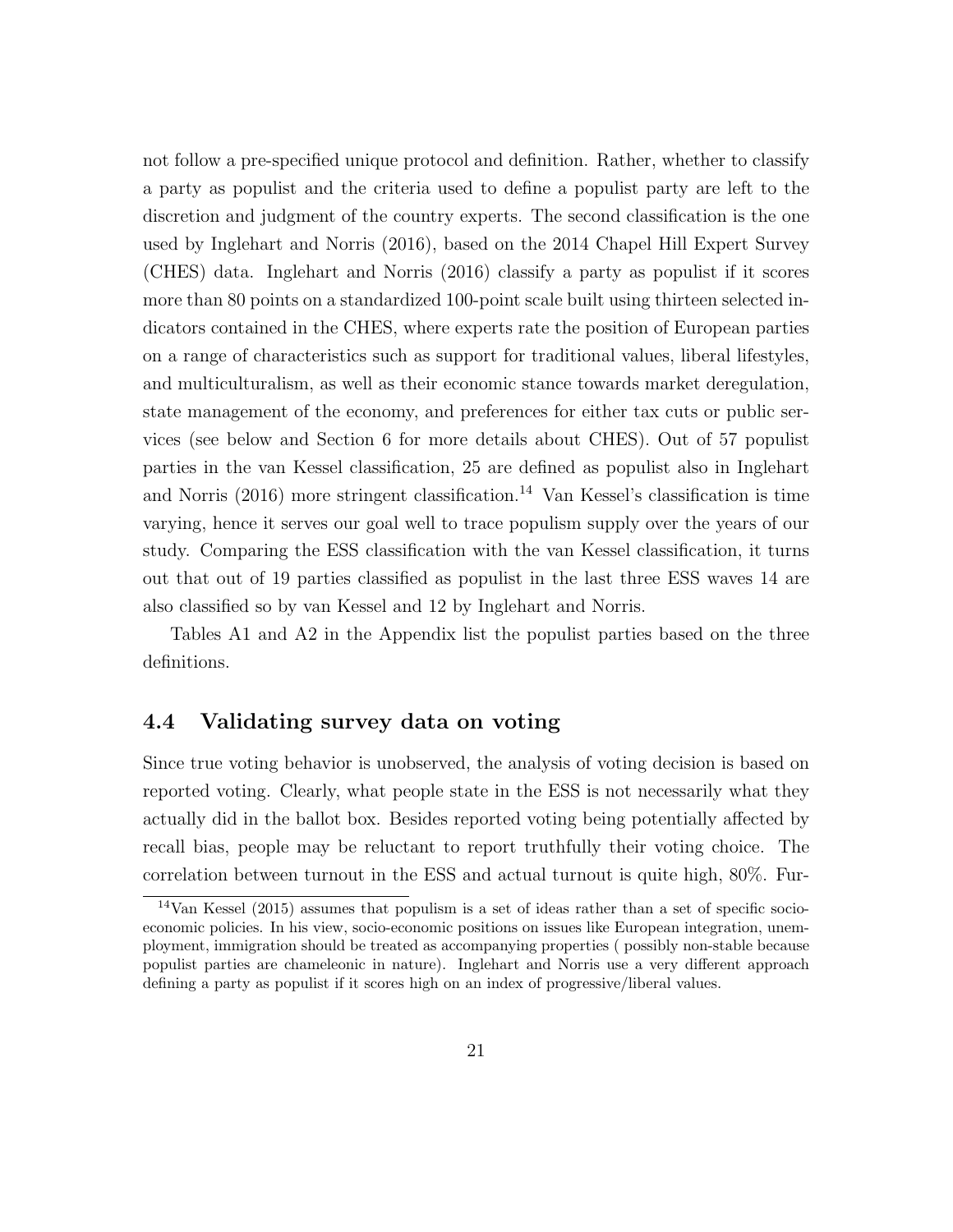not follow a pre-specified unique protocol and definition. Rather, whether to classify a party as populist and the criteria used to define a populist party are left to the discretion and judgment of the country experts. The second classification is the one used by Inglehart and Norris (2016), based on the 2014 Chapel Hill Expert Survey (CHES) data. Inglehart and Norris (2016) classify a party as populist if it scores more than 80 points on a standardized 100-point scale built using thirteen selected indicators contained in the CHES, where experts rate the position of European parties on a range of characteristics such as support for traditional values, liberal lifestyles, and multiculturalism, as well as their economic stance towards market deregulation, state management of the economy, and preferences for either tax cuts or public services (see below and Section 6 for more details about CHES). Out of 57 populist parties in the van Kessel classification, 25 are defined as populist also in Inglehart and Norris (2016) more stringent classification.[14] Van Kessel's classification is time varying, hence it serves our goal well to trace populism supply over the years of our study. Comparing the ESS classification with the van Kessel classification, it turns out that out of 19 parties classified as populist in the last three ESS waves 14 are also classified so by van Kessel and 12 by Inglehart and Norris.

Tables A1 and A2 in the Appendix list the populist parties based on the three definitions.

### 4.4 Validating survey data on voting

Since true voting behavior is unobserved, the analysis of voting decision is based on reported voting. Clearly, what people state in the ESS is not necessarily what they actually did in the ballot box. Besides reported voting being potentially affected by recall bias, people may be reluctant to report truthfully their voting choice. The correlation between turnout in the ESS and actual turnout is quite high, 80%. Fur-

[14] Van Kessel (2015) assumes that populism is a set of ideas rather than a set of specific socio-economic policies. In his view, socio-economic positions on issues like European integration, unemployment, immigration should be treated as accompanying properties ( possibly non-stable because populist parties are chameleonic in nature). Inglehart and Norris use a very different approach defining a party as populist if it scores high on an index of progressive/liberal values.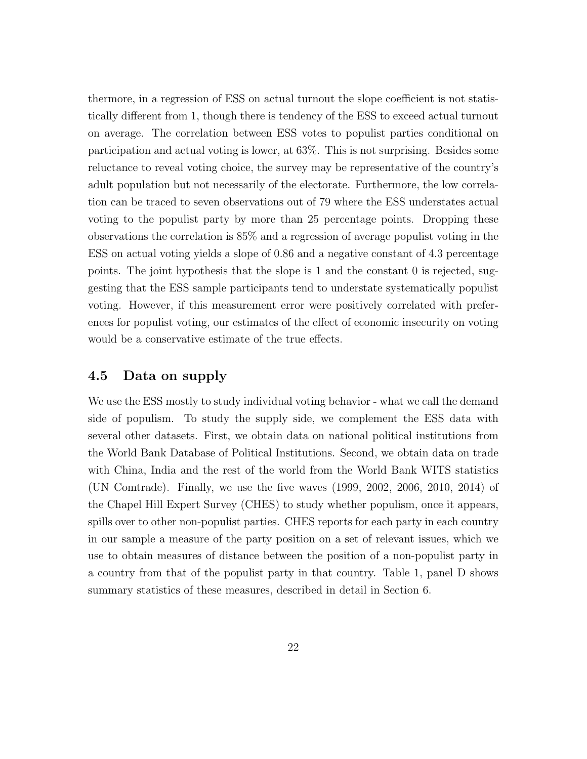thermore, in a regression of ESS on actual turnout the slope coefficient is not statistically different from 1, though there is tendency of the ESS to exceed actual turnout on average. The correlation between ESS votes to populist parties conditional on participation and actual voting is lower, at 63%. This is not surprising. Besides some reluctance to reveal voting choice, the survey may be representative of the country's adult population but not necessarily of the electorate. Furthermore, the low correlation can be traced to seven observations out of 79 where the ESS understates actual voting to the populist party by more than 25 percentage points. Dropping these observations the correlation is 85% and a regression of average populist voting in the ESS on actual voting yields a slope of 0.86 and a negative constant of 4.3 percentage points. The joint hypothesis that the slope is 1 and the constant 0 is rejected, suggesting that the ESS sample participants tend to understate systematically populist voting. However, if this measurement error were positively correlated with preferences for populist voting, our estimates of the effect of economic insecurity on voting would be a conservative estimate of the true effects.

## 4.5 Data on supply

We use the ESS mostly to study individual voting behavior - what we call the demand side of populism. To study the supply side, we complement the ESS data with several other datasets. First, we obtain data on national political institutions from the World Bank Database of Political Institutions. Second, we obtain data on trade with China, India and the rest of the world from the World Bank WITS statistics (UN Comtrade). Finally, we use the five waves (1999, 2002, 2006, 2010, 2014) of the Chapel Hill Expert Survey (CHES) to study whether populism, once it appears, spills over to other non-populist parties. CHES reports for each party in each country in our sample a measure of the party position on a set of relevant issues, which we use to obtain measures of distance between the position of a non-populist party in a country from that of the populist party in that country. Table 1, panel D shows summary statistics of these measures, described in detail in Section 6.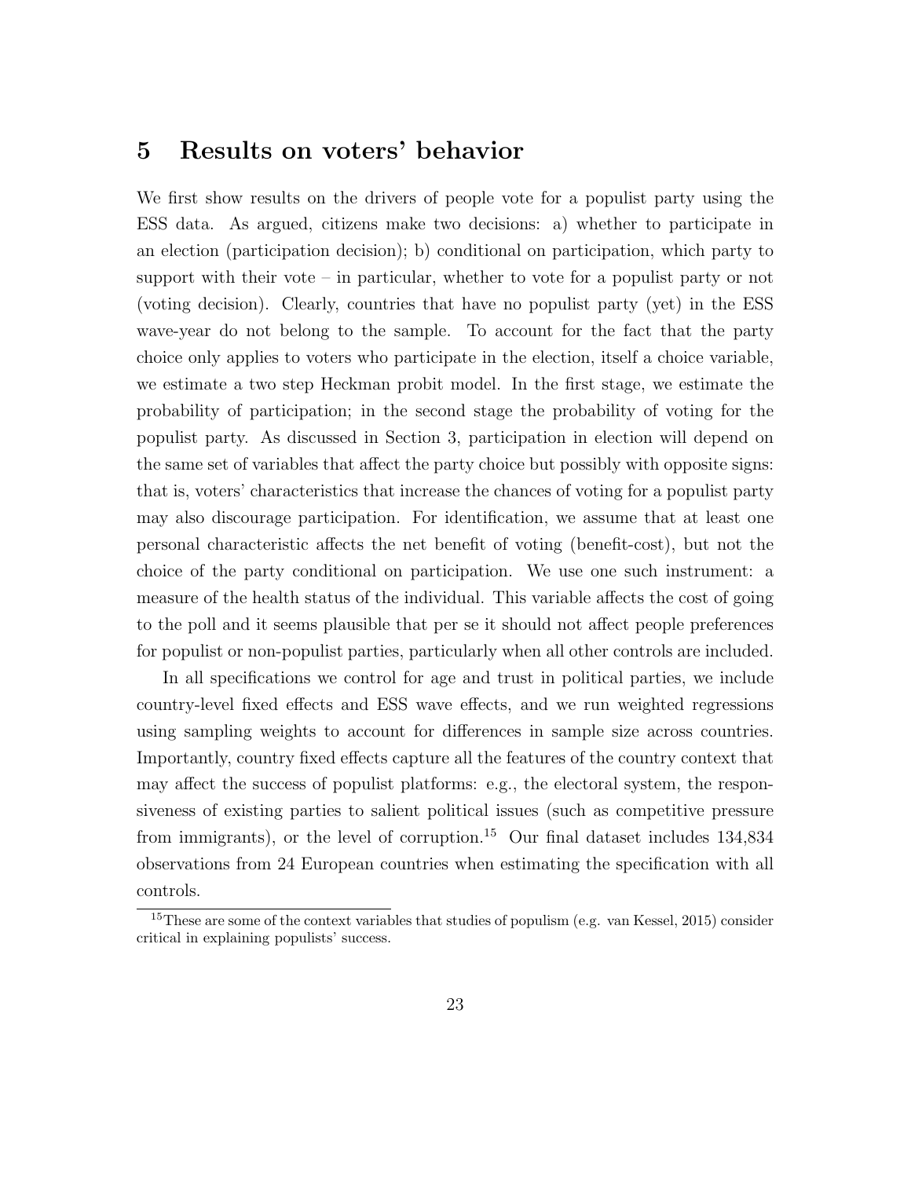# 5 Results on voters' behavior

We first show results on the drivers of people vote for a populist party using the ESS data. As argued, citizens make two decisions: a) whether to participate in an election (participation decision); b) conditional on participation, which party to support with their vote – in particular, whether to vote for a populist party or not (voting decision). Clearly, countries that have no populist party (yet) in the ESS wave-year do not belong to the sample. To account for the fact that the party choice only applies to voters who participate in the election, itself a choice variable, we estimate a two step Heckman probit model. In the first stage, we estimate the probability of participation; in the second stage the probability of voting for the populist party. As discussed in Section 3, participation in election will depend on the same set of variables that affect the party choice but possibly with opposite signs: that is, voters' characteristics that increase the chances of voting for a populist party may also discourage participation. For identification, we assume that at least one personal characteristic affects the net benefit of voting (benefit-cost), but not the choice of the party conditional on participation. We use one such instrument: a measure of the health status of the individual. This variable affects the cost of going to the poll and it seems plausible that per se it should not affect people preferences for populist or non-populist parties, particularly when all other controls are included.

In all specifications we control for age and trust in political parties, we include country-level fixed effects and ESS wave effects, and we run weighted regressions using sampling weights to account for differences in sample size across countries. Importantly, country fixed effects capture all the features of the country context that may affect the success of populist platforms: e.g., the electoral system, the responsiveness of existing parties to salient political issues (such as competitive pressure from immigrants), or the level of corruption.[15] Our final dataset includes 134,834 observations from 24 European countries when estimating the specification with all controls.

[15] These are some of the context variables that studies of populism (e.g. van Kessel, 2015) consider critical in explaining populists' success.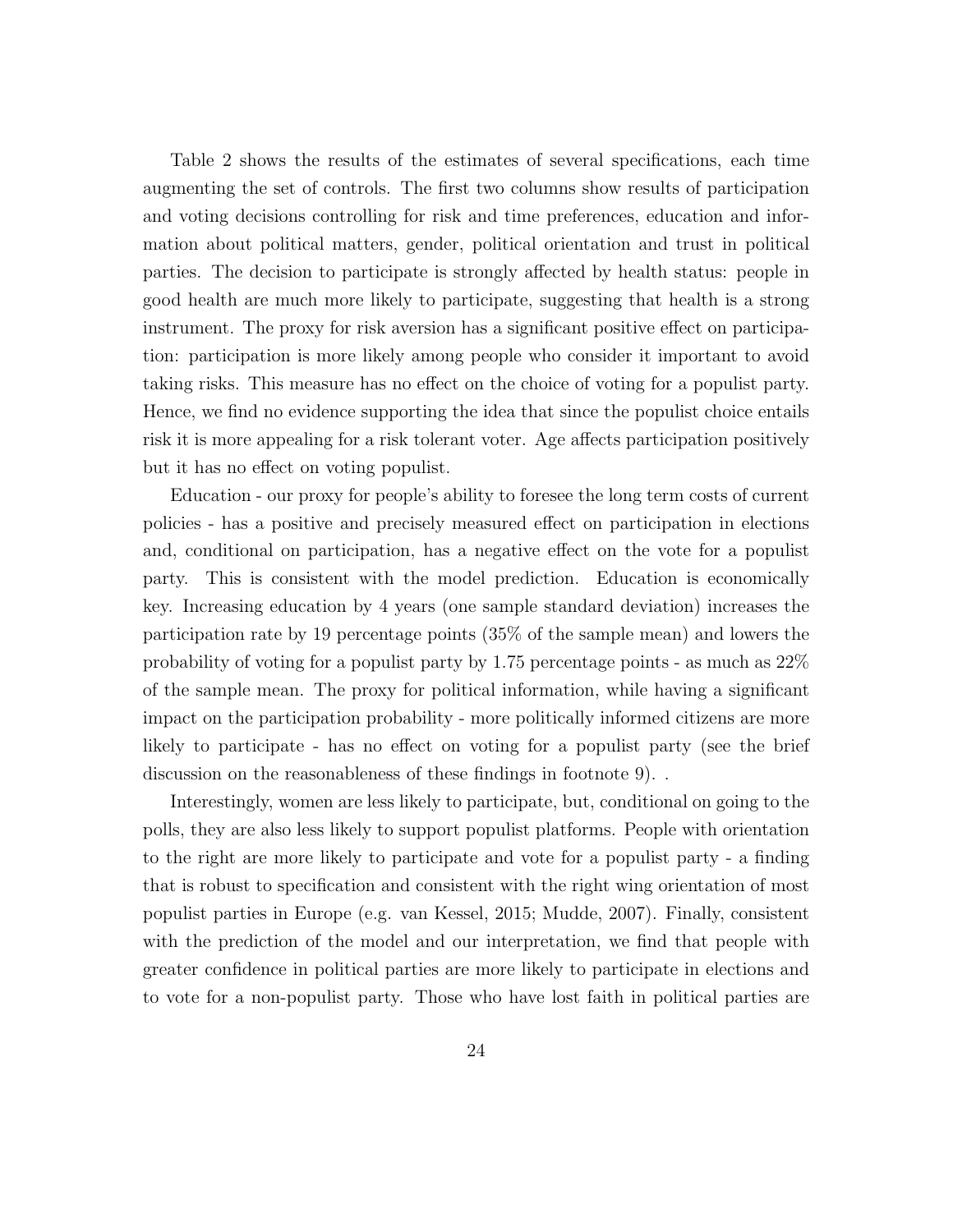Table 2 shows the results of the estimates of several specifications, each time augmenting the set of controls. The first two columns show results of participation and voting decisions controlling for risk and time preferences, education and information about political matters, gender, political orientation and trust in political parties. The decision to participate is strongly affected by health status: people in good health are much more likely to participate, suggesting that health is a strong instrument. The proxy for risk aversion has a significant positive effect on participation: participation is more likely among people who consider it important to avoid taking risks. This measure has no effect on the choice of voting for a populist party. Hence, we find no evidence supporting the idea that since the populist choice entails risk it is more appealing for a risk tolerant voter. Age affects participation positively but it has no effect on voting populist.

Education - our proxy for people's ability to foresee the long term costs of current policies - has a positive and precisely measured effect on participation in elections and, conditional on participation, has a negative effect on the vote for a populist party. This is consistent with the model prediction. Education is economically key. Increasing education by 4 years (one sample standard deviation) increases the participation rate by 19 percentage points (35% of the sample mean) and lowers the probability of voting for a populist party by 1.75 percentage points - as much as 22% of the sample mean. The proxy for political information, while having a significant impact on the participation probability - more politically informed citizens are more likely to participate - has no effect on voting for a populist party (see the brief discussion on the reasonableness of these findings in footnote 9). .

Interestingly, women are less likely to participate, but, conditional on going to the polls, they are also less likely to support populist platforms. People with orientation to the right are more likely to participate and vote for a populist party - a finding that is robust to specification and consistent with the right wing orientation of most populist parties in Europe (e.g. van Kessel, 2015; Mudde, 2007). Finally, consistent with the prediction of the model and our interpretation, we find that people with greater confidence in political parties are more likely to participate in elections and to vote for a non-populist party. Those who have lost faith in political parties are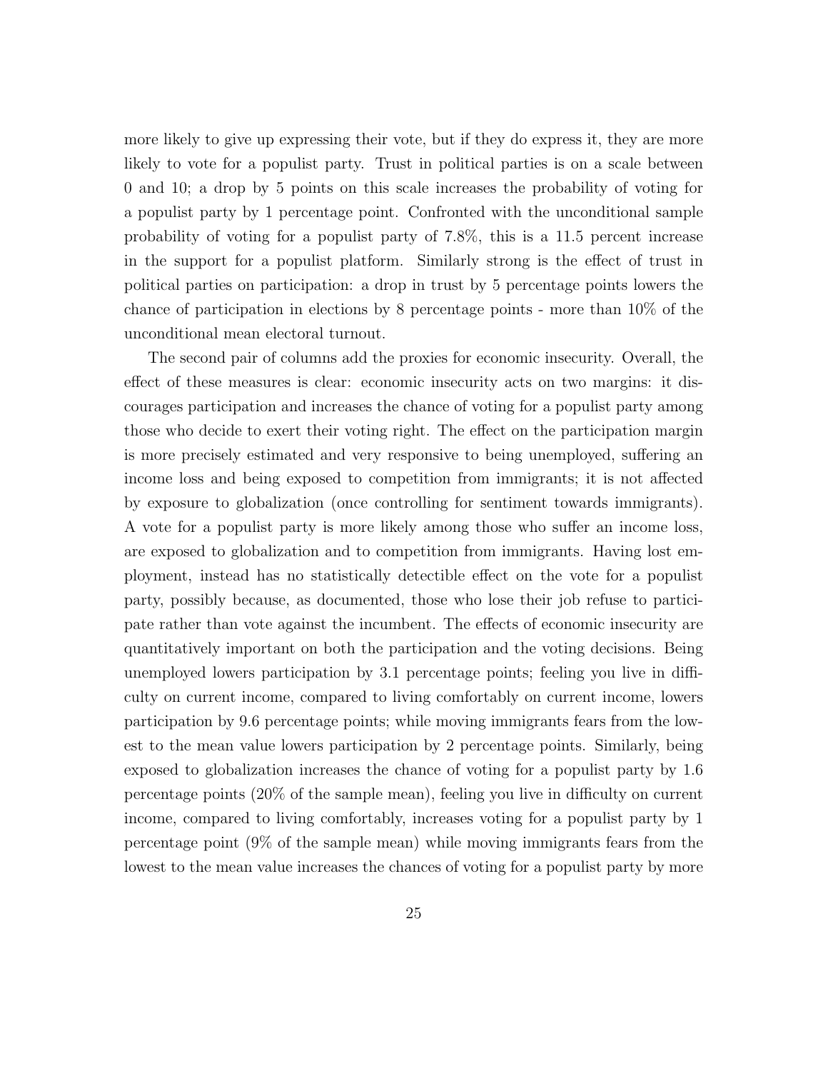more likely to give up expressing their vote, but if they do express it, they are more likely to vote for a populist party. Trust in political parties is on a scale between 0 and 10; a drop by 5 points on this scale increases the probability of voting for a populist party by 1 percentage point. Confronted with the unconditional sample probability of voting for a populist party of 7.8%, this is a 11.5 percent increase in the support for a populist platform. Similarly strong is the effect of trust in political parties on participation: a drop in trust by 5 percentage points lowers the chance of participation in elections by 8 percentage points - more than 10% of the unconditional mean electoral turnout.

The second pair of columns add the proxies for economic insecurity. Overall, the effect of these measures is clear: economic insecurity acts on two margins: it discourages participation and increases the chance of voting for a populist party among those who decide to exert their voting right. The effect on the participation margin is more precisely estimated and very responsive to being unemployed, suffering an income loss and being exposed to competition from immigrants; it is not affected by exposure to globalization (once controlling for sentiment towards immigrants). A vote for a populist party is more likely among those who suffer an income loss, are exposed to globalization and to competition from immigrants. Having lost employment, instead has no statistically detectible effect on the vote for a populist party, possibly because, as documented, those who lose their job refuse to participate rather than vote against the incumbent. The effects of economic insecurity are quantitatively important on both the participation and the voting decisions. Being unemployed lowers participation by 3.1 percentage points; feeling you live in difficulty on current income, compared to living comfortably on current income, lowers participation by 9.6 percentage points; while moving immigrants fears from the lowest to the mean value lowers participation by 2 percentage points. Similarly, being exposed to globalization increases the chance of voting for a populist party by 1.6 percentage points (20% of the sample mean), feeling you live in difficulty on current income, compared to living comfortably, increases voting for a populist party by 1 percentage point (9% of the sample mean) while moving immigrants fears from the lowest to the mean value increases the chances of voting for a populist party by more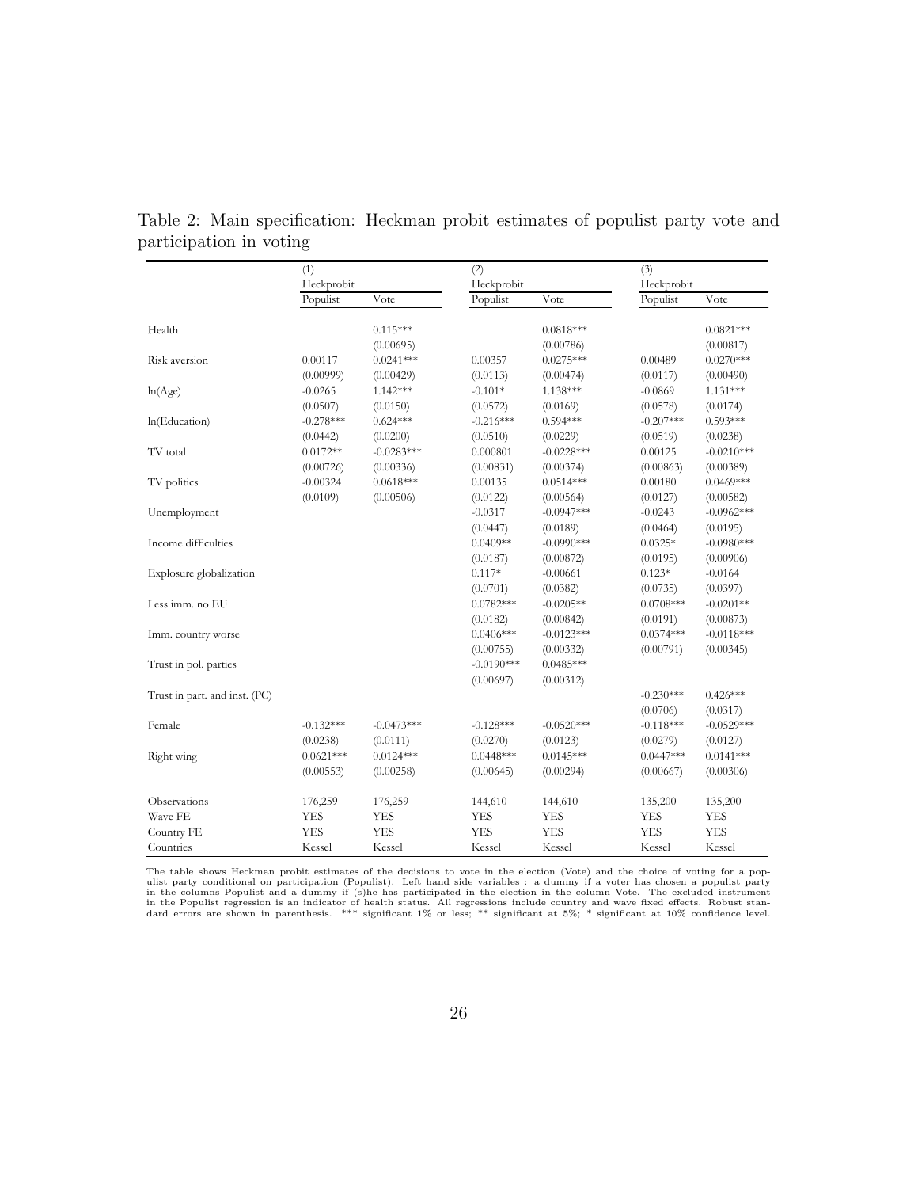Table 2: Main specification: Heckman probit estimates of populist party vote and participation in voting

| | (1) | | (2) | | (3) | |
|---|---|---|---|---|---|---|
| | Heckprobit | | Heckprobit | | Heckprobit | |
| | Populist | Vote | Populist | Vote | Populist | Vote |
| Health | | 0.115*** | | 0.0818*** | | 0.0821*** |
| | | (0.00695) | | (0.00786) | | (0.00817) |
| Risk aversion | 0.00117 | 0.0241*** | 0.00357 | 0.0275*** | 0.00489 | 0.0270*** |
| | (0.00999) | (0.00429) | (0.0113) | (0.00474) | (0.0117) | (0.00490) |
| ln(Age) | -0.0265 | 1.142*** | -0.101* | 1.138*** | -0.0869 | 1.131*** |
| | (0.0507) | (0.0150) | (0.0572) | (0.0169) | (0.0578) | (0.0174) |
| ln(Education) | -0.278*** | 0.624*** | -0.216*** | 0.594*** | -0.207*** | 0.593*** |
| | (0.0442) | (0.0200) | (0.0510) | (0.0229) | (0.0519) | (0.0238) |
| TV total | 0.0172** | -0.0283*** | 0.000801 | -0.0228*** | 0.00125 | -0.0210*** |
| | (0.00726) | (0.00336) | (0.00831) | (0.00374) | (0.00863) | (0.00389) |
| TV politics | -0.00324 | 0.0618*** | 0.00135 | 0.0514*** | 0.00180 | 0.0469*** |
| | (0.0109) | (0.00506) | (0.0122) | (0.00564) | (0.0127) | (0.00582) |
| Unemployment | | | -0.0317 | -0.0947*** | -0.0243 | -0.0962*** |
| | | | (0.0447) | (0.0189) | (0.0464) | (0.0195) |
| Income difficulties | | | 0.0409** | -0.0990*** | 0.0325* | -0.0980*** |
| | | | (0.0187) | (0.00872) | (0.0195) | (0.00906) |
| Explosure globalization | | | 0.117* | -0.00661 | 0.123* | -0.0164 |
| | | | (0.0701) | (0.0382) | (0.0735) | (0.0397) |
| Less imm. no EU | | | 0.0782*** | -0.0205** | 0.0708*** | -0.0201** |
| | | | (0.0182) | (0.00842) | (0.0191) | (0.00873) |
| Imm. country worse | | | 0.0406*** | -0.0123*** | 0.0374*** | -0.0118*** |
| | | | (0.00755) | (0.00332) | (0.00791) | (0.00345) |
| Trust in pol. parties | | | -0.0190*** | 0.0485*** | | |
| | | | (0.00697) | (0.00312) | | |
| Trust in part. and inst. (PC) | | | | | -0.230*** | 0.426*** |
| | | | | | (0.0706) | (0.0317) |
| Female | -0.132*** | -0.0473*** | -0.128*** | -0.0520*** | -0.118*** | -0.0529*** |
| | (0.0238) | (0.0111) | (0.0270) | (0.0123) | (0.0279) | (0.0127) |
| Right wing | 0.0621*** | 0.0124*** | 0.0448*** | 0.0145*** | 0.0447*** | 0.0141*** |
| | (0.00553) | (0.00258) | (0.00645) | (0.00294) | (0.00667) | (0.00306) |
| Observations | 176,259 | 176,259 | 144,610 | 144,610 | 135,200 | 135,200 |
| Wave FE | YES | YES | YES | YES | YES | YES |
| Country FE | YES | YES | YES | YES | YES | YES |
| Countries | Kessel | Kessel | Kessel | Kessel | Kessel | Kessel |

The table shows Heckman probit estimates of the decisions to vote in the election (Vote) and the choice of voting for a populist party conditional on participation (Populist). Left hand side variables : a dummy if a voter has chosen a populist party in the columns Populist and a dummy if (s)he has participated in the election in the column Vote. The excluded instrument in the Populist regression is an indicator of health status. All regressions include country and wave fixed effects. Robust standard errors are shown in parenthesis. *** significant 1% or less; ** significant at 5%; * significant at 10% confidence level.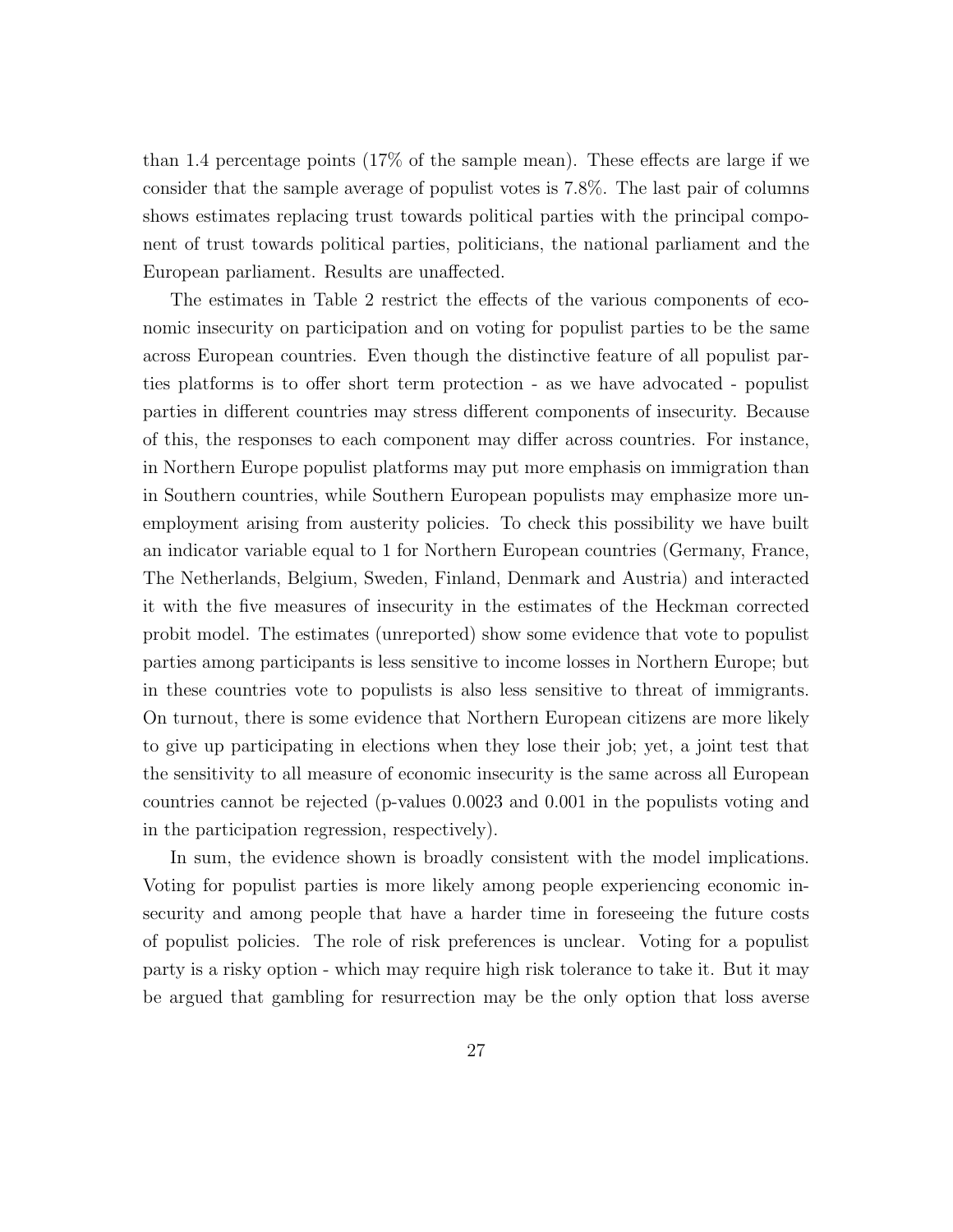than 1.4 percentage points (17% of the sample mean). These effects are large if we consider that the sample average of populist votes is 7.8%. The last pair of columns shows estimates replacing trust towards political parties with the principal component of trust towards political parties, politicians, the national parliament and the European parliament. Results are unaffected.

The estimates in Table 2 restrict the effects of the various components of economic insecurity on participation and on voting for populist parties to be the same across European countries. Even though the distinctive feature of all populist parties platforms is to offer short term protection - as we have advocated - populist parties in different countries may stress different components of insecurity. Because of this, the responses to each component may differ across countries. For instance, in Northern Europe populist platforms may put more emphasis on immigration than in Southern countries, while Southern European populists may emphasize more unemployment arising from austerity policies. To check this possibility we have built an indicator variable equal to 1 for Northern European countries (Germany, France, The Netherlands, Belgium, Sweden, Finland, Denmark and Austria) and interacted it with the five measures of insecurity in the estimates of the Heckman corrected probit model. The estimates (unreported) show some evidence that vote to populist parties among participants is less sensitive to income losses in Northern Europe; but in these countries vote to populists is also less sensitive to threat of immigrants. On turnout, there is some evidence that Northern European citizens are more likely to give up participating in elections when they lose their job; yet, a joint test that the sensitivity to all measure of economic insecurity is the same across all European countries cannot be rejected (p-values 0.0023 and 0.001 in the populists voting and in the participation regression, respectively).

In sum, the evidence shown is broadly consistent with the model implications. Voting for populist parties is more likely among people experiencing economic insecurity and among people that have a harder time in foreseeing the future costs of populist policies. The role of risk preferences is unclear. Voting for a populist party is a risky option - which may require high risk tolerance to take it. But it may be argued that gambling for resurrection may be the only option that loss averse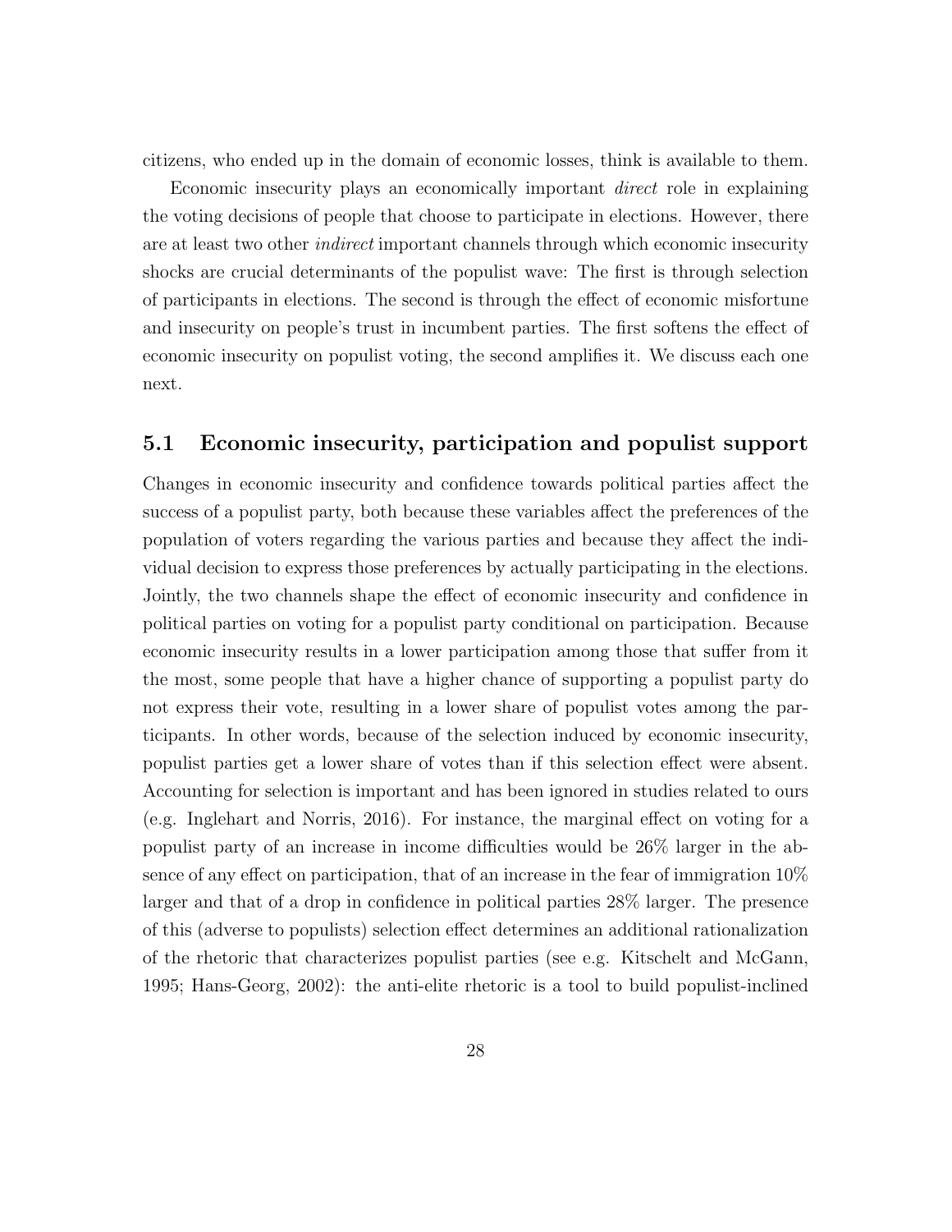citizens, who ended up in the domain of economic losses, think is available to them.

Economic insecurity plays an economically important *direct* role in explaining the voting decisions of people that choose to participate in elections. However, there are at least two other *indirect* important channels through which economic insecurity shocks are crucial determinants of the populist wave: The first is through selection of participants in elections. The second is through the effect of economic misfortune and insecurity on people's trust in incumbent parties. The first softens the effect of economic insecurity on populist voting, the second amplifies it. We discuss each one next.

## 5.1 Economic insecurity, participation and populist support

Changes in economic insecurity and confidence towards political parties affect the success of a populist party, both because these variables affect the preferences of the population of voters regarding the various parties and because they affect the individual decision to express those preferences by actually participating in the elections. Jointly, the two channels shape the effect of economic insecurity and confidence in political parties on voting for a populist party conditional on participation. Because economic insecurity results in a lower participation among those that suffer from it the most, some people that have a higher chance of supporting a populist party do not express their vote, resulting in a lower share of populist votes among the participants. In other words, because of the selection induced by economic insecurity, populist parties get a lower share of votes than if this selection effect were absent. Accounting for selection is important and has been ignored in studies related to ours (e.g. Inglehart and Norris, 2016). For instance, the marginal effect on voting for a populist party of an increase in income difficulties would be 26% larger in the absence of any effect on participation, that of an increase in the fear of immigration 10% larger and that of a drop in confidence in political parties 28% larger. The presence of this (adverse to populists) selection effect determines an additional rationalization of the rhetoric that characterizes populist parties (see e.g. Kitschelt and McGann, 1995; Hans-Georg, 2002): the anti-elite rhetoric is a tool to build populist-inclined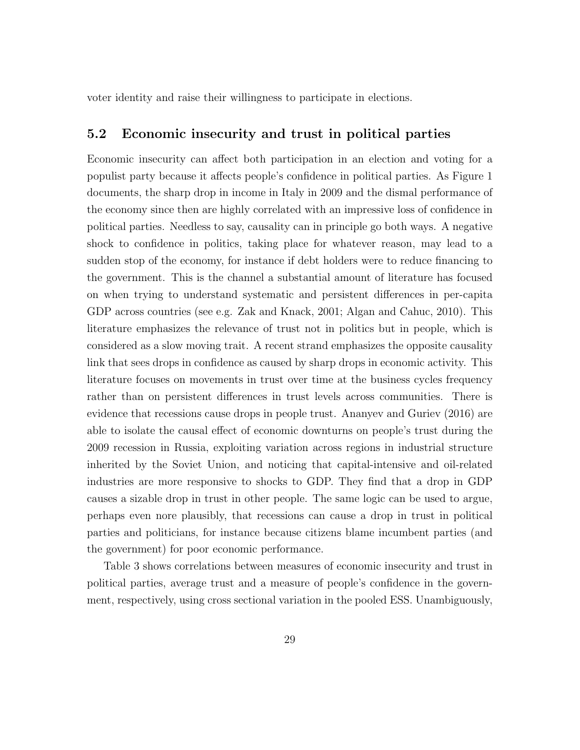voter identity and raise their willingness to participate in elections.

### 5.2 Economic insecurity and trust in political parties

Economic insecurity can affect both participation in an election and voting for a populist party because it affects people's confidence in political parties. As Figure 1 documents, the sharp drop in income in Italy in 2009 and the dismal performance of the economy since then are highly correlated with an impressive loss of confidence in political parties. Needless to say, causality can in principle go both ways. A negative shock to confidence in politics, taking place for whatever reason, may lead to a sudden stop of the economy, for instance if debt holders were to reduce financing to the government. This is the channel a substantial amount of literature has focused on when trying to understand systematic and persistent differences in per-capita GDP across countries (see e.g. Zak and Knack, 2001; Algan and Cahuc, 2010). This literature emphasizes the relevance of trust not in politics but in people, which is considered as a slow moving trait. A recent strand emphasizes the opposite causality link that sees drops in confidence as caused by sharp drops in economic activity. This literature focuses on movements in trust over time at the business cycles frequency rather than on persistent differences in trust levels across communities. There is evidence that recessions cause drops in people trust. Ananyev and Guriev (2016) are able to isolate the causal effect of economic downturns on people's trust during the 2009 recession in Russia, exploiting variation across regions in industrial structure inherited by the Soviet Union, and noticing that capital-intensive and oil-related industries are more responsive to shocks to GDP. They find that a drop in GDP causes a sizable drop in trust in other people. The same logic can be used to argue, perhaps even nore plausibly, that recessions can cause a drop in trust in political parties and politicians, for instance because citizens blame incumbent parties (and the government) for poor economic performance.

Table 3 shows correlations between measures of economic insecurity and trust in political parties, average trust and a measure of people's confidence in the government, respectively, using cross sectional variation in the pooled ESS. Unambiguously,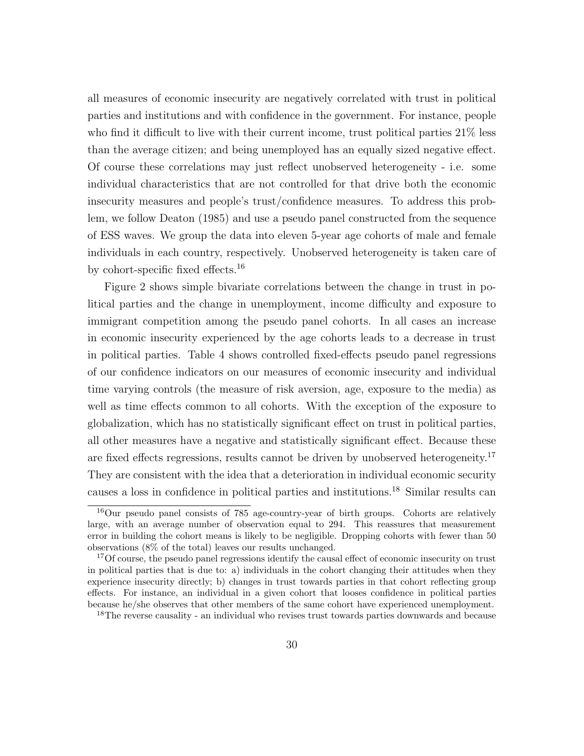all measures of economic insecurity are negatively correlated with trust in political parties and institutions and with confidence in the government. For instance, people who find it difficult to live with their current income, trust political parties 21% less than the average citizen; and being unemployed has an equally sized negative effect. Of course these correlations may just reflect unobserved heterogeneity - i.e. some individual characteristics that are not controlled for that drive both the economic insecurity measures and people's trust/confidence measures. To address this problem, we follow Deaton (1985) and use a pseudo panel constructed from the sequence of ESS waves. We group the data into eleven 5-year age cohorts of male and female individuals in each country, respectively. Unobserved heterogeneity is taken care of by cohort-specific fixed effects.[16]

Figure 2 shows simple bivariate correlations between the change in trust in political parties and the change in unemployment, income difficulty and exposure to immigrant competition among the pseudo panel cohorts. In all cases an increase in economic insecurity experienced by the age cohorts leads to a decrease in trust in political parties. Table 4 shows controlled fixed-effects pseudo panel regressions of our confidence indicators on our measures of economic insecurity and individual time varying controls (the measure of risk aversion, age, exposure to the media) as well as time effects common to all cohorts. With the exception of the exposure to globalization, which has no statistically significant effect on trust in political parties, all other measures have a negative and statistically significant effect. Because these are fixed effects regressions, results cannot be driven by unobserved heterogeneity.[17] They are consistent with the idea that a deterioration in individual economic security causes a loss in confidence in political parties and institutions.[18] Similar results can

[16]Our pseudo panel consists of 785 age-country-year of birth groups. Cohorts are relatively large, with an average number of observation equal to 294. This reassures that measurement error in building the cohort means is likely to be negligible. Dropping cohorts with fewer than 50 observations (8% of the total) leaves our results unchanged.

[17]Of course, the pseudo panel regressions identify the causal effect of economic insecurity on trust in political parties that is due to: a) individuals in the cohort changing their attitudes when they experience insecurity directly; b) changes in trust towards parties in that cohort reflecting group effects. For instance, an individual in a given cohort that looses confidence in political parties because he/she observes that other members of the same cohort have experienced unemployment.

[18]The reverse causality - an individual who revises trust towards parties downwards and because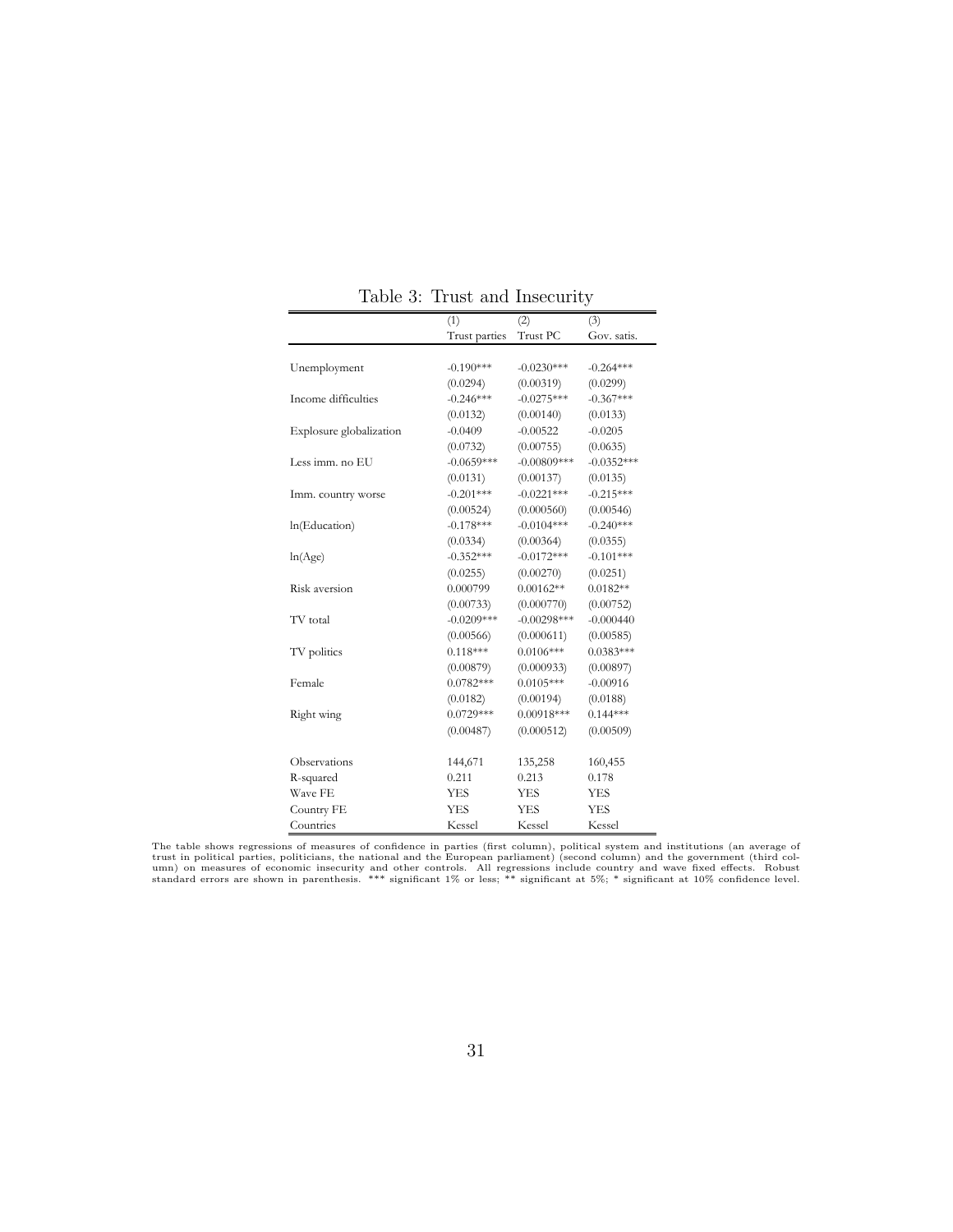Table 3: Trust and Insecurity

| | (1) | (2) | (3) |
|---|---|---|---|
| | Trust parties | Trust PC | Gov. satis. |
| Unemployment | -0.190*** | -0.0230*** | -0.264*** |
| | (0.0294) | (0.00319) | (0.0299) |
| Income difficulties | -0.246*** | -0.0275*** | -0.367*** |
| | (0.0132) | (0.00140) | (0.0133) |
| Explosure globalization | -0.0409 | -0.00522 | -0.0205 |
| | (0.0732) | (0.00755) | (0.0635) |
| Less imm. no EU | -0.0659*** | -0.00809*** | -0.0352*** |
| | (0.0131) | (0.00137) | (0.0135) |
| Imm. country worse | -0.201*** | -0.0221*** | -0.215*** |
| | (0.00524) | (0.000560) | (0.00546) |
| ln(Education) | -0.178*** | -0.0104*** | -0.240*** |
| | (0.0334) | (0.00364) | (0.0355) |
| ln(Age) | -0.352*** | -0.0172*** | -0.101*** |
| | (0.0255) | (0.00270) | (0.0251) |
| Risk aversion | 0.000799 | 0.00162** | 0.0182** |
| | (0.00733) | (0.000770) | (0.00752) |
| TV total | -0.0209*** | -0.00298*** | -0.000440 |
| | (0.00566) | (0.000611) | (0.00585) |
| TV politics | 0.118*** | 0.0106*** | 0.0383*** |
| | (0.00879) | (0.000933) | (0.00897) |
| Female | 0.0782*** | 0.0105*** | -0.00916 |
| | (0.0182) | (0.00194) | (0.0188) |
| Right wing | 0.0729*** | 0.00918*** | 0.144*** |
| | (0.00487) | (0.000512) | (0.00509) |
| Observations | 144,671 | 135,258 | 160,455 |
| R-squared | 0.211 | 0.213 | 0.178 |
| Wave FE | YES | YES | YES |
| Country FE | YES | YES | YES |
| Countries | Kessel | Kessel | Kessel |

The table shows regressions of measures of confidence in parties (first column), political system and institutions (an average of trust in political parties, politicians, the national and the European parliament) (second column) and the government (third column) on measures of economic insecurity and other controls. All regressions include country and wave fixed effects. Robust standard errors are shown in parenthesis. *** significant 1% or less; ** significant at 5%; * significant at 10% confidence level.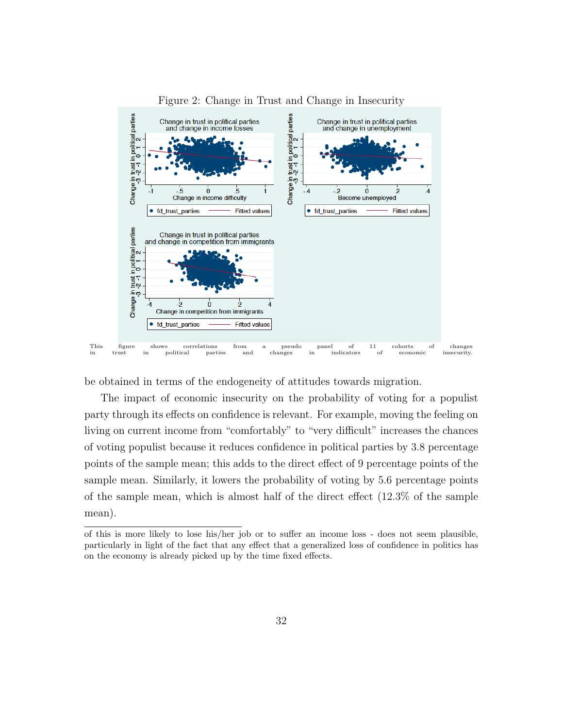Figure 2: Change in Trust and Change in Insecurity

This figure shows correlations from a pseudo panel of 11 cohorts of changes in trust in political parties and changes in indicators of economic insecurity.

be obtained in terms of the endogeneity of attitudes towards migration.

The impact of economic insecurity on the probability of voting for a populist party through its effects on confidence is relevant. For example, moving the feeling on living on current income from "comfortably" to "very difficult" increases the chances of voting populist because it reduces confidence in political parties by 3.8 percentage points of the sample mean; this adds to the direct effect of 9 percentage points of the sample mean. Similarly, it lowers the probability of voting by 5.6 percentage points of the sample mean, which is almost half of the direct effect (12.3% of the sample mean).

---

of this is more likely to lose his/her job or to suffer an income loss - does not seem plausible, particularly in light of the fact that any effect that a generalized loss of confidence in politics has on the economy is already picked up by the time fixed effects.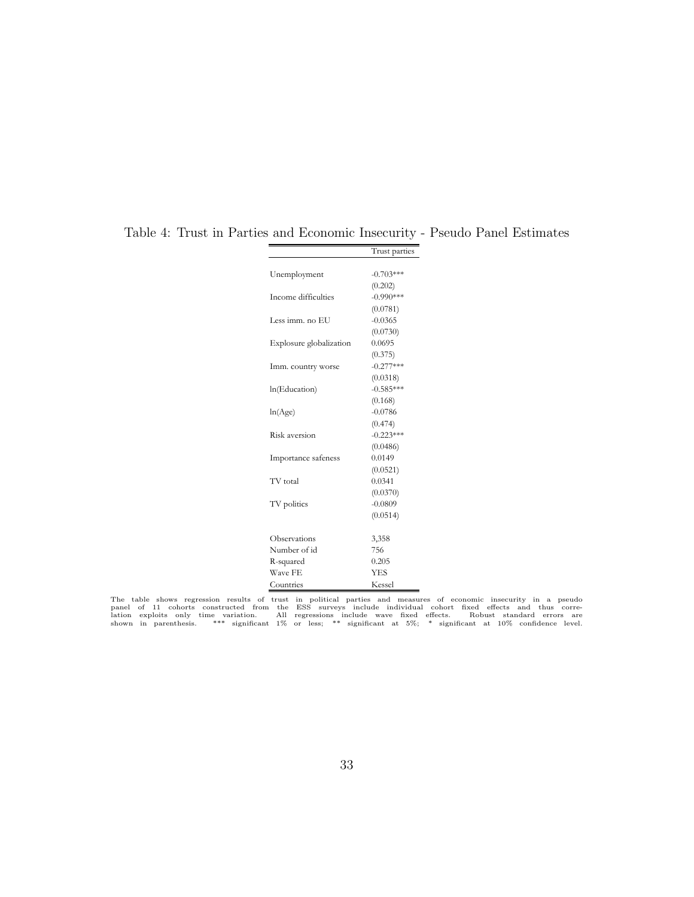Table 4: Trust in Parties and Economic Insecurity - Pseudo Panel Estimates

| | Trust parties |
|---|---|
| Unemployment | -0.703*** |
| | (0.202) |
| Income difficulties | -0.990*** |
| | (0.0781) |
| Less imm. no EU | -0.0365 |
| | (0.0730) |
| Explosure globalization | 0.0695 |
| | (0.375) |
| Imm. country worse | -0.277*** |
| | (0.0318) |
| ln(Education) | -0.585*** |
| | (0.168) |
| ln(Age) | -0.0786 |
| | (0.474) |
| Risk aversion | -0.223*** |
| | (0.0486) |
| Importance safeness | 0.0149 |
| | (0.0521) |
| TV total | 0.0341 |
| | (0.0370) |
| TV politics | -0.0809 |
| | (0.0514) |
| Observations | 3,358 |
| Number of id | 756 |
| R-squared | 0.205 |
| Wave FE | YES |
| Countries | Kessel |

The table shows regression results of trust in political parties and measures of economic insecurity in a pseudo panel of 11 cohorts constructed from the ESS surveys include individual cohort fixed effects and thus correlation exploits only time variation. All regressions include wave fixed effects. Robust standard errors are shown in parenthesis. *** significant 1% or less; ** significant at 5%; * significant at 10% confidence level.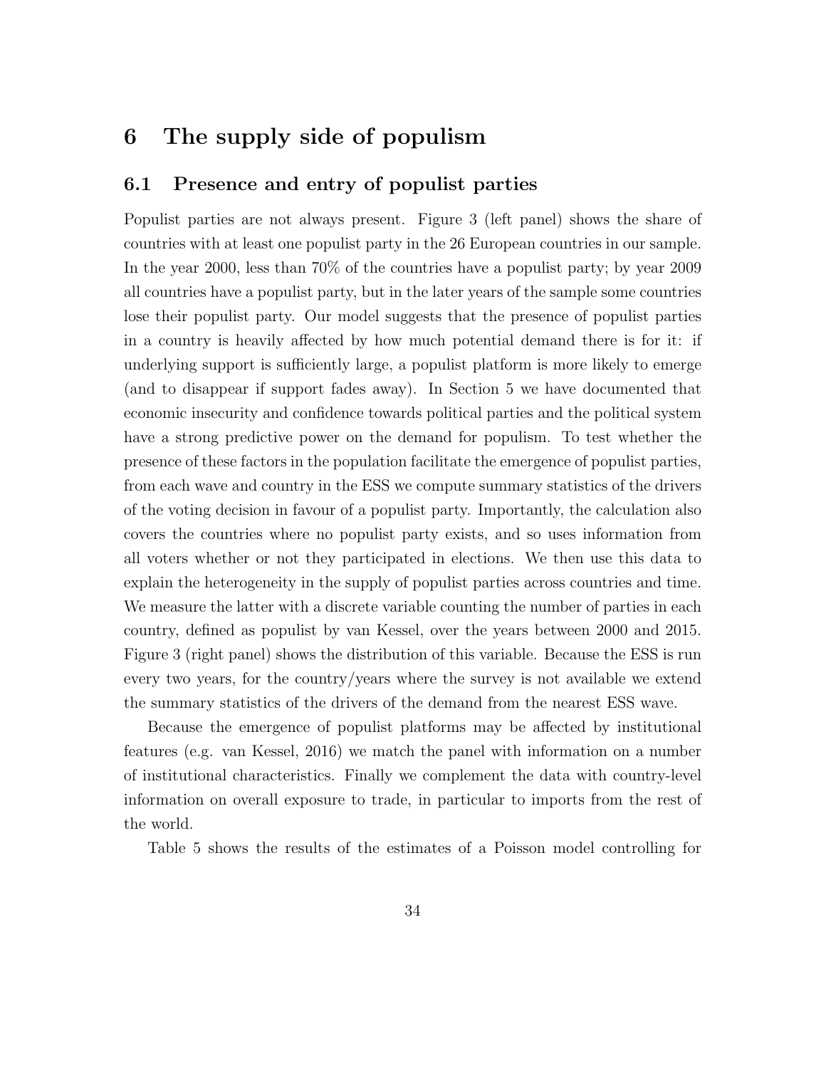# 6 The supply side of populism

## 6.1 Presence and entry of populist parties

Populist parties are not always present. Figure 3 (left panel) shows the share of countries with at least one populist party in the 26 European countries in our sample. In the year 2000, less than 70% of the countries have a populist party; by year 2009 all countries have a populist party, but in the later years of the sample some countries lose their populist party. Our model suggests that the presence of populist parties in a country is heavily affected by how much potential demand there is for it: if underlying support is sufficiently large, a populist platform is more likely to emerge (and to disappear if support fades away). In Section 5 we have documented that economic insecurity and confidence towards political parties and the political system have a strong predictive power on the demand for populism. To test whether the presence of these factors in the population facilitate the emergence of populist parties, from each wave and country in the ESS we compute summary statistics of the drivers of the voting decision in favour of a populist party. Importantly, the calculation also covers the countries where no populist party exists, and so uses information from all voters whether or not they participated in elections. We then use this data to explain the heterogeneity in the supply of populist parties across countries and time. We measure the latter with a discrete variable counting the number of parties in each country, defined as populist by van Kessel, over the years between 2000 and 2015. Figure 3 (right panel) shows the distribution of this variable. Because the ESS is run every two years, for the country/years where the survey is not available we extend the summary statistics of the drivers of the demand from the nearest ESS wave.

Because the emergence of populist platforms may be affected by institutional features (e.g. van Kessel, 2016) we match the panel with information on a number of institutional characteristics. Finally we complement the data with country-level information on overall exposure to trade, in particular to imports from the rest of the world.

Table 5 shows the results of the estimates of a Poisson model controlling for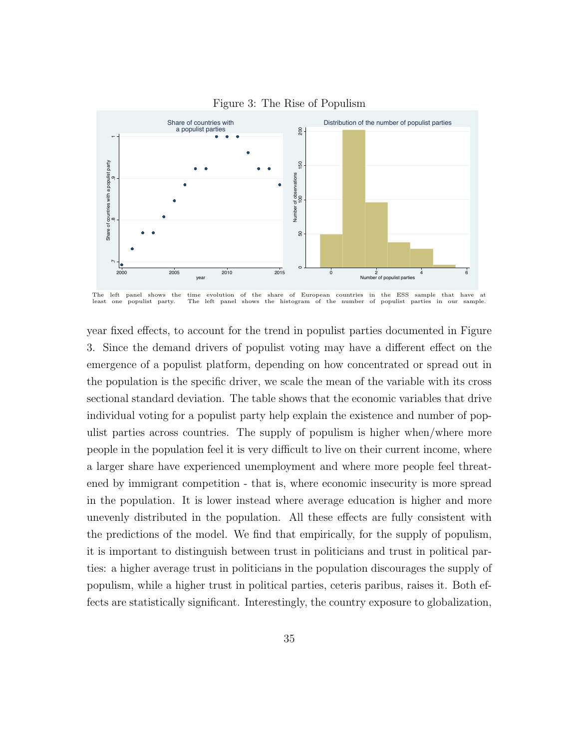Figure 3: The Rise of Populism

The left panel shows the time evolution of the share of European countries in the ESS sample that have at least one populist party. The left panel shows the histogram of the number of populist parties in our sample.

year fixed effects, to account for the trend in populist parties documented in Figure 3. Since the demand drivers of populist voting may have a different effect on the emergence of a populist platform, depending on how concentrated or spread out in the population is the specific driver, we scale the mean of the variable with its cross sectional standard deviation. The table shows that the economic variables that drive individual voting for a populist party help explain the existence and number of populist parties across countries. The supply of populism is higher when/where more people in the population feel it is very difficult to live on their current income, where a larger share have experienced unemployment and where more people feel threatened by immigrant competition - that is, where economic insecurity is more spread in the population. It is lower instead where average education is higher and more unevenly distributed in the population. All these effects are fully consistent with the predictions of the model. We find that empirically, for the supply of populism, it is important to distinguish between trust in politicians and trust in political parties: a higher average trust in politicians in the population discourages the supply of populism, while a higher trust in political parties, ceteris paribus, raises it. Both effects are statistically significant. Interestingly, the country exposure to globalization,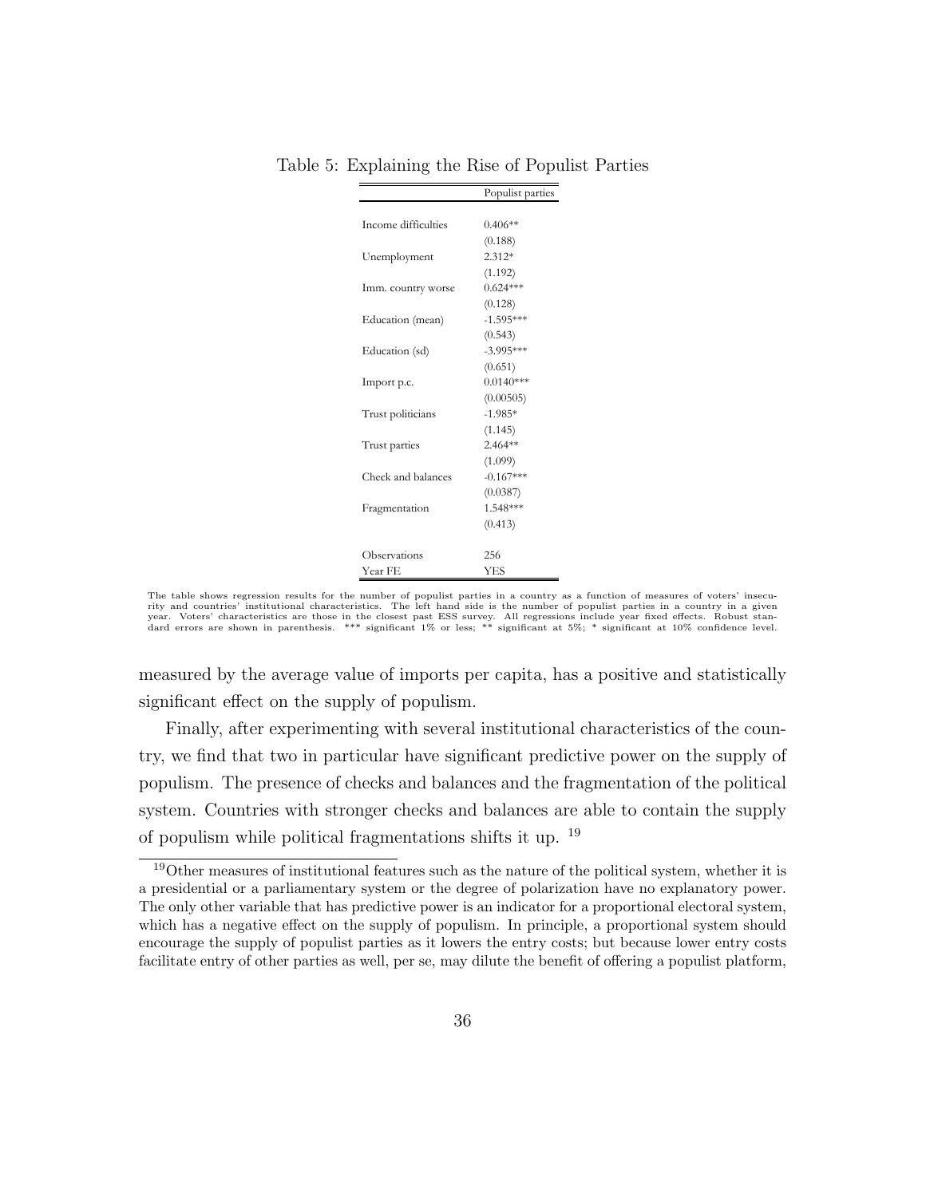Table 5: Explaining the Rise of Populist Parties

| | Populist parties |
|---|---|
| Income difficulties | 0.406** |
| | (0.188) |
| Unemployment | 2.312* |
| | (1.192) |
| Imm. country worse | 0.624*** |
| | (0.128) |
| Education (mean) | -1.595*** |
| | (0.543) |
| Education (sd) | -3.995*** |
| | (0.651) |
| Import p.c. | 0.0140*** |
| | (0.00505) |
| Trust politicians | -1.985* |
| | (1.145) |
| Trust parties | 2.464** |
| | (1.099) |
| Check and balances | -0.167*** |
| | (0.0387) |
| Fragmentation | 1.548*** |
| | (0.413) |
| Observations | 256 |
| Year FE | YES |

The table shows regression results for the number of populist parties in a country as a function of measures of voters' insecurity and countries' institutional characteristics. The left hand side is the number of populist parties in a country in a given year. Voters' characteristics are those in the closest past ESS survey. All regressions include year fixed effects. Robust standard errors are shown in parenthesis. *** significant 1% or less; ** significant at 5%; * significant at 10% confidence level.

measured by the average value of imports per capita, has a positive and statistically significant effect on the supply of populism.

Finally, after experimenting with several institutional characteristics of the country, we find that two in particular have significant predictive power on the supply of populism. The presence of checks and balances and the fragmentation of the political system. Countries with stronger checks and balances are able to contain the supply of populism while political fragmentations shifts it up. [19]

[19] Other measures of institutional features such as the nature of the political system, whether it is a presidential or a parliamentary system or the degree of polarization have no explanatory power. The only other variable that has predictive power is an indicator for a proportional electoral system, which has a negative effect on the supply of populism. In principle, a proportional system should encourage the supply of populist parties as it lowers the entry costs; but because lower entry costs facilitate entry of other parties as well, per se, may dilute the benefit of offering a populist platform,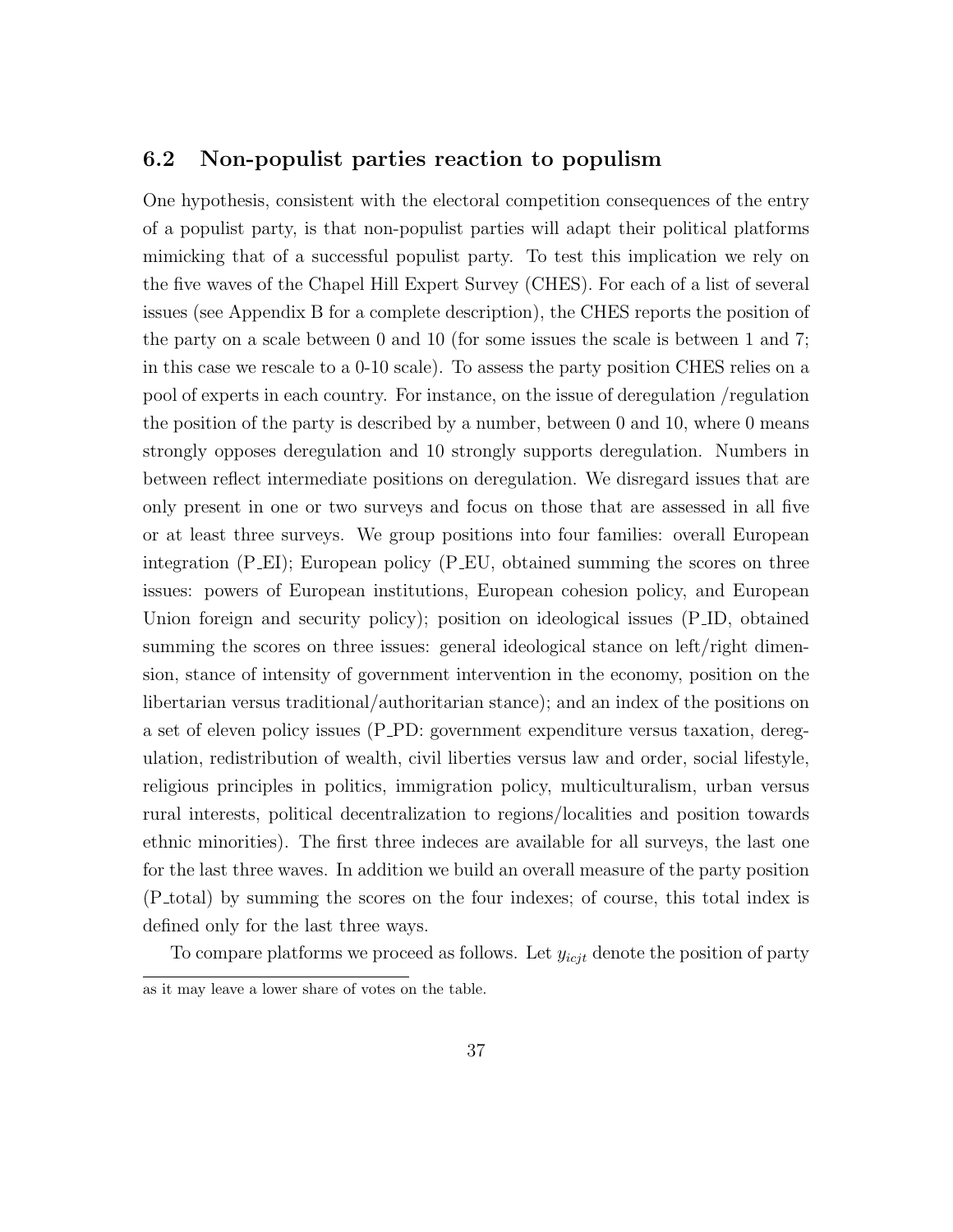## 6.2 Non-populist parties reaction to populism

One hypothesis, consistent with the electoral competition consequences of the entry of a populist party, is that non-populist parties will adapt their political platforms mimicking that of a successful populist party. To test this implication we rely on the five waves of the Chapel Hill Expert Survey (CHES). For each of a list of several issues (see Appendix B for a complete description), the CHES reports the position of the party on a scale between 0 and 10 (for some issues the scale is between 1 and 7; in this case we rescale to a 0-10 scale). To assess the party position CHES relies on a pool of experts in each country. For instance, on the issue of deregulation /regulation the position of the party is described by a number, between 0 and 10, where 0 means strongly opposes deregulation and 10 strongly supports deregulation. Numbers in between reflect intermediate positions on deregulation. We disregard issues that are only present in one or two surveys and focus on those that are assessed in all five or at least three surveys. We group positions into four families: overall European integration (P_EI); European policy (P_EU, obtained summing the scores on three issues: powers of European institutions, European cohesion policy, and European Union foreign and security policy); position on ideological issues (P_ID, obtained summing the scores on three issues: general ideological stance on left/right dimension, stance of intensity of government intervention in the economy, position on the libertarian versus traditional/authoritarian stance); and an index of the positions on a set of eleven policy issues (P_PD: government expenditure versus taxation, deregulation, redistribution of wealth, civil liberties versus law and order, social lifestyle, religious principles in politics, immigration policy, multiculturalism, urban versus rural interests, political decentralization to regions/localities and position towards ethnic minorities). The first three indeces are available for all surveys, the last one for the last three waves. In addition we build an overall measure of the party position (P_total) by summing the scores on the four indexes; of course, this total index is defined only for the last three ways.

To compare platforms we proceed as follows. Let $y_{icjt}$ denote the position of party

as it may leave a lower share of votes on the table.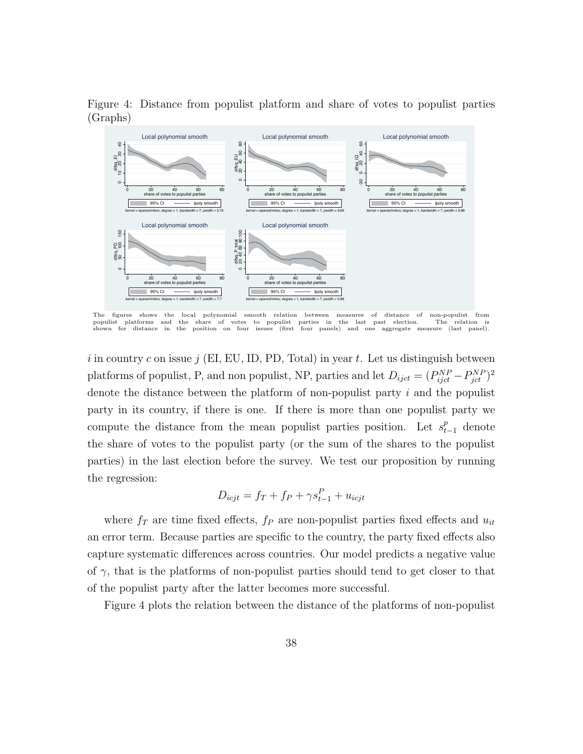Figure 4: Distance from populist platform and share of votes to populist parties (Graphs)

The figures shows the local polynomial smooth relation between measures of distance of non-populist from populist platforms and the share of votes to populist parties in the last past election. The relation is shown for distance in the position on four issues (first four panels) and one aggregate measure (last panel).

$i$ in country $c$ on issue $j$ (EI, EU, ID, PD, Total) in year $t$. Let us distinguish between platforms of populist, P, and non populist, NP, parties and let $D_{ijct} = (P^{NP}_{ijct} - P^{NP}_{jct})^2$ denote the distance between the platform of non-populist party $i$ and the populist party in its country, if there is one. If there is more than one populist party we compute the distance from the mean populist parties position. Let $s^p_{t-1}$ denote the share of votes to the populist party (or the sum of the shares to the populist parties) in the last election before the survey. We test our proposition by running the regression:

$$D_{icjt} = f_T + f_P + \gamma s^P_{t-1} + u_{icjt}$$

where $f_T$ are time fixed effects, $f_P$ are non-populist parties fixed effects and $u_{it}$ an error term. Because parties are specific to the country, the party fixed effects also capture systematic differences across countries. Our model predicts a negative value of $\gamma$, that is the platforms of non-populist parties should tend to get closer to that of the populist party after the latter becomes more successful.

Figure 4 plots the relation between the distance of the platforms of non-populist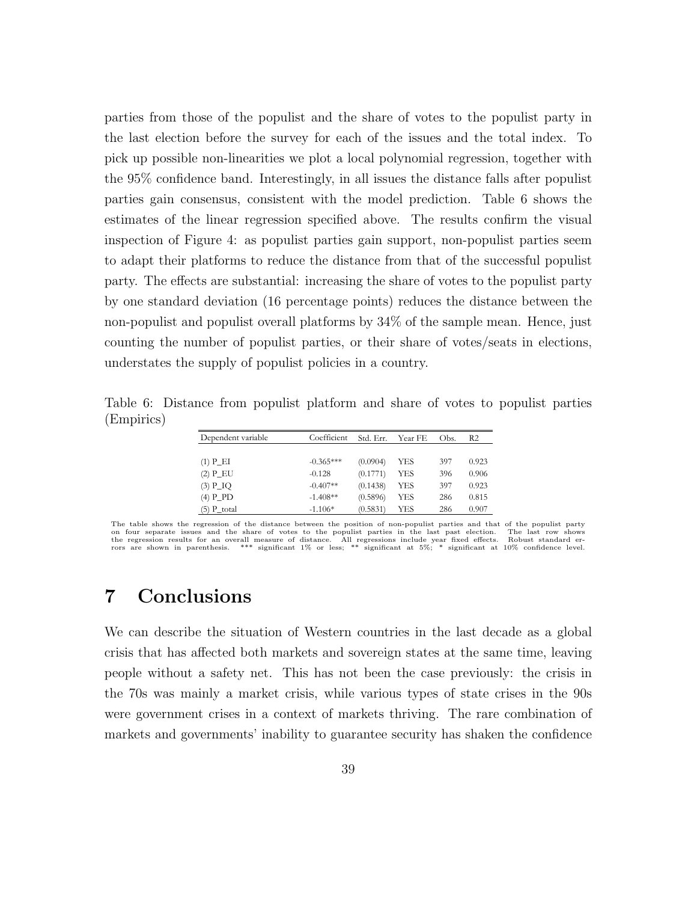parties from those of the populist and the share of votes to the populist party in the last election before the survey for each of the issues and the total index. To pick up possible non-linearities we plot a local polynomial regression, together with the 95% confidence band. Interestingly, in all issues the distance falls after populist parties gain consensus, consistent with the model prediction. Table 6 shows the estimates of the linear regression specified above. The results confirm the visual inspection of Figure 4: as populist parties gain support, non-populist parties seem to adapt their platforms to reduce the distance from that of the successful populist party. The effects are substantial: increasing the share of votes to the populist party by one standard deviation (16 percentage points) reduces the distance between the non-populist and populist overall platforms by 34% of the sample mean. Hence, just counting the number of populist parties, or their share of votes/seats in elections, understates the supply of populist policies in a country.

Table 6: Distance from populist platform and share of votes to populist parties (Empirics)

| Dependent variable | Coefficient | Std. Err. | Year FE | Obs. | R2 |
|---|---|---|---|---|---|
| (1) P_EI | -0.365*** | (0.0904) | YES | 397 | 0.923 |
| (2) P_EU | -0.128 | (0.1771) | YES | 396 | 0.906 |
| (3) P_IQ | -0.407** | (0.1438) | YES | 397 | 0.923 |
| (4) P_PD | -1.408** | (0.5896) | YES | 286 | 0.815 |
| (5) P_total | -1.106* | (0.5831) | YES | 286 | 0.907 |

The table shows the regression of the distance between the position of non-populist parties and that of the populist party on four separate issues and the share of votes to the populist parties in the last past election. The last row shows the regression results for an overall measure of distance. All regressions include year fixed effects. Robust standard errors are shown in parenthesis. *** significant 1% or less; ** significant at 5%; * significant at 10% confidence level.

# 7 Conclusions

We can describe the situation of Western countries in the last decade as a global crisis that has affected both markets and sovereign states at the same time, leaving people without a safety net. This has not been the case previously: the crisis in the 70s was mainly a market crisis, while various types of state crises in the 90s were government crises in a context of markets thriving. The rare combination of markets and governments' inability to guarantee security has shaken the confidence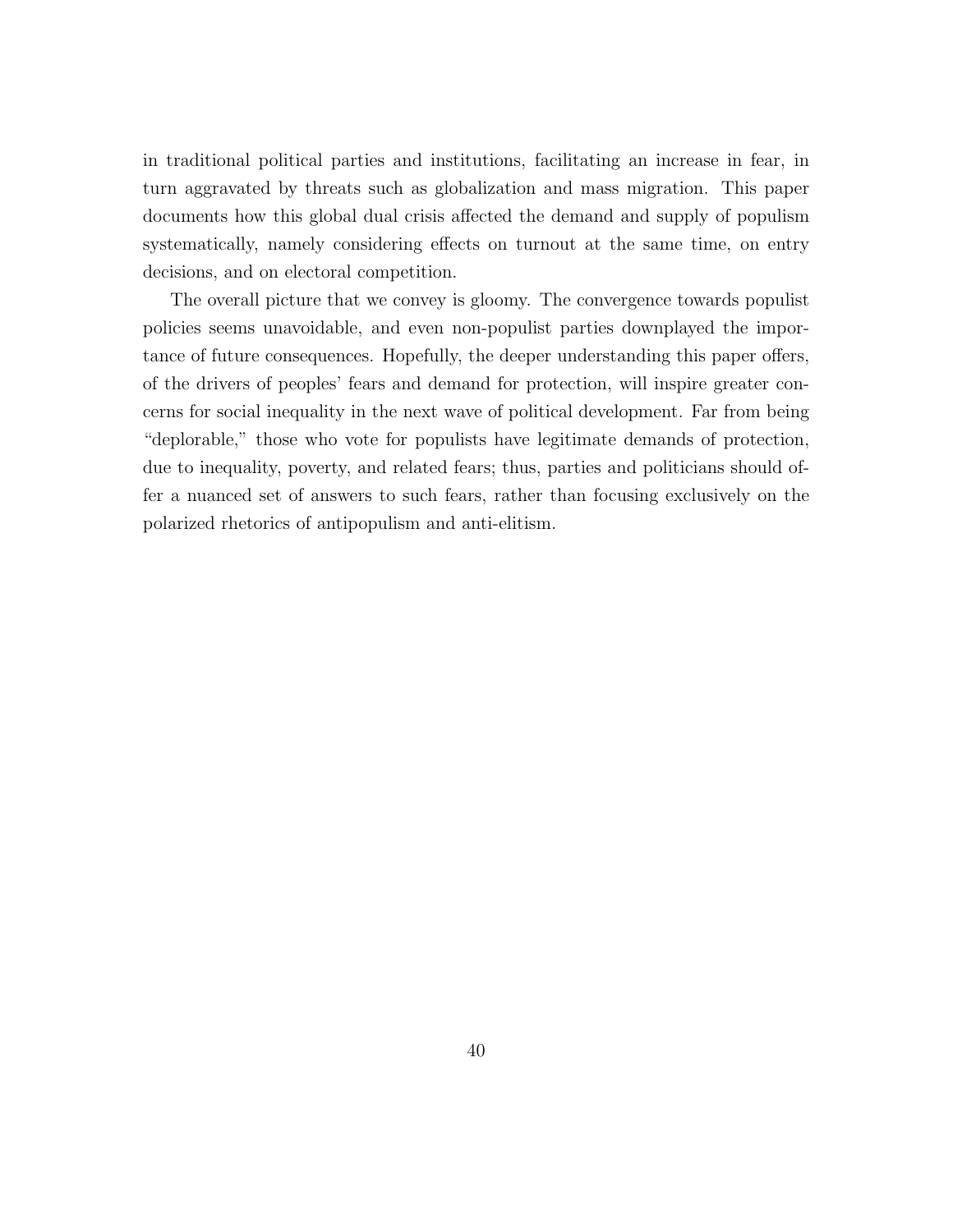in traditional political parties and institutions, facilitating an increase in fear, in turn aggravated by threats such as globalization and mass migration. This paper documents how this global dual crisis affected the demand and supply of populism systematically, namely considering effects on turnout at the same time, on entry decisions, and on electoral competition.

The overall picture that we convey is gloomy. The convergence towards populist policies seems unavoidable, and even non-populist parties downplayed the importance of future consequences. Hopefully, the deeper understanding this paper offers, of the drivers of peoples' fears and demand for protection, will inspire greater concerns for social inequality in the next wave of political development. Far from being "deplorable," those who vote for populists have legitimate demands of protection, due to inequality, poverty, and related fears; thus, parties and politicians should offer a nuanced set of answers to such fears, rather than focusing exclusively on the polarized rhetorics of antipopulism and anti-elitism.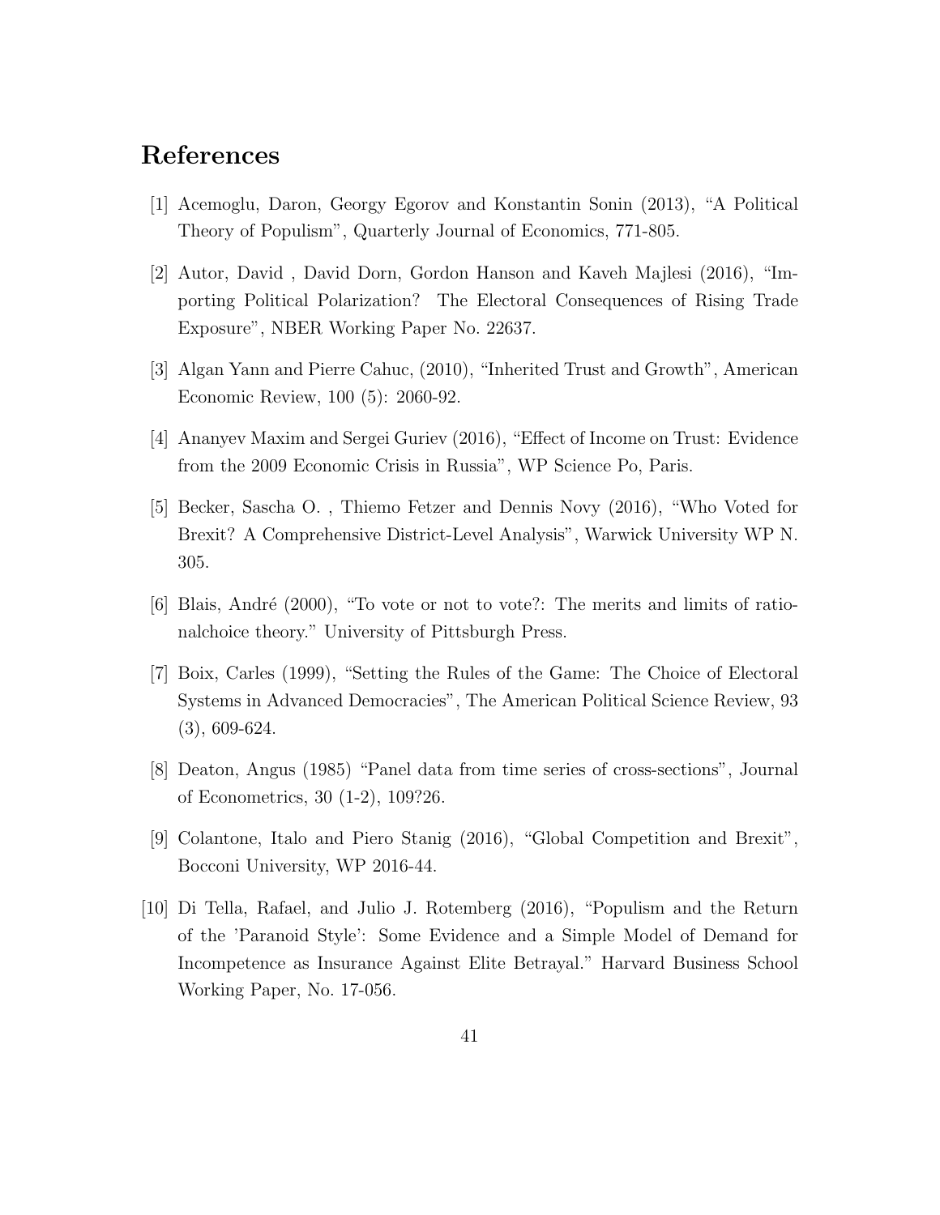# References

[1] Acemoglu, Daron, Georgy Egorov and Konstantin Sonin (2013), "A Political Theory of Populism", Quarterly Journal of Economics, 771-805.

[2] Autor, David , David Dorn, Gordon Hanson and Kaveh Majlesi (2016), "Importing Political Polarization? The Electoral Consequences of Rising Trade Exposure", NBER Working Paper No. 22637.

[3] Algan Yann and Pierre Cahuc, (2010), "Inherited Trust and Growth", American Economic Review, 100 (5): 2060-92.

[4] Ananyev Maxim and Sergei Guriev (2016), "Effect of Income on Trust: Evidence from the 2009 Economic Crisis in Russia", WP Science Po, Paris.

[5] Becker, Sascha O. , Thiemo Fetzer and Dennis Novy (2016), "Who Voted for Brexit? A Comprehensive District-Level Analysis", Warwick University WP N. 305.

[6] Blais, André (2000), "To vote or not to vote?: The merits and limits of rationalchoice theory." University of Pittsburgh Press.

[7] Boix, Carles (1999), "Setting the Rules of the Game: The Choice of Electoral Systems in Advanced Democracies", The American Political Science Review, 93 (3), 609-624.

[8] Deaton, Angus (1985) "Panel data from time series of cross-sections", Journal of Econometrics, 30 (1-2), 109?26.

[9] Colantone, Italo and Piero Stanig (2016), "Global Competition and Brexit", Bocconi University, WP 2016-44.

[10] Di Tella, Rafael, and Julio J. Rotemberg (2016), "Populism and the Return of the 'Paranoid Style': Some Evidence and a Simple Model of Demand for Incompetence as Insurance Against Elite Betrayal." Harvard Business School Working Paper, No. 17-056.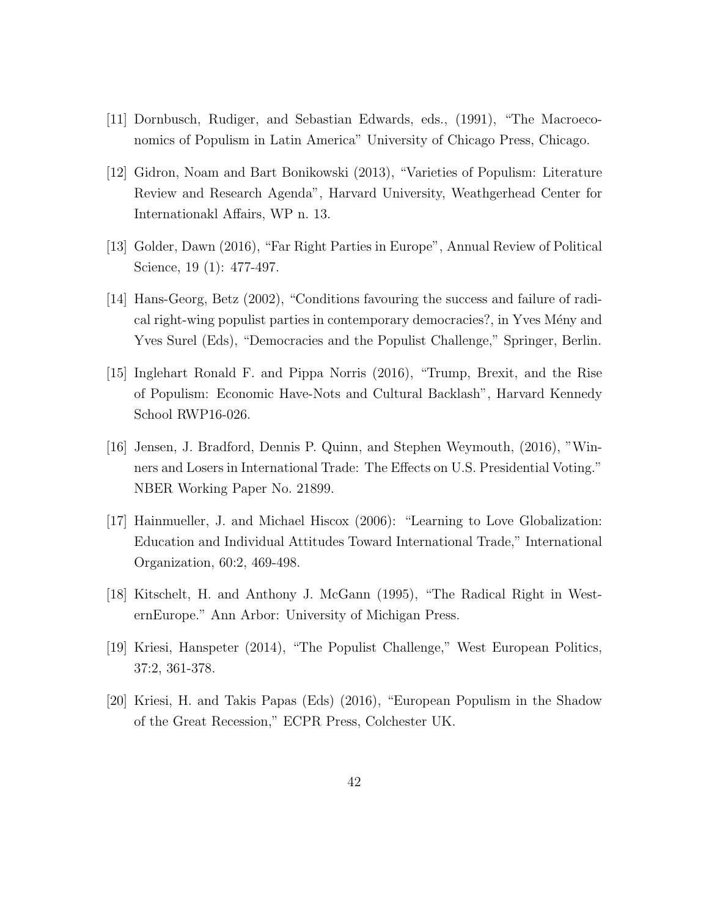[11] Dornbusch, Rudiger, and Sebastian Edwards, eds., (1991), "The Macroeconomics of Populism in Latin America" University of Chicago Press, Chicago.

[12] Gidron, Noam and Bart Bonikowski (2013), "Varieties of Populism: Literature Review and Research Agenda", Harvard University, Weathgerhead Center for Internationakl Affairs, WP n. 13.

[13] Golder, Dawn (2016), "Far Right Parties in Europe", Annual Review of Political Science, 19 (1): 477-497.

[14] Hans-Georg, Betz (2002), "Conditions favouring the success and failure of radical right-wing populist parties in contemporary democracies?, in Yves Mény and Yves Surel (Eds), "Democracies and the Populist Challenge," Springer, Berlin.

[15] Inglehart Ronald F. and Pippa Norris (2016), "Trump, Brexit, and the Rise of Populism: Economic Have-Nots and Cultural Backlash", Harvard Kennedy School RWP16-026.

[16] Jensen, J. Bradford, Dennis P. Quinn, and Stephen Weymouth, (2016), "Winners and Losers in International Trade: The Effects on U.S. Presidential Voting." NBER Working Paper No. 21899.

[17] Hainmueller, J. and Michael Hiscox (2006): "Learning to Love Globalization: Education and Individual Attitudes Toward International Trade," International Organization, 60:2, 469-498.

[18] Kitschelt, H. and Anthony J. McGann (1995), "The Radical Right in WesternEurope." Ann Arbor: University of Michigan Press.

[19] Kriesi, Hanspeter (2014), "The Populist Challenge," West European Politics, 37:2, 361-378.

[20] Kriesi, H. and Takis Papas (Eds) (2016), "European Populism in the Shadow of the Great Recession," ECPR Press, Colchester UK.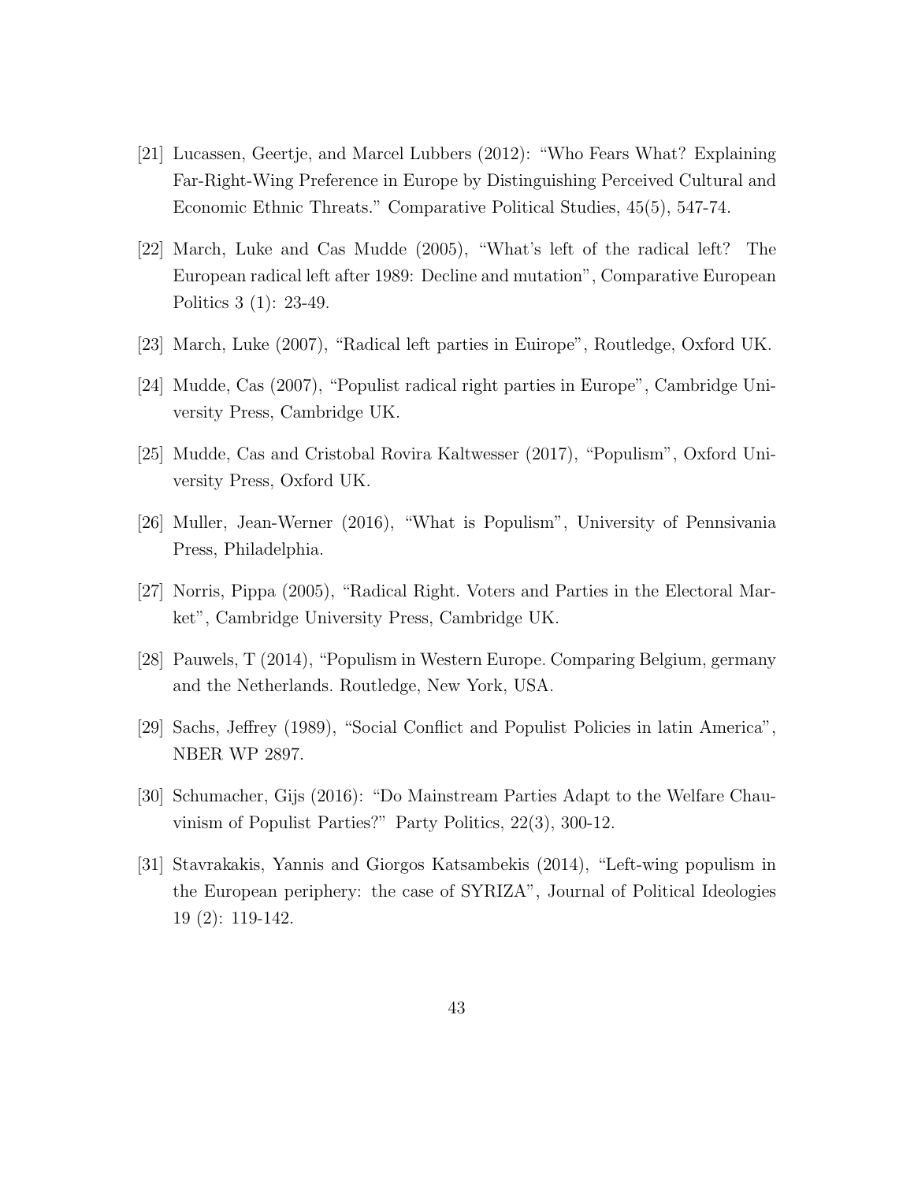[21] Lucassen, Geertje, and Marcel Lubbers (2012): "Who Fears What? Explaining Far-Right-Wing Preference in Europe by Distinguishing Perceived Cultural and Economic Ethnic Threats." Comparative Political Studies, 45(5), 547-74.

[22] March, Luke and Cas Mudde (2005), "What's left of the radical left? The European radical left after 1989: Decline and mutation", Comparative European Politics 3 (1): 23-49.

[23] March, Luke (2007), "Radical left parties in Euirope", Routledge, Oxford UK.

[24] Mudde, Cas (2007), "Populist radical right parties in Europe", Cambridge University Press, Cambridge UK.

[25] Mudde, Cas and Cristobal Rovira Kaltwesser (2017), "Populism", Oxford University Press, Oxford UK.

[26] Muller, Jean-Werner (2016), "What is Populism", University of Pennsivania Press, Philadelphia.

[27] Norris, Pippa (2005), "Radical Right. Voters and Parties in the Electoral Market", Cambridge University Press, Cambridge UK.

[28] Pauwels, T (2014), "Populism in Western Europe. Comparing Belgium, germany and the Netherlands. Routledge, New York, USA.

[29] Sachs, Jeffrey (1989), "Social Conflict and Populist Policies in latin America", NBER WP 2897.

[30] Schumacher, Gijs (2016): "Do Mainstream Parties Adapt to the Welfare Chauvinism of Populist Parties?" Party Politics, 22(3), 300-12.

[31] Stavrakakis, Yannis and Giorgos Katsambekis (2014), "Left-wing populism in the European periphery: the case of SYRIZA", Journal of Political Ideologies 19 (2): 119-142.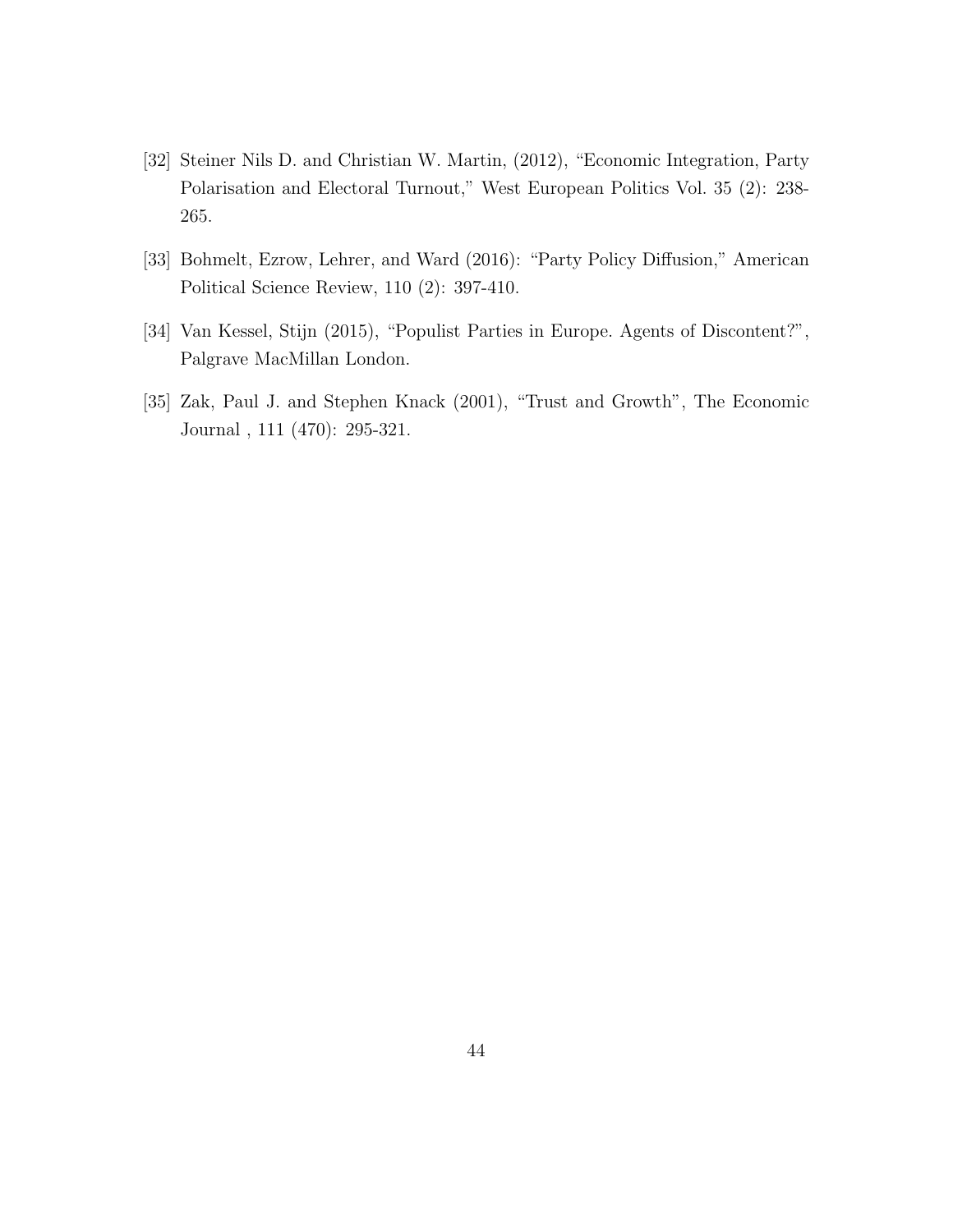[32] Steiner Nils D. and Christian W. Martin, (2012), "Economic Integration, Party Polarisation and Electoral Turnout," West European Politics Vol. 35 (2): 238-265.

[33] Bohmelt, Ezrow, Lehrer, and Ward (2016): "Party Policy Diffusion," American Political Science Review, 110 (2): 397-410.

[34] Van Kessel, Stijn (2015), "Populist Parties in Europe. Agents of Discontent?", Palgrave MacMillan London.

[35] Zak, Paul J. and Stephen Knack (2001), "Trust and Growth", The Economic Journal , 111 (470): 295-321.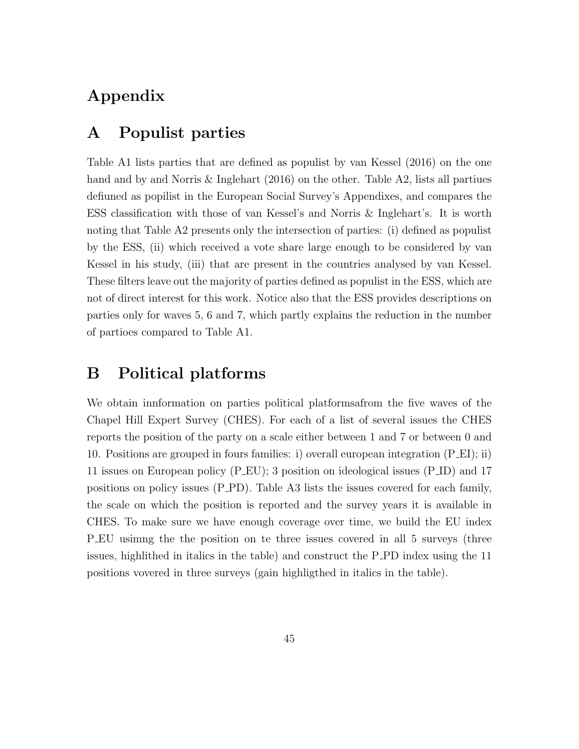# Appendix

## A Populist parties

Table A1 lists parties that are defined as populist by van Kessel (2016) on the one hand and by and Norris & Inglehart (2016) on the other. Table A2, lists all partiues defiuned as popilist in the European Social Survey's Appendixes, and compares the ESS classification with those of van Kessel's and Norris & Inglehart's. It is worth noting that Table A2 presents only the intersection of parties: (i) defined as populist by the ESS, (ii) which received a vote share large enough to be considered by van Kessel in his study, (iii) that are present in the countries analysed by van Kessel. These filters leave out the majority of parties defined as populist in the ESS, which are not of direct interest for this work. Notice also that the ESS provides descriptions on parties only for waves 5, 6 and 7, which partly explains the reduction in the number of partioes compared to Table A1.

## B Political platforms

We obtain innformation on parties political platformsafrom the five waves of the Chapel Hill Expert Survey (CHES). For each of a list of several issues the CHES reports the position of the party on a scale either between 1 and 7 or between 0 and 10. Positions are grouped in fours families: i) overall european integration (P_EI); ii) 11 issues on European policy (P_EU); 3 position on ideological issues (P_ID) and 17 positions on policy issues (P_PD). Table A3 lists the issues covered for each family, the scale on which the position is reported and the survey years it is available in CHES. To make sure we have enough coverage over time, we build the EU index P_EU usimng the the position on te three issues covered in all 5 surveys (three issues, highlithed in italics in the table) and construct the P_PD index using the 11 positions vovered in three surveys (gain highligthed in italics in the table).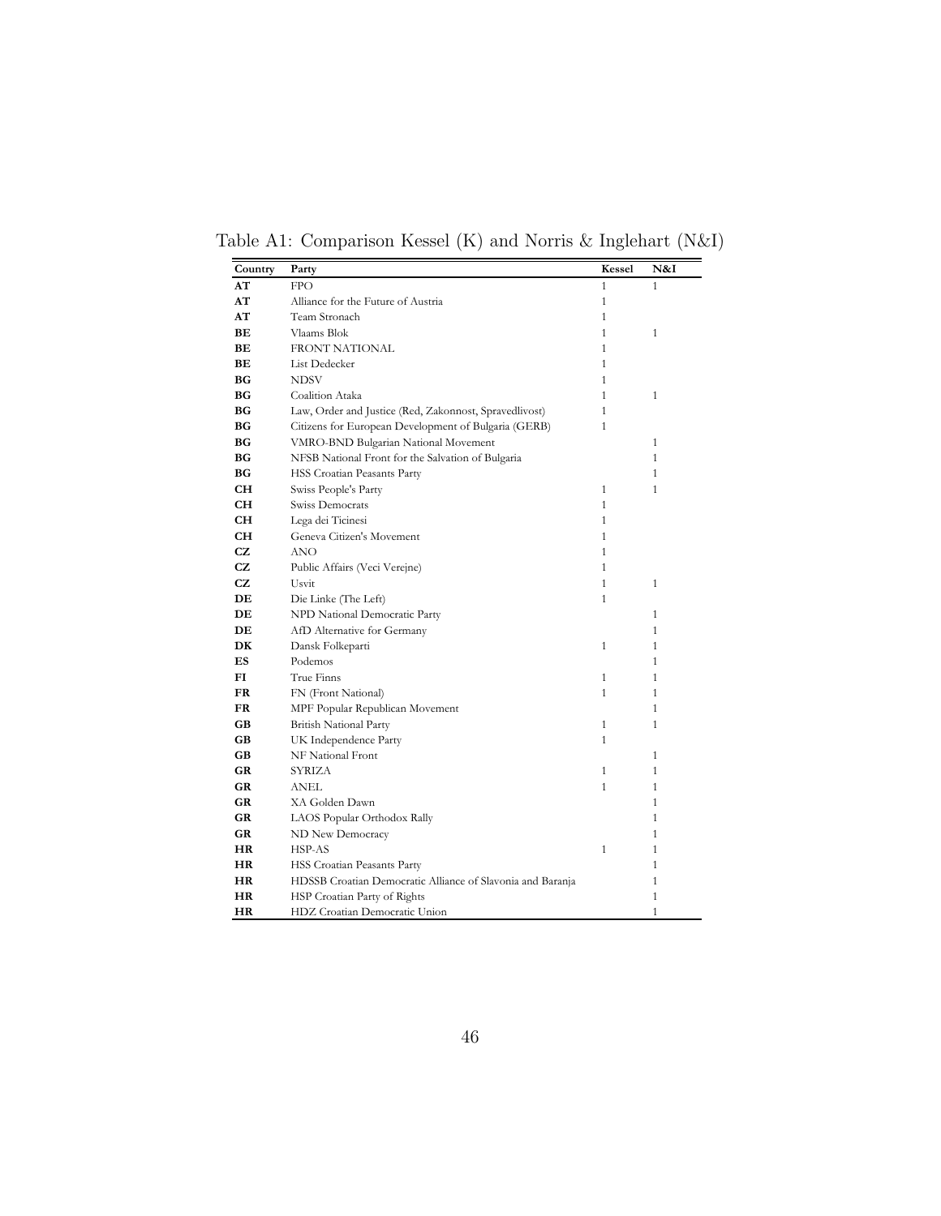Table A1: Comparison Kessel (K) and Norris & Inglehart (N&I)

| Country | Party | Kessel | N&I |
|---|---|---|---|
| **AT** | FPO | 1 | 1 |
| **AT** | Alliance for the Future of Austria | 1 | |
| **AT** | Team Stronach | 1 | |
| **BE** | Vlaams Blok | 1 | 1 |
| **BE** | FRONT NATIONAL | 1 | |
| **BE** | List Dedecker | 1 | |
| **BG** | NDSV | 1 | |
| **BG** | Coalition Ataka | 1 | 1 |
| **BG** | Law, Order and Justice (Red, Zakonnost, Spravedlivost) | 1 | |
| **BG** | Citizens for European Development of Bulgaria (GERB) | 1 | |
| **BG** | VMRO-BND Bulgarian National Movement | | 1 |
| **BG** | NFSB National Front for the Salvation of Bulgaria | | 1 |
| **BG** | HSS Croatian Peasants Party | | 1 |
| **CH** | Swiss People's Party | 1 | 1 |
| **CH** | Swiss Democrats | 1 | |
| **CH** | Lega dei Ticinesi | 1 | |
| **CH** | Geneva Citizen's Movement | 1 | |
| **CZ** | ANO | 1 | |
| **CZ** | Public Affairs (Veci Verejne) | 1 | |
| **CZ** | Usvit | 1 | 1 |
| **DE** | Die Linke (The Left) | 1 | |
| **DE** | NPD National Democratic Party | | 1 |
| **DE** | AfD Alternative for Germany | | 1 |
| **DK** | Dansk Folkeparti | 1 | 1 |
| **ES** | Podemos | | 1 |
| **FI** | True Finns | 1 | 1 |
| **FR** | FN (Front National) | 1 | 1 |
| **FR** | MPF Popular Republican Movement | | 1 |
| **GB** | British National Party | 1 | 1 |
| **GB** | UK Independence Party | 1 | |
| **GB** | NF National Front | | 1 |
| **GR** | SYRIZA | 1 | 1 |
| **GR** | ANEL | 1 | 1 |
| **GR** | XA Golden Dawn | | 1 |
| **GR** | LAOS Popular Orthodox Rally | | 1 |
| **GR** | ND New Democracy | | 1 |
| **HR** | HSP-AS | 1 | 1 |
| **HR** | HSS Croatian Peasants Party | | 1 |
| **HR** | HDSSB Croatian Democratic Alliance of Slavonia and Baranja | | 1 |
| **HR** | HSP Croatian Party of Rights | | 1 |
| **HR** | HDZ Croatian Democratic Union | | 1 |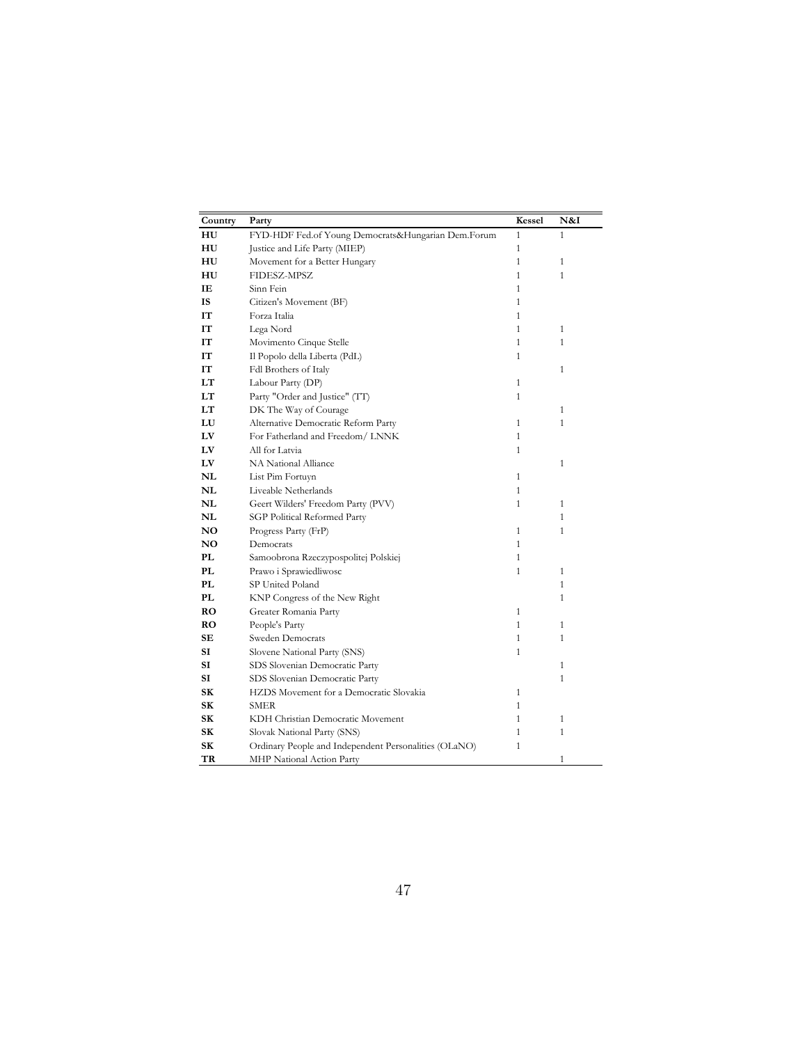| Country | Party | Kessel | N&I |
|---|---|---|---|
| HU | FYD-HDF Fed.of Young Democrats&Hungarian Dem.Forum | 1 | 1 |
| HU | Justice and Life Party (MIEP) | 1 | |
| HU | Movement for a Better Hungary | 1 | 1 |
| HU | FIDESZ-MPSZ | 1 | 1 |
| IE | Sinn Fein | 1 | |
| IS | Citizen's Movement (BF) | 1 | |
| IT | Forza Italia | 1 | |
| IT | Lega Nord | 1 | 1 |
| IT | Movimento Cinque Stelle | 1 | 1 |
| IT | Il Popolo della Liberta (PdL) | 1 | |
| IT | FdI Brothers of Italy | | 1 |
| LT | Labour Party (DP) | 1 | |
| LT | Party "Order and Justice" (TT) | 1 | |
| LT | DK The Way of Courage | | 1 |
| LU | Alternative Democratic Reform Party | 1 | 1 |
| LV | For Fatherland and Freedom/ LNNK | 1 | |
| LV | All for Latvia | 1 | |
| LV | NA National Alliance | | 1 |
| NL | List Pim Fortuyn | 1 | |
| NL | Liveable Netherlands | 1 | |
| NL | Geert Wilders' Freedom Party (PVV) | 1 | 1 |
| NL | SGP Political Reformed Party | | 1 |
| NO | Progress Party (FrP) | 1 | 1 |
| NO | Democrats | 1 | |
| PL | Samoobrona Rzeczypospolitej Polskiej | 1 | |
| PL | Prawo i Sprawiedliwosc | 1 | 1 |
| PL | SP United Poland | | 1 |
| PL | KNP Congress of the New Right | | 1 |
| RO | Greater Romania Party | 1 | |
| RO | People's Party | 1 | 1 |
| SE | Sweden Democrats | 1 | 1 |
| SI | Slovene National Party (SNS) | 1 | |
| SI | SDS Slovenian Democratic Party | | 1 |
| SI | SDS Slovenian Democratic Party | | 1 |
| SK | HZDS Movement for a Democratic Slovakia | 1 | |
| SK | SMER | 1 | |
| SK | KDH Christian Democratic Movement | 1 | 1 |
| SK | Slovak National Party (SNS) | 1 | 1 |
| SK | Ordinary People and Independent Personalities (OLaNO) | 1 | |
| TR | MHP National Action Party | | 1 |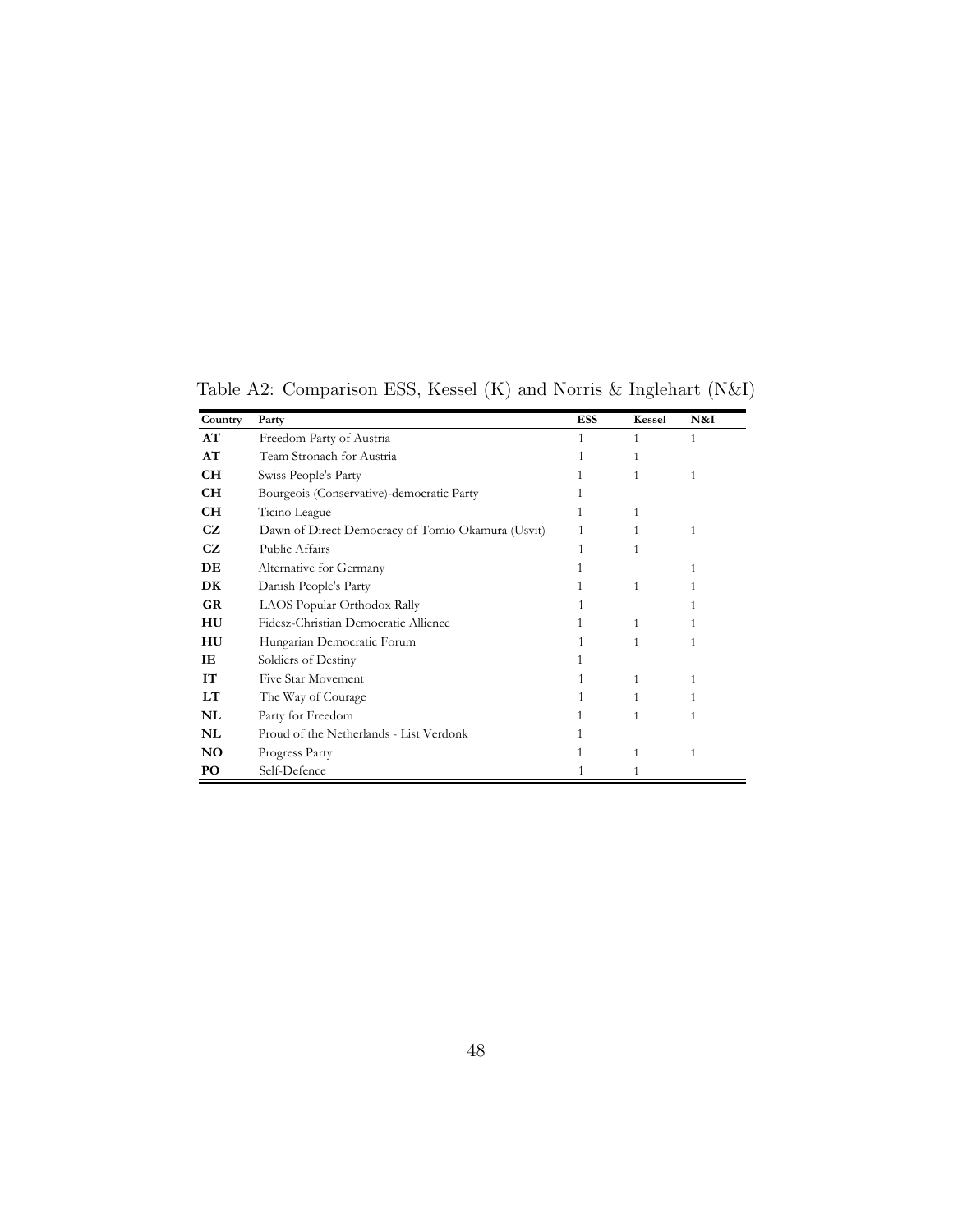Table A2: Comparison ESS, Kessel (K) and Norris & Inglehart (N&I)

| Country | Party | ESS | Kessel | N&I |
|---|---|---|---|---|
| AT | Freedom Party of Austria | 1 | 1 | 1 |
| AT | Team Stronach for Austria | 1 | 1 | |
| CH | Swiss People's Party | 1 | 1 | 1 |
| CH | Bourgeois (Conservative)-democratic Party | 1 | | |
| CH | Ticino League | 1 | 1 | |
| CZ | Dawn of Direct Democracy of Tomio Okamura (Usvit) | 1 | 1 | 1 |
| CZ | Public Affairs | 1 | 1 | |
| DE | Alternative for Germany | 1 | | 1 |
| DK | Danish People's Party | 1 | 1 | 1 |
| GR | LAOS Popular Orthodox Rally | 1 | | 1 |
| HU | Fidesz-Christian Democratic Allience | 1 | 1 | 1 |
| HU | Hungarian Democratic Forum | 1 | 1 | 1 |
| IE | Soldiers of Destiny | 1 | | |
| IT | Five Star Movement | 1 | 1 | 1 |
| LT | The Way of Courage | 1 | 1 | 1 |
| NL | Party for Freedom | 1 | 1 | 1 |
| NL | Proud of the Netherlands - List Verdonk | 1 | | |
| NO | Progress Party | 1 | 1 | 1 |
| PO | Self-Defence | 1 | 1 | |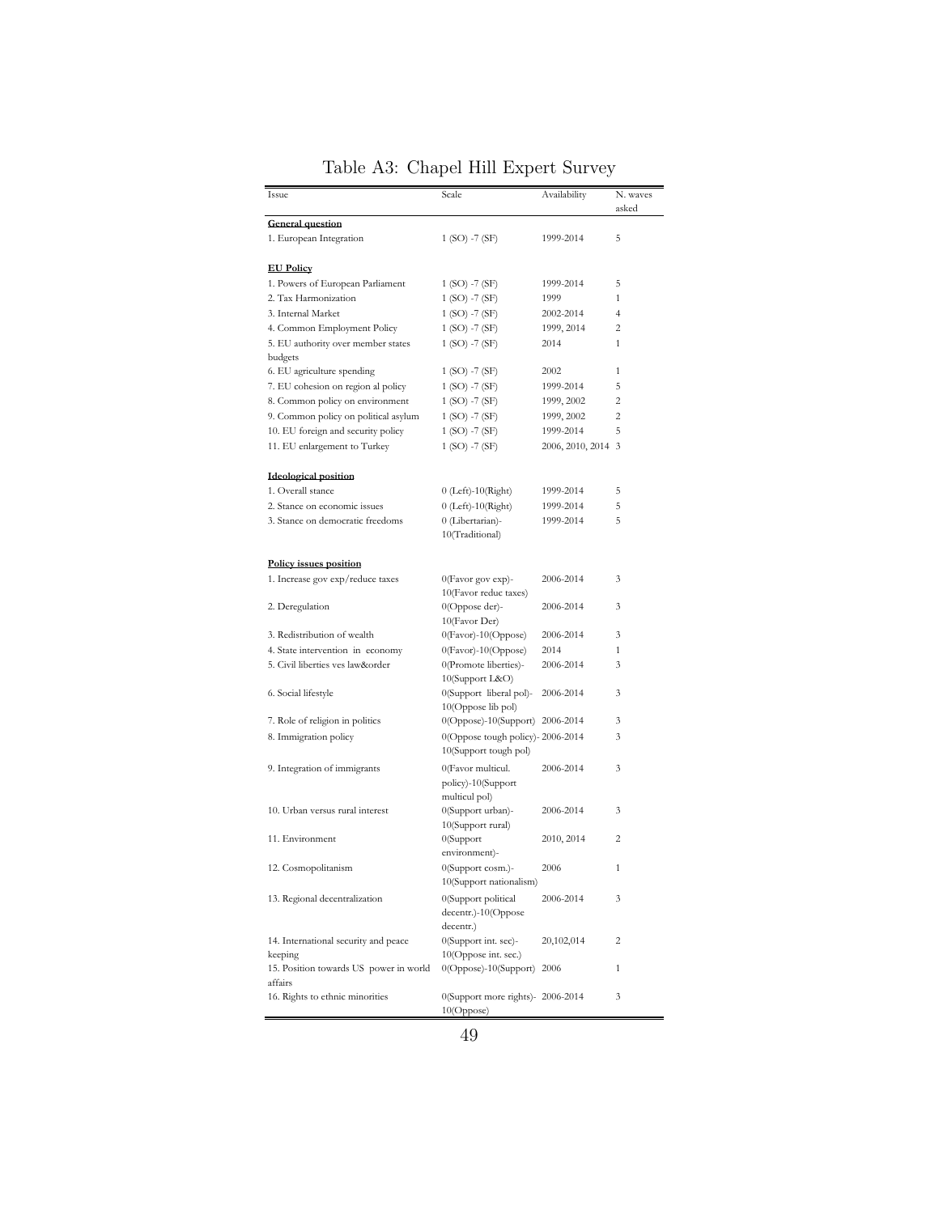# Table A3: Chapel Hill Expert Survey

| Issue | Scale | Availability | N. waves asked |
|---|---|---|---|
| **General question** | | | |
| 1. European Integration | 1 (SO) -7 (SF) | 1999-2014 | 5 |
| **EU Policy** | | | |
| 1. Powers of European Parliament | 1 (SO) -7 (SF) | 1999-2014 | 5 |
| 2. Tax Harmonization | 1 (SO) -7 (SF) | 1999 | 1 |
| 3. Internal Market | 1 (SO) -7 (SF) | 2002-2014 | 4 |
| 4. Common Employment Policy | 1 (SO) -7 (SF) | 1999, 2014 | 2 |
| 5. EU authority over member states budgets | 1 (SO) -7 (SF) | 2014 | 1 |
| 6. EU agriculture spending | 1 (SO) -7 (SF) | 2002 | 1 |
| 7. EU cohesion on region al policy | 1 (SO) -7 (SF) | 1999-2014 | 5 |
| 8. Common policy on environment | 1 (SO) -7 (SF) | 1999, 2002 | 2 |
| 9. Common policy on political asylum | 1 (SO) -7 (SF) | 1999, 2002 | 2 |
| 10. EU foreign and security policy | 1 (SO) -7 (SF) | 1999-2014 | 5 |
| 11. EU enlargement to Turkey | 1 (SO) -7 (SF) | 2006, 2010, 2014 | 3 |
| **Ideological position** | | | |
| 1. Overall stance | 0 (Left)-10(Right) | 1999-2014 | 5 |
| 2. Stance on economic issues | 0 (Left)-10(Right) | 1999-2014 | 5 |
| 3. Stance on democratic freedoms | 0 (Libertarian)-10(Traditional) | 1999-2014 | 5 |
| **Policy issues position** | | | |
| 1. Increase gov exp/reduce taxes | 0(Favor gov exp)-10(Favor reduc taxes) | 2006-2014 | 3 |
| 2. Deregulation | 0(Oppose der)-10(Favor Der) | 2006-2014 | 3 |
| 3. Redistribution of wealth | 0(Favor)-10(Oppose) | 2006-2014 | 3 |
| 4. State intervention in economy | 0(Favor)-10(Oppose) | 2014 | 1 |
| 5. Civil liberties ves law&order | 0(Promote liberties)-10(Support L&O) | 2006-2014 | 3 |
| 6. Social lifestyle | 0(Support liberal pol)-10(Oppose lib pol) | 2006-2014 | 3 |
| 7. Role of religion in politics | 0(Oppose)-10(Support) | 2006-2014 | 3 |
| 8. Immigration policy | 0(Oppose tough policy)-10(Support tough pol) | 2006-2014 | 3 |
| 9. Integration of immigrants | 0(Favor multicul. policy)-10(Support multicul pol) | 2006-2014 | 3 |
| 10. Urban versus rural interest | 0(Support urban)-10(Support rural) | 2006-2014 | 3 |
| 11. Environment | 0(Support environment)- | 2010, 2014 | 2 |
| 12. Cosmopolitanism | 0(Support cosm.)-10(Support nationalism) | 2006 | 1 |
| 13. Regional decentralization | 0(Support political decentr.)-10(Oppose decentr.) | 2006-2014 | 3 |
| 14. International security and peace keeping | 0(Support int. sec)-10(Oppose int. sec.) | 20,102,014 | 2 |
| 15. Position towards US power in world affairs | 0(Oppose)-10(Support) | 2006 | 1 |
| 16. Rights to ethnic minorities | 0(Support more rights)-10(Oppose) | 2006-2014 | 3 |